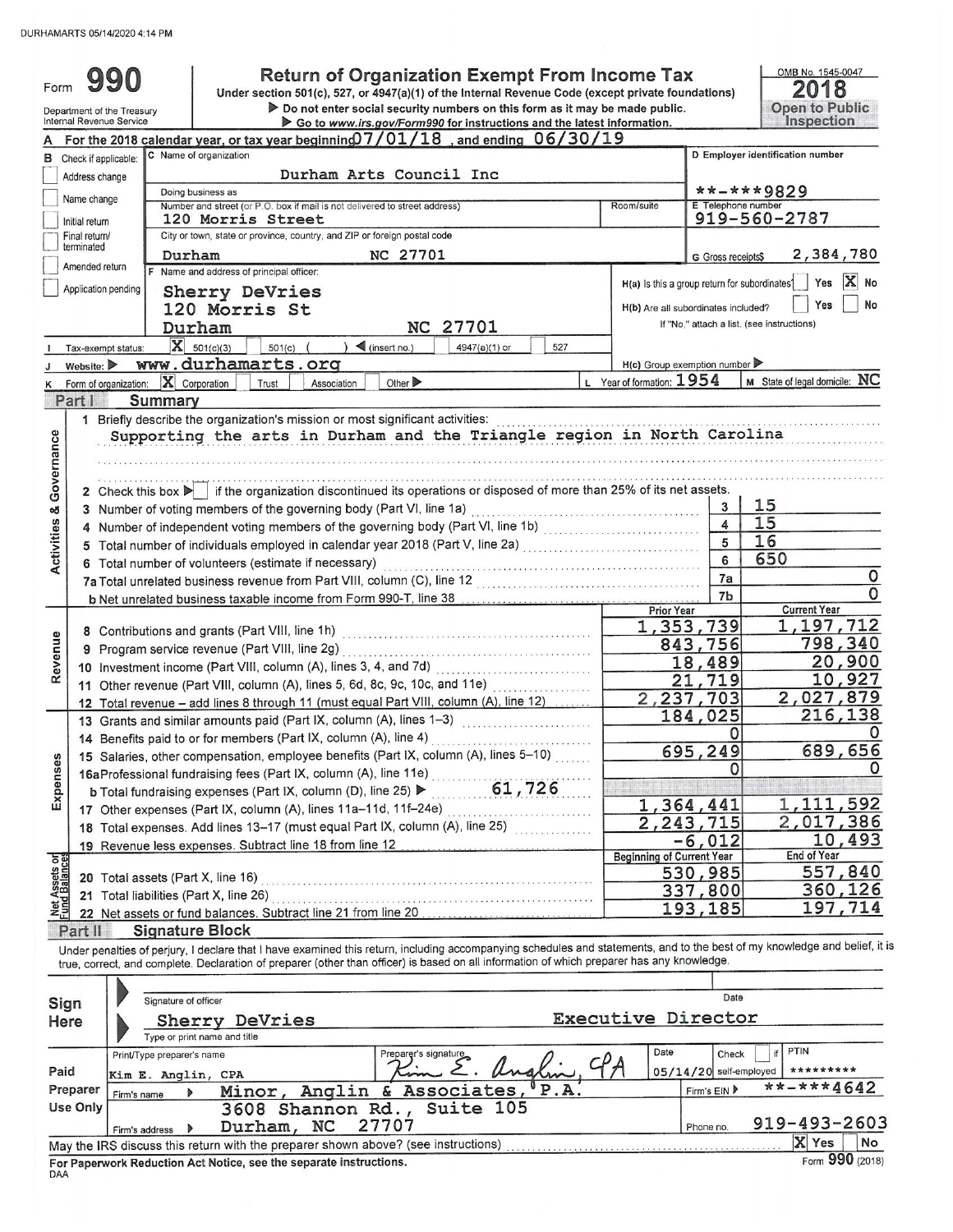DURHAMARTS 05/14/2020 4:14 PM

# Form 990

## Return of Organization Exempt From Income Tax

Under section 501(c), 527, or 4947(a)(1) of the Internal Revenue Code (except private foundations)

▶ Do not enter social security numbers on this form as it may be made public.

▶ Go to www.irs.gov/Form990 for instructions and the latest information.

Department of the Treasury
Internal Revenue Service

OMB No. 1545-0047

**2018**

**Open to Public Inspection**

**A** For the 2018 calendar year, or tax year beginning 07/01/18, and ending 06/30/19

**B** Check if applicable:
- Address change
- Name change
- Initial return
- Final return/terminated
- Amended return
- Application pending

**C** Name of organization: Durham Arts Council Inc

Doing business as

Number and street (or P.O. box if mail is not delivered to street address): 120 Morris Street | Room/suite

City or town, state or province, country, and ZIP or foreign postal code: Durham NC 27701

**D** Employer identification number: **-***9829

**E** Telephone number: 919-560-2787

**G** Gross receipts$ 2,384,780

**F** Name and address of principal officer:
Sherry DeVries
120 Morris St
Durham NC 27701

H(a) Is this a group return for subordinates? Yes [ ] No [X]

H(b) Are all subordinates included? Yes [ ] No [ ]
If "No," attach a list. (see instructions)

**I** Tax-exempt status: [X] 501(c)(3) [ ] 501(c) ( ) ◀ (insert no.) [ ] 4947(a)(1) or [ ] 527

**J** Website: ▶ www.durhamarts.org

H(c) Group exemption number ▶

**K** Form of organization: [X] Corporation [ ] Trust [ ] Association [ ] Other ▶

**L** Year of formation: 1954

**M** State of legal domicile: NC

## Part I Summary

### Activities & Governance

1 Briefly describe the organization's mission or most significant activities:
Supporting the arts in Durham and the Triangle region in North Carolina

2 Check this box ▶ [ ] if the organization discontinued its operations or disposed of more than 25% of its net assets.

| | | | |
|---|---|---|---|
| 3 | Number of voting members of the governing body (Part VI, line 1a) | 3 | 15 |
| 4 | Number of independent voting members of the governing body (Part VI, line 1b) | 4 | 15 |
| 5 | Total number of individuals employed in calendar year 2018 (Part V, line 2a) | 5 | 16 |
| 6 | Total number of volunteers (estimate if necessary) | 6 | 650 |
| 7a | Total unrelated business revenue from Part VIII, column (C), line 12 | 7a | 0 |
| b | Net unrelated business taxable income from Form 990-T, line 38 | 7b | 0 |

### Revenue

| | | Prior Year | Current Year |
|---|---|---|---|
| 8 | Contributions and grants (Part VIII, line 1h) | 1,353,739 | 1,197,712 |
| 9 | Program service revenue (Part VIII, line 2g) | 843,756 | 798,340 |
| 10 | Investment income (Part VIII, column (A), lines 3, 4, and 7d) | 18,489 | 20,900 |
| 11 | Other revenue (Part VIII, column (A), lines 5, 6d, 8c, 9c, 10c, and 11e) | 21,719 | 10,927 |
| 12 | Total revenue – add lines 8 through 11 (must equal Part VIII, column (A), line 12) | 2,237,703 | 2,027,879 |

### Expenses

| | | Prior Year | Current Year |
|---|---|---|---|
| 13 | Grants and similar amounts paid (Part IX, column (A), lines 1–3) | 184,025 | 216,138 |
| 14 | Benefits paid to or for members (Part IX, column (A), line 4) | 0 | 0 |
| 15 | Salaries, other compensation, employee benefits (Part IX, column (A), lines 5–10) | 695,249 | 689,656 |
| 16a | Professional fundraising fees (Part IX, column (A), line 11e) | 0 | 0 |
| b | Total fundraising expenses (Part IX, column (D), line 25) ▶ 61,726 | | |
| 17 | Other expenses (Part IX, column (A), lines 11a–11d, 11f–24e) | 1,364,441 | 1,111,592 |
| 18 | Total expenses. Add lines 13–17 (must equal Part IX, column (A), line 25) | 2,243,715 | 2,017,386 |
| 19 | Revenue less expenses. Subtract line 18 from line 12 | -6,012 | 10,493 |

### Net Assets or Fund Balances

| | | Beginning of Current Year | End of Year |
|---|---|---|---|
| 20 | Total assets (Part X, line 16) | 530,985 | 557,840 |
| 21 | Total liabilities (Part X, line 26) | 337,800 | 360,126 |
| 22 | Net assets or fund balances. Subtract line 21 from line 20 | 193,185 | 197,714 |

## Part II Signature Block

Under penalties of perjury, I declare that I have examined this return, including accompanying schedules and statements, and to the best of my knowledge and belief, it is true, correct, and complete. Declaration of preparer (other than officer) is based on all information of which preparer has any knowledge.

**Sign Here**

Signature of officer | Date

Sherry DeVries — Executive Director
Type or print name and title

**Paid Preparer Use Only**

| Print/Type preparer's name | Preparer's signature | Date | Check [ ] if self-employed | PTIN |
|---|---|---|---|---|
| Kim E. Anglin, CPA | Kim E. Anglin, CPA | 05/14/20 | | ********* |

Firm's name ▶ Minor, Anglin & Associates, P.A. — Firm's EIN ▶ **-***4642

Firm's address ▶ 3608 Shannon Rd., Suite 105, Durham, NC 27707 — Phone no. 919-493-2603

May the IRS discuss this return with the preparer shown above? (see instructions) [X] Yes [ ] No

For Paperwork Reduction Act Notice, see the separate instructions.

DAA Form **990** (2018)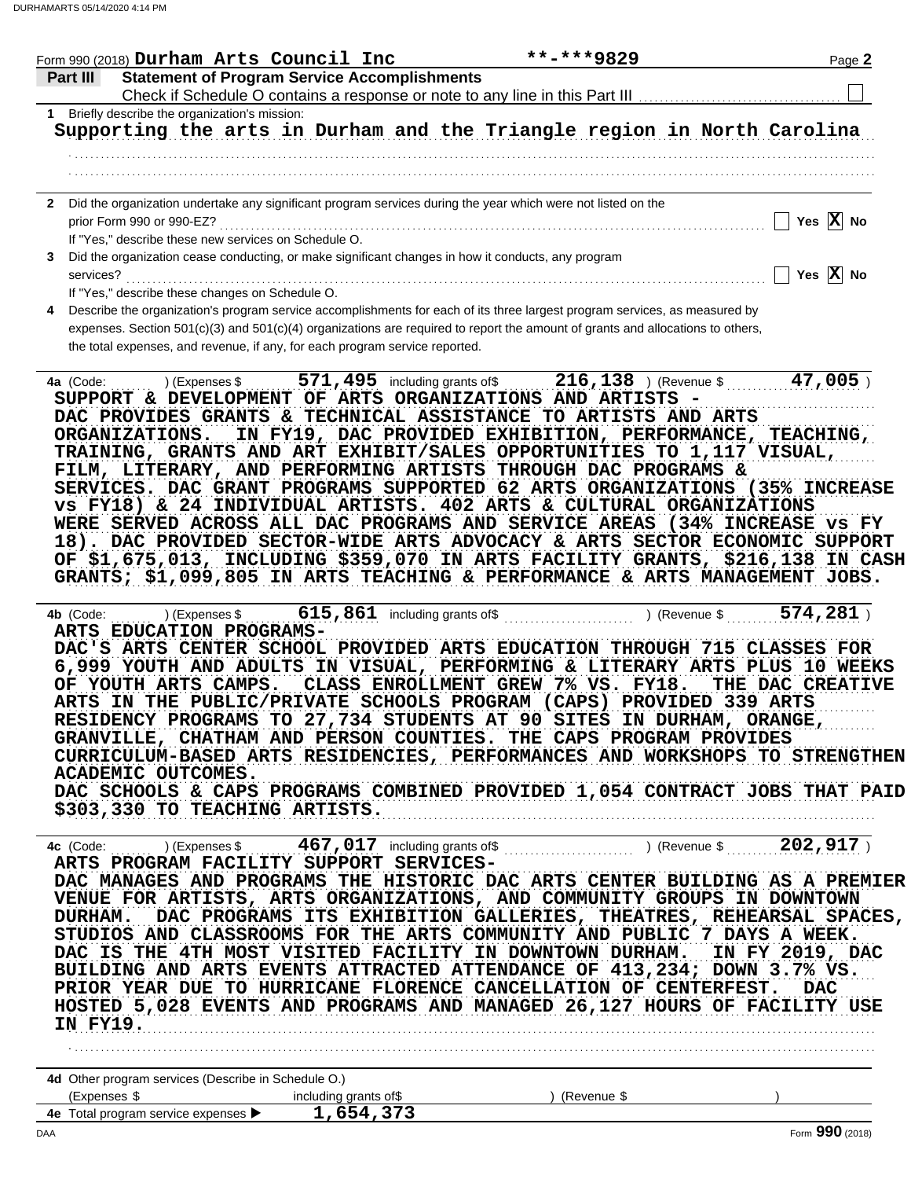Form 990 (2018) **Durham Arts Council Inc** **\*\*-\*\*\*9829**

## Part III Statement of Program Service Accomplishments

Check if Schedule O contains a response or note to any line in this Part III ☐

**1** Briefly describe the organization's mission:

**Supporting the arts in Durham and the Triangle region in North Carolina**

**2** Did the organization undertake any significant program services during the year which were not listed on the prior Form 990 or 990-EZ? ☐ Yes ☒ No

If "Yes," describe these new services on Schedule O.

**3** Did the organization cease conducting, or make significant changes in how it conducts, any program services? ☐ Yes ☒ No

If "Yes," describe these changes on Schedule O.

**4** Describe the organization's program service accomplishments for each of its three largest program services, as measured by expenses. Section 501(c)(3) and 501(c)(4) organizations are required to report the amount of grants and allocations to others, the total expenses, and revenue, if any, for each program service reported.

**4a** (Code: ) (Expenses $ **571,495** including grants of$ **216,138** ) (Revenue $ **47,005** )

SUPPORT & DEVELOPMENT OF ARTS ORGANIZATIONS AND ARTISTS - DAC PROVIDES GRANTS & TECHNICAL ASSISTANCE TO ARTISTS AND ARTS ORGANIZATIONS. IN FY19, DAC PROVIDED EXHIBITION, PERFORMANCE, TEACHING, TRAINING, GRANTS AND ART EXHIBIT/SALES OPPORTUNITIES TO 1,117 VISUAL, FILM, LITERARY, AND PERFORMING ARTISTS THROUGH DAC PROGRAMS & SERVICES. DAC GRANT PROGRAMS SUPPORTED 62 ARTS ORGANIZATIONS (35% INCREASE vs FY18) & 24 INDIVIDUAL ARTISTS. 402 ARTS & CULTURAL ORGANIZATIONS WERE SERVED ACROSS ALL DAC PROGRAMS AND SERVICE AREAS (34% INCREASE vs FY 18). DAC PROVIDED SECTOR-WIDE ARTS ADVOCACY & ARTS SECTOR ECONOMIC SUPPORT OF $1,675,013, INCLUDING $359,070 IN ARTS FACILITY GRANTS, $216,138 IN CASH GRANTS; $1,099,805 IN ARTS TEACHING & PERFORMANCE & ARTS MANAGEMENT JOBS.

**4b** (Code: ) (Expenses $ **615,861** including grants of$ ) (Revenue $ **574,281** )

ARTS EDUCATION PROGRAMS- DAC'S ARTS CENTER SCHOOL PROVIDED ARTS EDUCATION THROUGH 715 CLASSES FOR 6,999 YOUTH AND ADULTS IN VISUAL, PERFORMING & LITERARY ARTS PLUS 10 WEEKS OF YOUTH ARTS CAMPS. CLASS ENROLLMENT GREW 7% VS. FY18. THE DAC CREATIVE ARTS IN THE PUBLIC/PRIVATE SCHOOLS PROGRAM (CAPS) PROVIDED 339 ARTS RESIDENCY PROGRAMS TO 27,734 STUDENTS AT 90 SITES IN DURHAM, ORANGE, GRANVILLE, CHATHAM AND PERSON COUNTIES. THE CAPS PROGRAM PROVIDES CURRICULUM-BASED ARTS RESIDENCIES, PERFORMANCES AND WORKSHOPS TO STRENGTHEN ACADEMIC OUTCOMES.
DAC SCHOOLS & CAPS PROGRAMS COMBINED PROVIDED 1,054 CONTRACT JOBS THAT PAID $303,330 TO TEACHING ARTISTS.

**4c** (Code: ) (Expenses $ **467,017** including grants of$ ) (Revenue $ **202,917** )

ARTS PROGRAM FACILITY SUPPORT SERVICES- DAC MANAGES AND PROGRAMS THE HISTORIC DAC ARTS CENTER BUILDING AS A PREMIER VENUE FOR ARTISTS, ARTS ORGANIZATIONS, AND COMMUNITY GROUPS IN DOWNTOWN DURHAM. DAC PROGRAMS ITS EXHIBITION GALLERIES, THEATRES, REHEARSAL SPACES, STUDIOS AND CLASSROOMS FOR THE ARTS COMMUNITY AND PUBLIC 7 DAYS A WEEK. DAC IS THE 4TH MOST VISITED FACILITY IN DOWNTOWN DURHAM. IN FY 2019, DAC BUILDING AND ARTS EVENTS ATTRACTED ATTENDANCE OF 413,234; DOWN 3.7% VS. PRIOR YEAR DUE TO HURRICANE FLORENCE CANCELLATION OF CENTERFEST. DAC HOSTED 5,028 EVENTS AND PROGRAMS AND MANAGED 26,127 HOURS OF FACILITY USE IN FY19.

**4d** Other program services (Describe in Schedule O.)

(Expenses $ including grants of$ ) (Revenue $ )

**4e** Total program service expenses ▶ **1,654,373**

Form **990** (2018)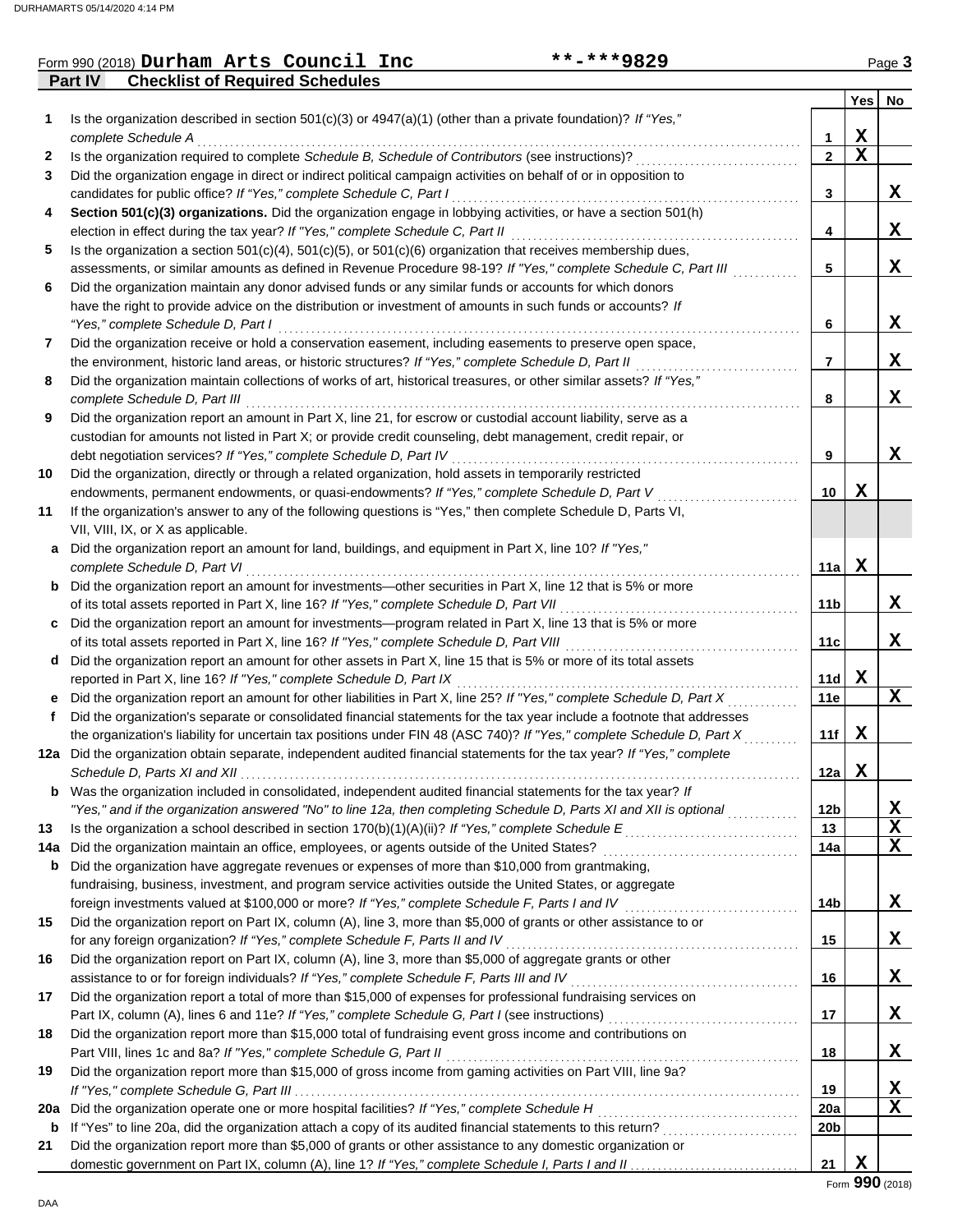Form 990 (2018) **Durham Arts Council Inc** **-***9829 Page **3**

**Part IV — Checklist of Required Schedules**

| | | | Yes | No |
|---|---|---|---|---|
| **1** | Is the organization described in section 501(c)(3) or 4947(a)(1) (other than a private foundation)? *If "Yes," complete Schedule A* | 1 | X | |
| **2** | Is the organization required to complete *Schedule B, Schedule of Contributors* (see instructions)? | 2 | X | |
| **3** | Did the organization engage in direct or indirect political campaign activities on behalf of or in opposition to candidates for public office? *If "Yes," complete Schedule C, Part I* | 3 | | X |
| **4** | **Section 501(c)(3) organizations.** Did the organization engage in lobbying activities, or have a section 501(h) election in effect during the tax year? *If "Yes," complete Schedule C, Part II* | 4 | | X |
| **5** | Is the organization a section 501(c)(4), 501(c)(5), or 501(c)(6) organization that receives membership dues, assessments, or similar amounts as defined in Revenue Procedure 98-19? *If "Yes," complete Schedule C, Part III* | 5 | | X |
| **6** | Did the organization maintain any donor advised funds or any similar funds or accounts for which donors have the right to provide advice on the distribution or investment of amounts in such funds or accounts? *If "Yes," complete Schedule D, Part I* | 6 | | X |
| **7** | Did the organization receive or hold a conservation easement, including easements to preserve open space, the environment, historic land areas, or historic structures? *If "Yes," complete Schedule D, Part II* | 7 | | X |
| **8** | Did the organization maintain collections of works of art, historical treasures, or other similar assets? *If "Yes," complete Schedule D, Part III* | 8 | | X |
| **9** | Did the organization report an amount in Part X, line 21, for escrow or custodial account liability, serve as a custodian for amounts not listed in Part X; or provide credit counseling, debt management, credit repair, or debt negotiation services? *If "Yes," complete Schedule D, Part IV* | 9 | | X |
| **10** | Did the organization, directly or through a related organization, hold assets in temporarily restricted endowments, permanent endowments, or quasi-endowments? *If "Yes," complete Schedule D, Part V* | 10 | X | |
| **11** | If the organization's answer to any of the following questions is "Yes," then complete Schedule D, Parts VI, VII, VIII, IX, or X as applicable. | | | |
| **a** | Did the organization report an amount for land, buildings, and equipment in Part X, line 10? *If "Yes," complete Schedule D, Part VI* | 11a | X | |
| **b** | Did the organization report an amount for investments—other securities in Part X, line 12 that is 5% or more of its total assets reported in Part X, line 16? *If "Yes," complete Schedule D, Part VII* | 11b | | X |
| **c** | Did the organization report an amount for investments—program related in Part X, line 13 that is 5% or more of its total assets reported in Part X, line 16? *If "Yes," complete Schedule D, Part VIII* | 11c | | X |
| **d** | Did the organization report an amount for other assets in Part X, line 15 that is 5% or more of its total assets reported in Part X, line 16? *If "Yes," complete Schedule D, Part IX* | 11d | X | |
| **e** | Did the organization report an amount for other liabilities in Part X, line 25? *If "Yes," complete Schedule D, Part X* | 11e | | X |
| **f** | Did the organization's separate or consolidated financial statements for the tax year include a footnote that addresses the organization's liability for uncertain tax positions under FIN 48 (ASC 740)? *If "Yes," complete Schedule D, Part X* | 11f | X | |
| **12a** | Did the organization obtain separate, independent audited financial statements for the tax year? *If "Yes," complete Schedule D, Parts XI and XII* | 12a | X | |
| **b** | Was the organization included in consolidated, independent audited financial statements for the tax year? *If "Yes," and if the organization answered "No" to line 12a, then completing Schedule D, Parts XI and XII is optional* | 12b | | X |
| **13** | Is the organization a school described in section 170(b)(1)(A)(ii)? *If "Yes," complete Schedule E* | 13 | | X |
| **14a** | Did the organization maintain an office, employees, or agents outside of the United States? | 14a | | X |
| **b** | Did the organization have aggregate revenues or expenses of more than $10,000 from grantmaking, fundraising, business, investment, and program service activities outside the United States, or aggregate foreign investments valued at $100,000 or more? *If "Yes," complete Schedule F, Parts I and IV* | 14b | | X |
| **15** | Did the organization report on Part IX, column (A), line 3, more than $5,000 of grants or other assistance to or for any foreign organization? *If "Yes," complete Schedule F, Parts II and IV* | 15 | | X |
| **16** | Did the organization report on Part IX, column (A), line 3, more than $5,000 of aggregate grants or other assistance to or for foreign individuals? *If "Yes," complete Schedule F, Parts III and IV* | 16 | | X |
| **17** | Did the organization report a total of more than $15,000 of expenses for professional fundraising services on Part IX, column (A), lines 6 and 11e? *If "Yes," complete Schedule G, Part I* (see instructions) | 17 | | X |
| **18** | Did the organization report more than $15,000 total of fundraising event gross income and contributions on Part VIII, lines 1c and 8a? *If "Yes," complete Schedule G, Part II* | 18 | | X |
| **19** | Did the organization report more than $15,000 of gross income from gaming activities on Part VIII, line 9a? *If "Yes," complete Schedule G, Part III* | 19 | | X |
| **20a** | Did the organization operate one or more hospital facilities? *If "Yes," complete Schedule H* | 20a | | X |
| **b** | If "Yes" to line 20a, did the organization attach a copy of its audited financial statements to this return? | 20b | | |
| **21** | Did the organization report more than $5,000 of grants or other assistance to any domestic organization or domestic government on Part IX, column (A), line 1? *If "Yes," complete Schedule I, Parts I and II* | 21 | X | |

Form **990** (2018)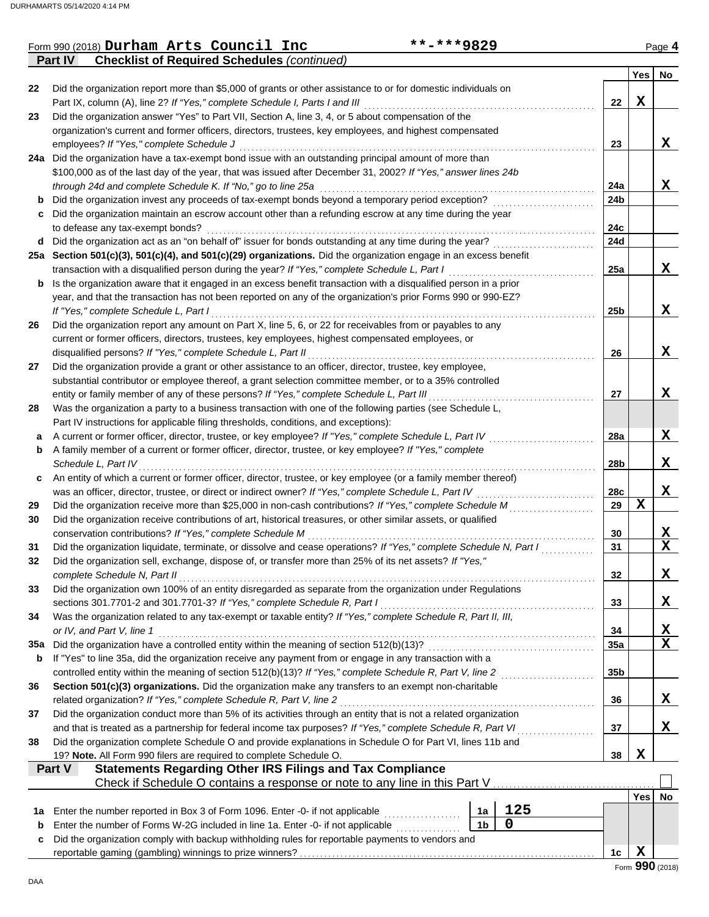Form 990 (2018) **Durham Arts Council Inc** **-***9829

**Part IV Checklist of Required Schedules** *(continued)*

| | | | Yes | No |
|---|---|---|---|---|
| 22 | Did the organization report more than $5,000 of grants or other assistance to or for domestic individuals on Part IX, column (A), line 2? *If "Yes," complete Schedule I, Parts I and III* | 22 | X | |
| 23 | Did the organization answer "Yes" to Part VII, Section A, line 3, 4, or 5 about compensation of the organization's current and former officers, directors, trustees, key employees, and highest compensated employees? *If "Yes," complete Schedule J* | 23 | | X |
| 24a | Did the organization have a tax-exempt bond issue with an outstanding principal amount of more than $100,000 as of the last day of the year, that was issued after December 31, 2002? *If "Yes," answer lines 24b through 24d and complete Schedule K. If "No," go to line 25a* | 24a | | X |
| b | Did the organization invest any proceeds of tax-exempt bonds beyond a temporary period exception? | 24b | | |
| c | Did the organization maintain an escrow account other than a refunding escrow at any time during the year to defease any tax-exempt bonds? | 24c | | |
| d | Did the organization act as an "on behalf of" issuer for bonds outstanding at any time during the year? | 24d | | |
| 25a | **Section 501(c)(3), 501(c)(4), and 501(c)(29) organizations.** Did the organization engage in an excess benefit transaction with a disqualified person during the year? *If "Yes," complete Schedule L, Part I* | 25a | | X |
| b | Is the organization aware that it engaged in an excess benefit transaction with a disqualified person in a prior year, and that the transaction has not been reported on any of the organization's prior Forms 990 or 990-EZ? *If "Yes," complete Schedule L, Part I* | 25b | | X |
| 26 | Did the organization report any amount on Part X, line 5, 6, or 22 for receivables from or payables to any current or former officers, directors, trustees, key employees, highest compensated employees, or disqualified persons? *If "Yes," complete Schedule L, Part II* | 26 | | X |
| 27 | Did the organization provide a grant or other assistance to an officer, director, trustee, key employee, substantial contributor or employee thereof, a grant selection committee member, or to a 35% controlled entity or family member of any of these persons? *If "Yes," complete Schedule L, Part III* | 27 | | X |
| 28 | Was the organization a party to a business transaction with one of the following parties (see Schedule L, Part IV instructions for applicable filing thresholds, conditions, and exceptions): | | | |
| a | A current or former officer, director, trustee, or key employee? *If "Yes," complete Schedule L, Part IV* | 28a | | X |
| b | A family member of a current or former officer, director, trustee, or key employee? *If "Yes," complete Schedule L, Part IV* | 28b | | X |
| c | An entity of which a current or former officer, director, trustee, or key employee (or a family member thereof) was an officer, director, trustee, or direct or indirect owner? *If "Yes," complete Schedule L, Part IV* | 28c | | X |
| 29 | Did the organization receive more than $25,000 in non-cash contributions? *If "Yes," complete Schedule M* | 29 | X | |
| 30 | Did the organization receive contributions of art, historical treasures, or other similar assets, or qualified conservation contributions? *If "Yes," complete Schedule M* | 30 | | X |
| 31 | Did the organization liquidate, terminate, or dissolve and cease operations? *If "Yes," complete Schedule N, Part I* | 31 | | X |
| 32 | Did the organization sell, exchange, dispose of, or transfer more than 25% of its net assets? *If "Yes," complete Schedule N, Part II* | 32 | | X |
| 33 | Did the organization own 100% of an entity disregarded as separate from the organization under Regulations sections 301.7701-2 and 301.7701-3? *If "Yes," complete Schedule R, Part I* | 33 | | X |
| 34 | Was the organization related to any tax-exempt or taxable entity? *If "Yes," complete Schedule R, Part II, III, or IV, and Part V, line 1* | 34 | | X |
| 35a | Did the organization have a controlled entity within the meaning of section 512(b)(13)? | 35a | | X |
| b | If "Yes" to line 35a, did the organization receive any payment from or engage in any transaction with a controlled entity within the meaning of section 512(b)(13)? *If "Yes," complete Schedule R, Part V, line 2* | 35b | | |
| 36 | **Section 501(c)(3) organizations.** Did the organization make any transfers to an exempt non-charitable related organization? *If "Yes," complete Schedule R, Part V, line 2* | 36 | | X |
| 37 | Did the organization conduct more than 5% of its activities through an entity that is not a related organization and that is treated as a partnership for federal income tax purposes? *If "Yes," complete Schedule R, Part VI* | 37 | | X |
| 38 | Did the organization complete Schedule O and provide explanations in Schedule O for Part VI, lines 11b and 19? **Note.** All Form 990 filers are required to complete Schedule O. | 38 | X | |

**Part V Statements Regarding Other IRS Filings and Tax Compliance**

Check if Schedule O contains a response or note to any line in this Part V ☐

| | | | | | Yes | No |
|---|---|---|---|---|---|---|
| 1a | Enter the number reported in Box 3 of Form 1096. Enter -0- if not applicable | 1a | 125 | | | |
| b | Enter the number of Forms W-2G included in line 1a. Enter -0- if not applicable | 1b | 0 | | | |
| c | Did the organization comply with backup withholding rules for reportable payments to vendors and reportable gaming (gambling) winnings to prize winners? | | | 1c | X | |

Form **990** (2018)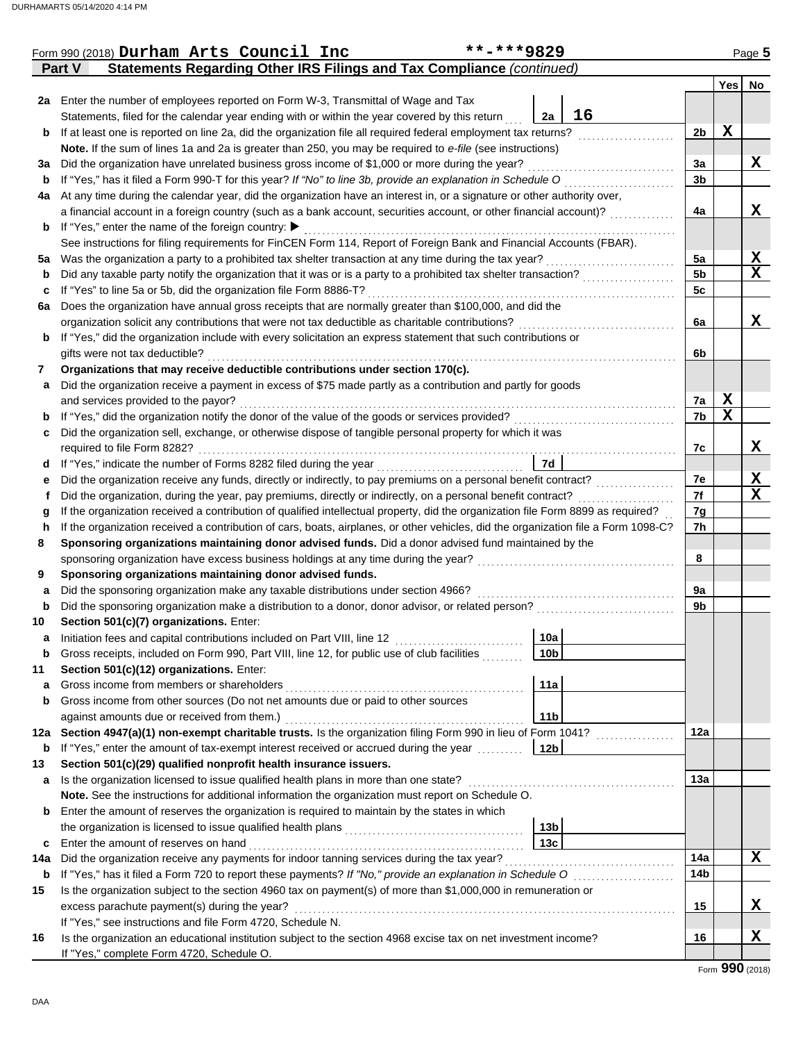Form 990 (2018) **Durham Arts Council Inc** **-***9829 Page **5**

**Part V** **Statements Regarding Other IRS Filings and Tax Compliance** *(continued)*

| | | | | Yes | No |
|---|---|---|---|---|---|
| **2a** | Enter the number of employees reported on Form W-3, Transmittal of Wage and Tax Statements, filed for the calendar year ending with or within the year covered by this return | 2a 16 | | | |
| **b** | If at least one is reported on line 2a, did the organization file all required federal employment tax returns? | | 2b | X | |
| | **Note.** If the sum of lines 1a and 2a is greater than 250, you may be required to *e-file* (see instructions) | | | | |
| **3a** | Did the organization have unrelated business gross income of $1,000 or more during the year? | | 3a | | X |
| **b** | If "Yes," has it filed a Form 990-T for this year? *If "No" to line 3b, provide an explanation in Schedule O* | | 3b | | |
| **4a** | At any time during the calendar year, did the organization have an interest in, or a signature or other authority over, a financial account in a foreign country (such as a bank account, securities account, or other financial account)? | | 4a | | X |
| **b** | If "Yes," enter the name of the foreign country: ▶ | | | | |
| | See instructions for filing requirements for FinCEN Form 114, Report of Foreign Bank and Financial Accounts (FBAR). | | | | |
| **5a** | Was the organization a party to a prohibited tax shelter transaction at any time during the tax year? | | 5a | | X |
| **b** | Did any taxable party notify the organization that it was or is a party to a prohibited tax shelter transaction? | | 5b | | X |
| **c** | If "Yes" to line 5a or 5b, did the organization file Form 8886-T? | | 5c | | |
| **6a** | Does the organization have annual gross receipts that are normally greater than $100,000, and did the organization solicit any contributions that were not tax deductible as charitable contributions? | | 6a | | X |
| **b** | If "Yes," did the organization include with every solicitation an express statement that such contributions or gifts were not tax deductible? | | 6b | | |
| **7** | **Organizations that may receive deductible contributions under section 170(c).** | | | | |
| **a** | Did the organization receive a payment in excess of $75 made partly as a contribution and partly for goods and services provided to the payor? | | 7a | X | |
| **b** | If "Yes," did the organization notify the donor of the value of the goods or services provided? | | 7b | X | |
| **c** | Did the organization sell, exchange, or otherwise dispose of tangible personal property for which it was required to file Form 8282? | | 7c | | X |
| **d** | If "Yes," indicate the number of Forms 8282 filed during the year | 7d | | | |
| **e** | Did the organization receive any funds, directly or indirectly, to pay premiums on a personal benefit contract? | | 7e | | X |
| **f** | Did the organization, during the year, pay premiums, directly or indirectly, on a personal benefit contract? | | 7f | | X |
| **g** | If the organization received a contribution of qualified intellectual property, did the organization file Form 8899 as required? | | 7g | | |
| **h** | If the organization received a contribution of cars, boats, airplanes, or other vehicles, did the organization file a Form 1098-C? | | 7h | | |
| **8** | **Sponsoring organizations maintaining donor advised funds.** Did a donor advised fund maintained by the sponsoring organization have excess business holdings at any time during the year? | | 8 | | |
| **9** | **Sponsoring organizations maintaining donor advised funds.** | | | | |
| **a** | Did the sponsoring organization make any taxable distributions under section 4966? | | 9a | | |
| **b** | Did the sponsoring organization make a distribution to a donor, donor advisor, or related person? | | 9b | | |
| **10** | **Section 501(c)(7) organizations.** Enter: | | | | |
| **a** | Initiation fees and capital contributions included on Part VIII, line 12 | 10a | | | |
| **b** | Gross receipts, included on Form 990, Part VIII, line 12, for public use of club facilities | 10b | | | |
| **11** | **Section 501(c)(12) organizations.** Enter: | | | | |
| **a** | Gross income from members or shareholders | 11a | | | |
| **b** | Gross income from other sources (Do not net amounts due or paid to other sources against amounts due or received from them.) | 11b | | | |
| **12a** | **Section 4947(a)(1) non-exempt charitable trusts.** Is the organization filing Form 990 in lieu of Form 1041? | | 12a | | |
| **b** | If "Yes," enter the amount of tax-exempt interest received or accrued during the year | 12b | | | |
| **13** | **Section 501(c)(29) qualified nonprofit health insurance issuers.** | | | | |
| **a** | Is the organization licensed to issue qualified health plans in more than one state? | | 13a | | |
| | **Note.** See the instructions for additional information the organization must report on Schedule O. | | | | |
| **b** | Enter the amount of reserves the organization is required to maintain by the states in which the organization is licensed to issue qualified health plans | 13b | | | |
| **c** | Enter the amount of reserves on hand | 13c | | | |
| **14a** | Did the organization receive any payments for indoor tanning services during the tax year? | | 14a | | X |
| **b** | If "Yes," has it filed a Form 720 to report these payments? *If "No," provide an explanation in Schedule O* | | 14b | | |
| **15** | Is the organization subject to the section 4960 tax on payment(s) of more than $1,000,000 in remuneration or excess parachute payment(s) during the year? | | 15 | | X |
| | If "Yes," see instructions and file Form 4720, Schedule N. | | | | |
| **16** | Is the organization an educational institution subject to the section 4968 excise tax on net investment income? | | 16 | | X |
| | If "Yes," complete Form 4720, Schedule O. | | | | |

Form **990** (2018)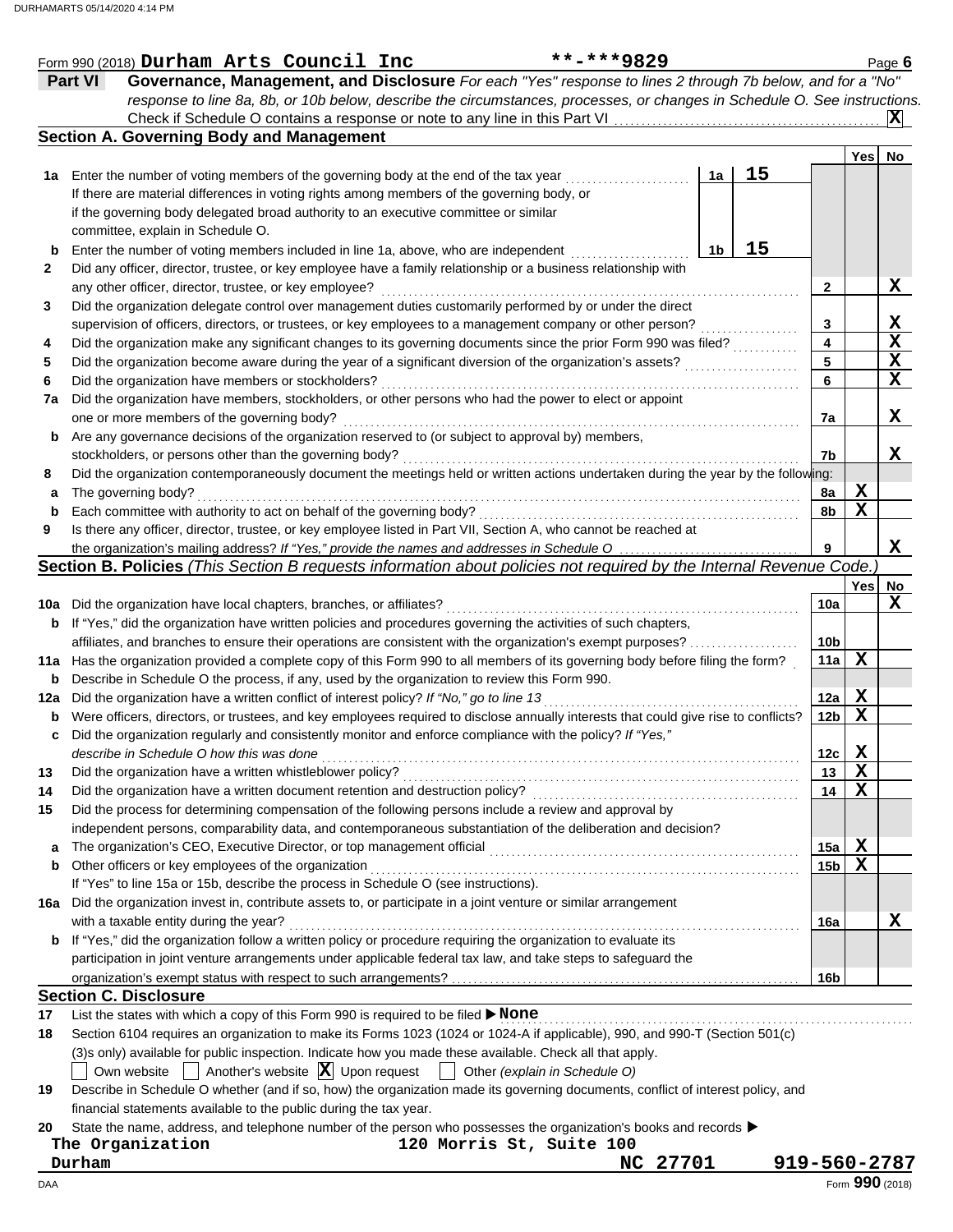Form 990 (2018) **Durham Arts Council Inc** **-***9829 Page **6**

## Part VI Governance, Management, and Disclosure

*For each "Yes" response to lines 2 through 7b below, and for a "No" response to line 8a, 8b, or 10b below, describe the circumstances, processes, or changes in Schedule O. See instructions.*

Check if Schedule O contains a response or note to any line in this Part VI ... **X**

### Section A. Governing Body and Management

| | | | | Yes | No |
|---|---|---|---|---|---|
| **1a** | Enter the number of voting members of the governing body at the end of the tax year. If there are material differences in voting rights among members of the governing body, or if the governing body delegated broad authority to an executive committee or similar committee, explain in Schedule O. | 1a: 15 | | | |
| **b** | Enter the number of voting members included in line 1a, above, who are independent | 1b: 15 | | | |
| **2** | Did any officer, director, trustee, or key employee have a family relationship or a business relationship with any other officer, director, trustee, or key employee? | | 2 | | X |
| **3** | Did the organization delegate control over management duties customarily performed by or under the direct supervision of officers, directors, or trustees, or key employees to a management company or other person? | | 3 | | X |
| **4** | Did the organization make any significant changes to its governing documents since the prior Form 990 was filed? | | 4 | | X |
| **5** | Did the organization become aware during the year of a significant diversion of the organization's assets? | | 5 | | X |
| **6** | Did the organization have members or stockholders? | | 6 | | X |
| **7a** | Did the organization have members, stockholders, or other persons who had the power to elect or appoint one or more members of the governing body? | | 7a | | X |
| **b** | Are any governance decisions of the organization reserved to (or subject to approval by) members, stockholders, or persons other than the governing body? | | 7b | | X |
| **8** | Did the organization contemporaneously document the meetings held or written actions undertaken during the year by the following: | | | | |
| **a** | The governing body? | | 8a | X | |
| **b** | Each committee with authority to act on behalf of the governing body? | | 8b | X | |
| **9** | Is there any officer, director, trustee, or key employee listed in Part VII, Section A, who cannot be reached at the organization's mailing address? *If "Yes," provide the names and addresses in Schedule O* | | 9 | | X |

### Section B. Policies *(This Section B requests information about policies not required by the Internal Revenue Code.)*

| | | | Yes | No |
|---|---|---|---|---|
| **10a** | Did the organization have local chapters, branches, or affiliates? | 10a | | X |
| **b** | If "Yes," did the organization have written policies and procedures governing the activities of such chapters, affiliates, and branches to ensure their operations are consistent with the organization's exempt purposes? | 10b | | |
| **11a** | Has the organization provided a complete copy of this Form 990 to all members of its governing body before filing the form? | 11a | X | |
| **b** | Describe in Schedule O the process, if any, used by the organization to review this Form 990. | | | |
| **12a** | Did the organization have a written conflict of interest policy? *If "No," go to line 13* | 12a | X | |
| **b** | Were officers, directors, or trustees, and key employees required to disclose annually interests that could give rise to conflicts? | 12b | X | |
| **c** | Did the organization regularly and consistently monitor and enforce compliance with the policy? *If "Yes," describe in Schedule O how this was done* | 12c | X | |
| **13** | Did the organization have a written whistleblower policy? | 13 | X | |
| **14** | Did the organization have a written document retention and destruction policy? | 14 | X | |
| **15** | Did the process for determining compensation of the following persons include a review and approval by independent persons, comparability data, and contemporaneous substantiation of the deliberation and decision? | | | |
| **a** | The organization's CEO, Executive Director, or top management official | 15a | X | |
| **b** | Other officers or key employees of the organization | 15b | X | |
| | If "Yes" to line 15a or 15b, describe the process in Schedule O (see instructions). | | | |
| **16a** | Did the organization invest in, contribute assets to, or participate in a joint venture or similar arrangement with a taxable entity during the year? | 16a | | X |
| **b** | If "Yes," did the organization follow a written policy or procedure requiring the organization to evaluate its participation in joint venture arrangements under applicable federal tax law, and take steps to safeguard the organization's exempt status with respect to such arrangements? | 16b | | |

### Section C. Disclosure

**17** List the states with which a copy of this Form 990 is required to be filed ▶ **None**

**18** Section 6104 requires an organization to make its Forms 1023 (1024 or 1024-A if applicable), 990, and 990-T (Section 501(c)(3)s only) available for public inspection. Indicate how you made these available. Check all that apply.

☐ Own website ☐ Another's website ☒ Upon request ☐ Other *(explain in Schedule O)*

**19** Describe in Schedule O whether (and if so, how) the organization made its governing documents, conflict of interest policy, and financial statements available to the public during the tax year.

**20** State the name, address, and telephone number of the person who possesses the organization's books and records ▶

The Organization, 120 Morris St, Suite 100, Durham, NC 27701, 919-560-2787

DAA Form **990** (2018)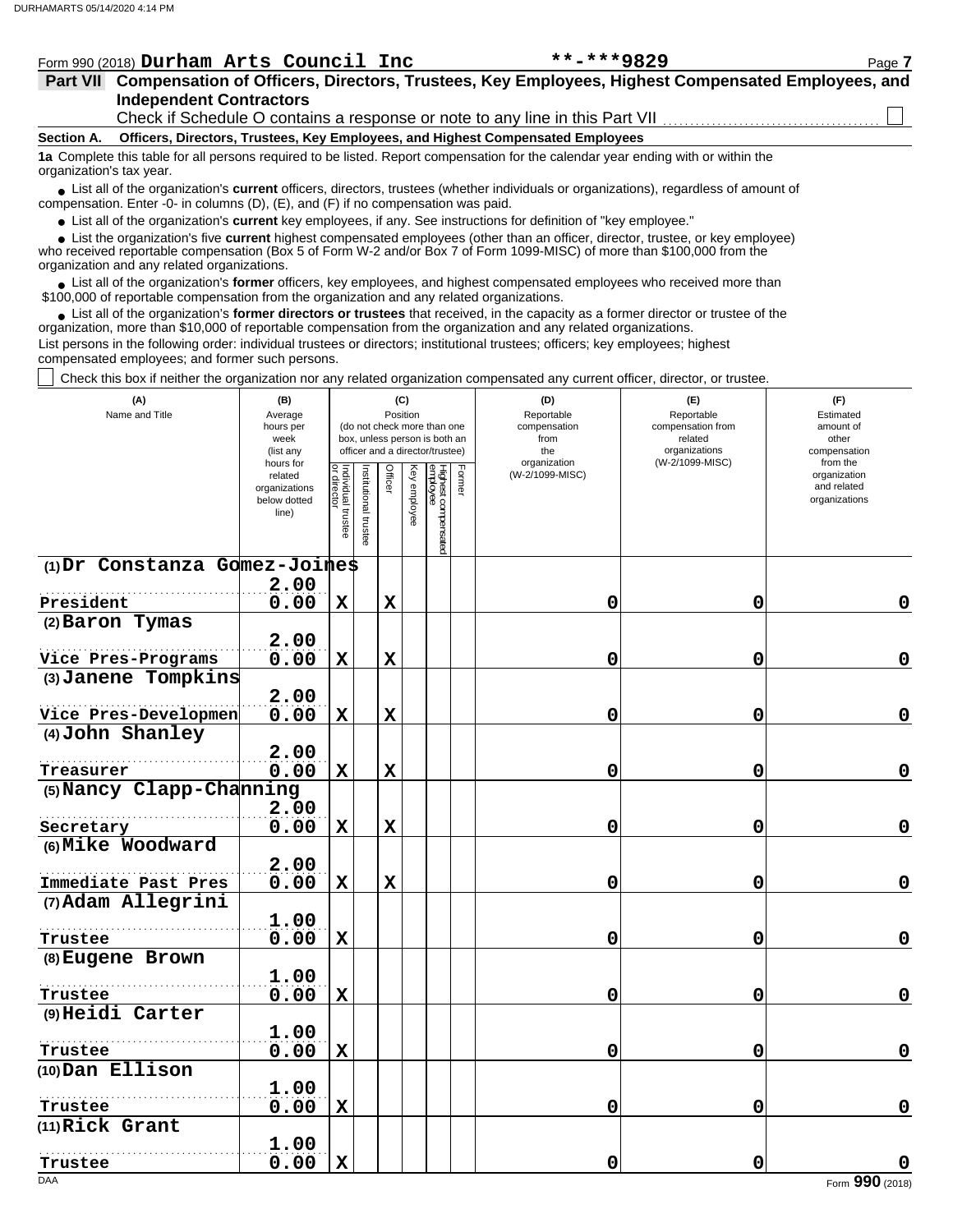Form 990 (2018) **Durham Arts Council Inc** **-***9829 Page **7**

**Part VII Compensation of Officers, Directors, Trustees, Key Employees, Highest Compensated Employees, and Independent Contractors**

Check if Schedule O contains a response or note to any line in this Part VII ☐

**Section A. Officers, Directors, Trustees, Key Employees, and Highest Compensated Employees**

**1a** Complete this table for all persons required to be listed. Report compensation for the calendar year ending with or within the organization's tax year.

- List all of the organization's **current** officers, directors, trustees (whether individuals or organizations), regardless of amount of compensation. Enter -0- in columns (D), (E), and (F) if no compensation was paid.
- List all of the organization's **current** key employees, if any. See instructions for definition of "key employee."
- List the organization's five **current** highest compensated employees (other than an officer, director, trustee, or key employee) who received reportable compensation (Box 5 of Form W-2 and/or Box 7 of Form 1099-MISC) of more than $100,000 from the organization and any related organizations.
- List all of the organization's **former** officers, key employees, and highest compensated employees who received more than $100,000 of reportable compensation from the organization and any related organizations.
- List all of the organization's **former directors or trustees** that received, in the capacity as a former director or trustee of the organization, more than $10,000 of reportable compensation from the organization and any related organizations.

List persons in the following order: individual trustees or directors; institutional trustees; officers; key employees; highest compensated employees; and former such persons.

☐ Check this box if neither the organization nor any related organization compensated any current officer, director, or trustee.

| (A) Name and Title | (B) Average hours per week (list any hours for related organizations below dotted line) | (C) Position (do not check more than one box, unless person is both an officer and a director/trustee) | | | | | | (D) Reportable compensation from the organization (W-2/1099-MISC) | (E) Reportable compensation from related organizations (W-2/1099-MISC) | (F) Estimated amount of other compensation from the organization and related organizations |
|---|---|---|---|---|---|---|---|---|---|---|
| | | Individual trustee or director | Institutional trustee | Officer | Key employee | Highest compensated employee | Former | | | |
| (1) Dr Constanza Gomez-Joines<br>President | 2.00<br>0.00 | X | | X | | | | 0 | 0 | 0 |
| (2) Baron Tymas<br>Vice Pres-Programs | 2.00<br>0.00 | X | | X | | | | 0 | 0 | 0 |
| (3) Janene Tompkins<br>Vice Pres-Developmen | 2.00<br>0.00 | X | | X | | | | 0 | 0 | 0 |
| (4) John Shanley<br>Treasurer | 2.00<br>0.00 | X | | X | | | | 0 | 0 | 0 |
| (5) Nancy Clapp-Channing<br>Secretary | 2.00<br>0.00 | X | | X | | | | 0 | 0 | 0 |
| (6) Mike Woodward<br>Immediate Past Pres | 2.00<br>0.00 | X | | X | | | | 0 | 0 | 0 |
| (7) Adam Allegrini<br>Trustee | 1.00<br>0.00 | X | | | | | | 0 | 0 | 0 |
| (8) Eugene Brown<br>Trustee | 1.00<br>0.00 | X | | | | | | 0 | 0 | 0 |
| (9) Heidi Carter<br>Trustee | 1.00<br>0.00 | X | | | | | | 0 | 0 | 0 |
| (10) Dan Ellison<br>Trustee | 1.00<br>0.00 | X | | | | | | 0 | 0 | 0 |
| (11) Rick Grant<br>Trustee | 1.00<br>0.00 | X | | | | | | 0 | 0 | 0 |

Form **990** (2018)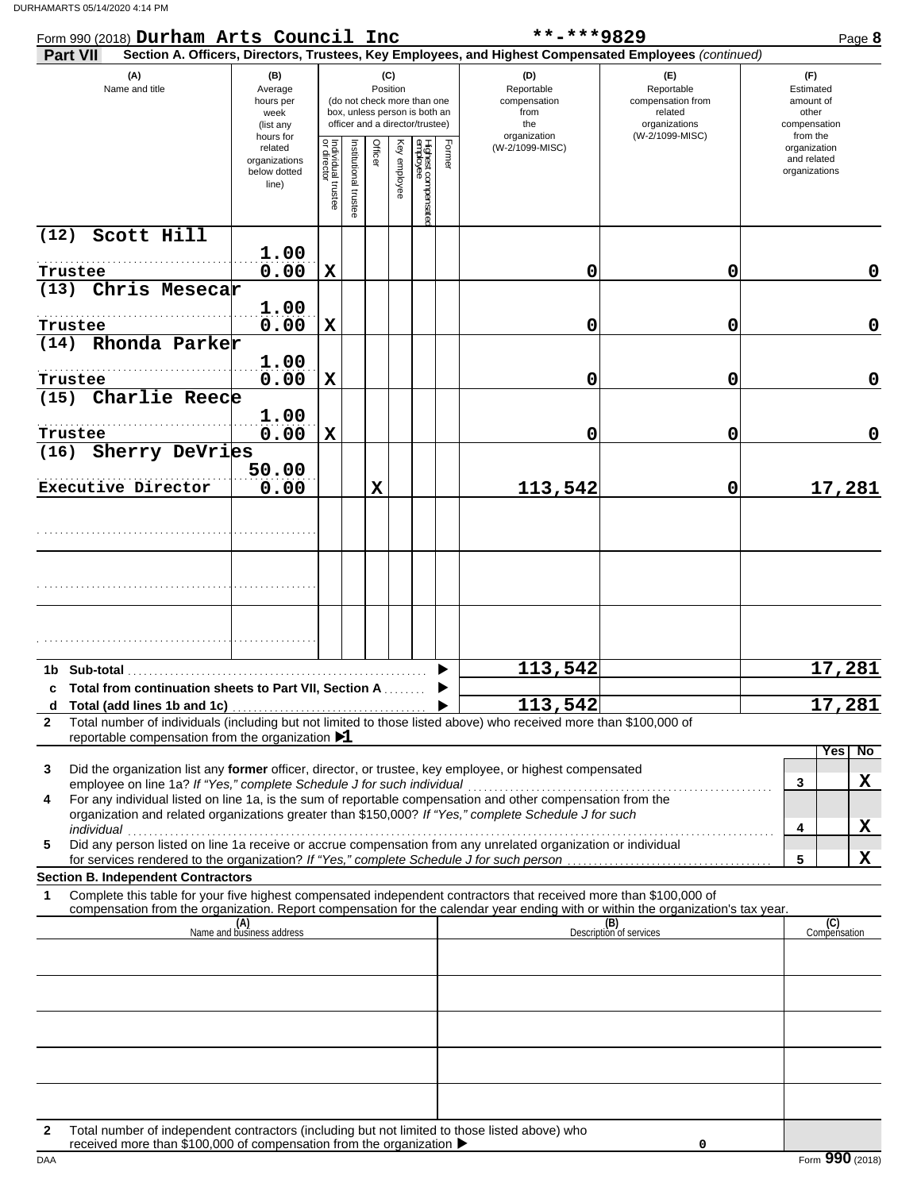Form 990 (2018) **Durham Arts Council Inc** **-***9829

**Part VII** **Section A. Officers, Directors, Trustees, Key Employees, and Highest Compensated Employees** *(continued)*

| (A) Name and title | (B) Average hours per week (list any hours for related organizations below dotted line) | (C) Position: Individual trustee or director | Institutional trustee | Officer | Key employee | Highest compensated employee | Former | (D) Reportable compensation from the organization (W-2/1099-MISC) | (E) Reportable compensation from related organizations (W-2/1099-MISC) | (F) Estimated amount of other compensation from the organization and related organizations |
|---|---|---|---|---|---|---|---|---|---|---|
| (12) Scott Hill<br>Trustee | 1.00<br>0.00 | X | | | | | | 0 | 0 | 0 |
| (13) Chris Mesecar<br>Trustee | 1.00<br>0.00 | X | | | | | | 0 | 0 | 0 |
| (14) Rhonda Parker<br>Trustee | 1.00<br>0.00 | X | | | | | | 0 | 0 | 0 |
| (15) Charlie Reece<br>Trustee | 1.00<br>0.00 | X | | | | | | 0 | 0 | 0 |
| (16) Sherry DeVries<br>Executive Director | 50.00<br>0.00 | | | X | | | | 113,542 | 0 | 17,281 |
| | | | | | | | | | | |
| | | | | | | | | | | |
| | | | | | | | | | | |
| **1b Sub-total** | | | | | | | | 113,542 | | 17,281 |
| **c Total from continuation sheets to Part VII, Section A** | | | | | | | | | | |
| **d Total (add lines 1b and 1c)** | | | | | | | | 113,542 | | 17,281 |

**2** Total number of individuals (including but not limited to those listed above) who received more than $100,000 of reportable compensation from the organization ▶ 1

| | | | Yes | No |
|---|---|---|---|---|
| **3** | Did the organization list any **former** officer, director, or trustee, key employee, or highest compensated employee on line 1a? *If "Yes," complete Schedule J for such individual* | 3 | | X |
| **4** | For any individual listed on line 1a, is the sum of reportable compensation and other compensation from the organization and related organizations greater than $150,000? *If "Yes," complete Schedule J for such individual* | 4 | | X |
| **5** | Did any person listed on line 1a receive or accrue compensation from any unrelated organization or individual for services rendered to the organization? *If "Yes," complete Schedule J for such person* | 5 | | X |

**Section B. Independent Contractors**

**1** Complete this table for your five highest compensated independent contractors that received more than $100,000 of compensation from the organization. Report compensation for the calendar year ending with or within the organization's tax year.

| (A) Name and business address | (B) Description of services | (C) Compensation |
|---|---|---|
| | | |
| | | |
| | | |
| | | |
| | | |

**2** Total number of independent contractors (including but not limited to those listed above) who received more than $100,000 of compensation from the organization ▶ 0

Form **990** (2018)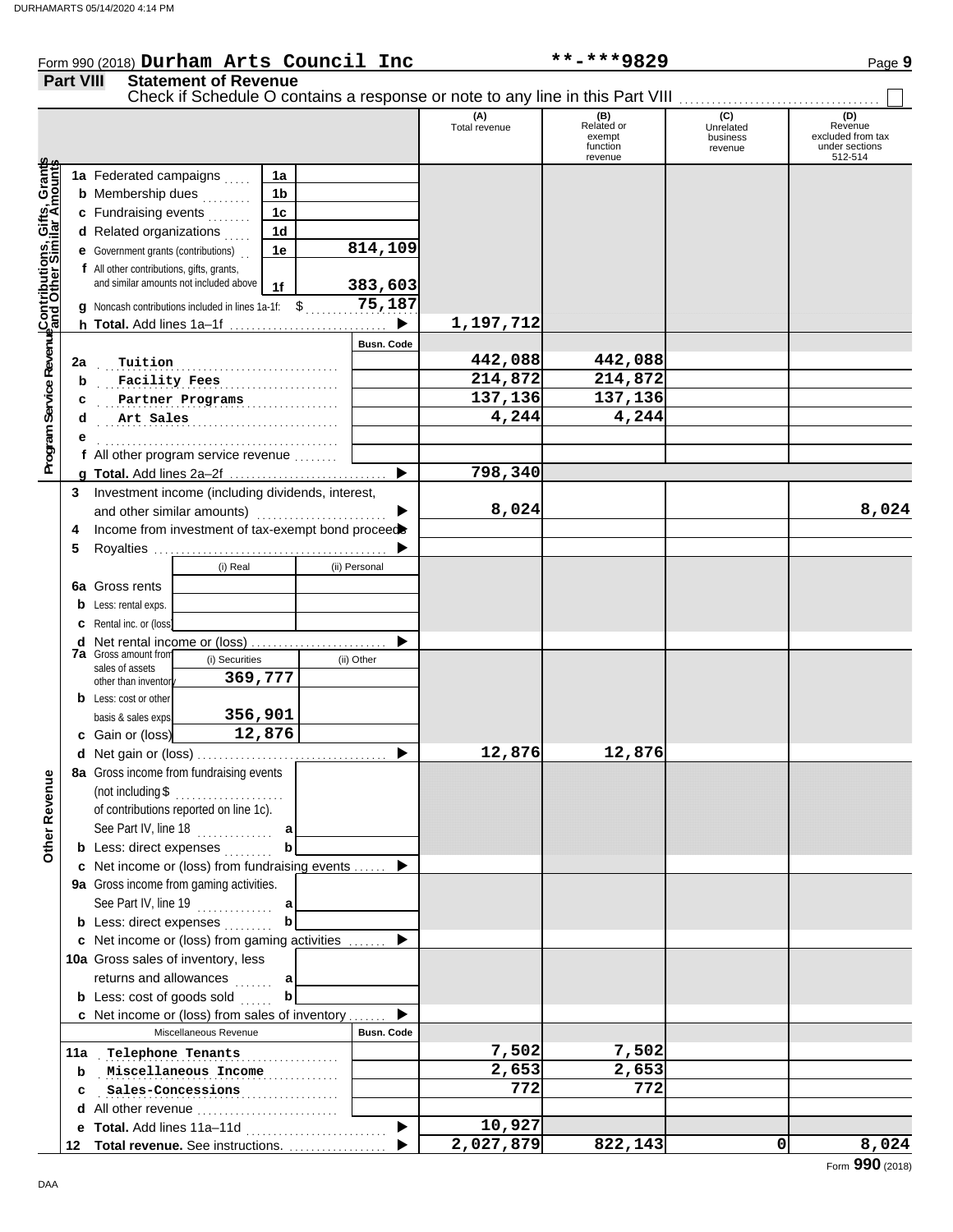Form 990 (2018) **Durham Arts Council Inc** **\*\*-\*\*\*9829**

## Part VIII Statement of Revenue

Check if Schedule O contains a response or note to any line in this Part VIII ☐

| | | | (A) Total revenue | (B) Related or exempt function revenue | (C) Unrelated business revenue | (D) Revenue excluded from tax under sections 512-514 |
|---|---|---|---|---|---|---|
| **Contributions, Gifts, Grants and Other Similar Amounts** | 1a Federated campaigns | 1a | | | | |
| | b Membership dues | 1b | | | | |
| | c Fundraising events | 1c | | | | |
| | d Related organizations | 1d | | | | |
| | e Government grants (contributions) | 1e 814,109 | | | | |
| | f All other contributions, gifts, grants, and similar amounts not included above | 1f 383,603 | | | | |
| | g Noncash contributions included in lines 1a-1f: $ 75,187 | | | | | |
| | h **Total.** Add lines 1a–1f | | 1,197,712 | | | |
| **Program Service Revenue** | | Busn. Code | | | | |
| | 2a Tuition | | 442,088 | 442,088 | | |
| | b Facility Fees | | 214,872 | 214,872 | | |
| | c Partner Programs | | 137,136 | 137,136 | | |
| | d Art Sales | | 4,244 | 4,244 | | |
| | e | | | | | |
| | f All other program service revenue | | | | | |
| | g **Total.** Add lines 2a–2f | | 798,340 | | | |
| **Other Revenue** | 3 Investment income (including dividends, interest, and other similar amounts) | | 8,024 | | | 8,024 |
| | 4 Income from investment of tax-exempt bond proceeds | | | | | |
| | 5 Royalties | | | | | |
| | | (i) Real / (ii) Personal | | | | |
| | 6a Gross rents | | | | | |
| | b Less: rental exps. | | | | | |
| | c Rental inc. or (loss) | | | | | |
| | d Net rental income or (loss) | | | | | |
| | 7a Gross amount from sales of assets other than inventory | (i) Securities 369,777 / (ii) Other | | | | |
| | b Less: cost or other basis & sales exps. | (i) 356,901 | | | | |
| | c Gain or (loss) | (i) 12,876 | | | | |
| | d Net gain or (loss) | | 12,876 | 12,876 | | |
| | 8a Gross income from fundraising events (not including $ of contributions reported on line 1c). See Part IV, line 18 | a | | | | |
| | b Less: direct expenses | b | | | | |
| | c Net income or (loss) from fundraising events | | | | | |
| | 9a Gross income from gaming activities. See Part IV, line 19 | a | | | | |
| | b Less: direct expenses | b | | | | |
| | c Net income or (loss) from gaming activities | | | | | |
| | 10a Gross sales of inventory, less returns and allowances | a | | | | |
| | b Less: cost of goods sold | b | | | | |
| | c Net income or (loss) from sales of inventory | | | | | |
| | Miscellaneous Revenue | Busn. Code | | | | |
| | 11a Telephone Tenants | | 7,502 | 7,502 | | |
| | b Miscellaneous Income | | 2,653 | 2,653 | | |
| | c Sales-Concessions | | 772 | 772 | | |
| | d All other revenue | | | | | |
| | e **Total.** Add lines 11a–11d | | 10,927 | | | |
| | 12 **Total revenue.** See instructions. | | 2,027,879 | 822,143 | 0 | 8,024 |

Form **990** (2018)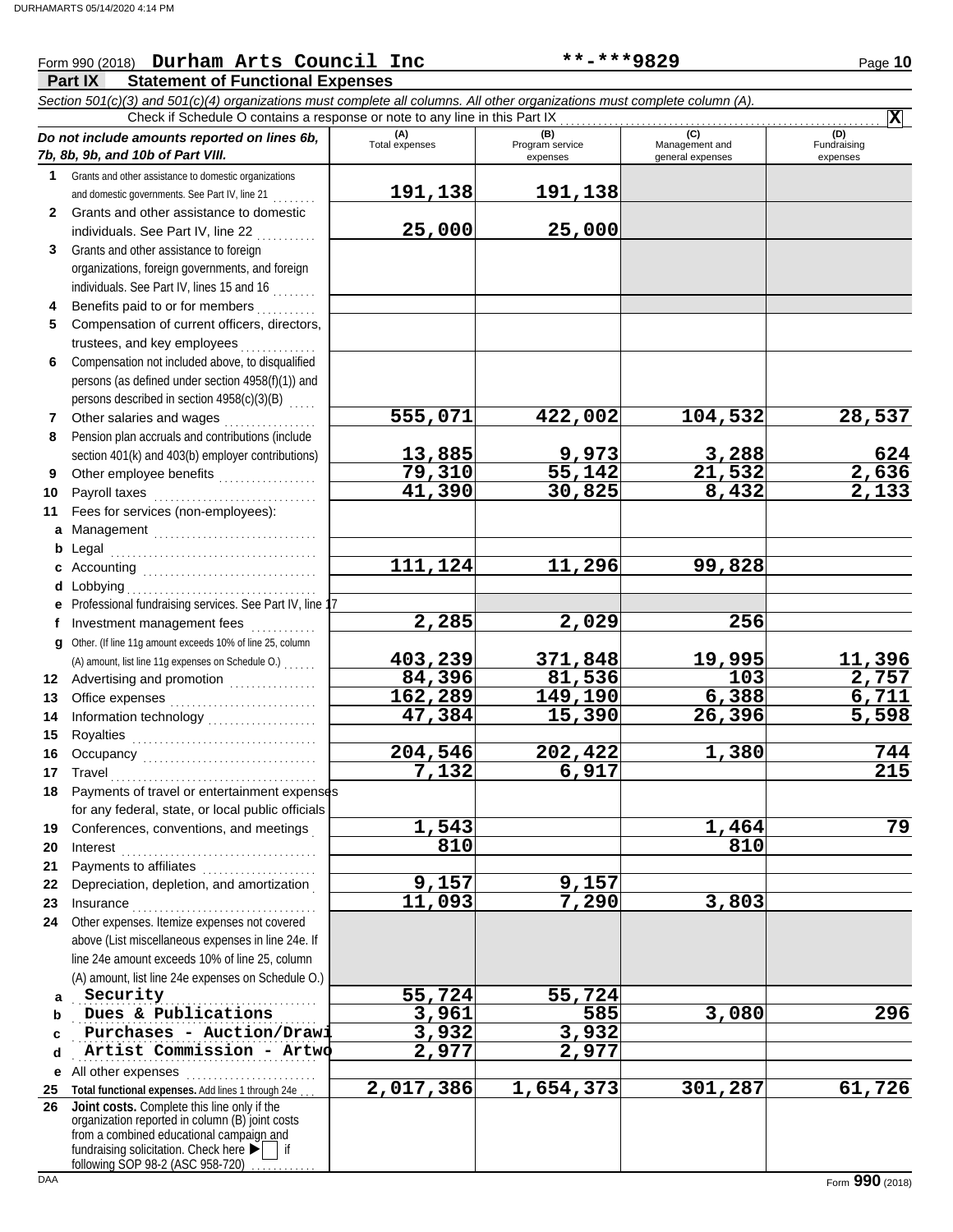Form 990 (2018) **Durham Arts Council Inc** **\*\*-\*\*\*9829**

## Part IX Statement of Functional Expenses

*Section 501(c)(3) and 501(c)(4) organizations must complete all columns. All other organizations must complete column (A).*

Check if Schedule O contains a response or note to any line in this Part IX . . . . . . **X**

| *Do not include amounts reported on lines 6b, 7b, 8b, 9b, and 10b of Part VIII.* | (A) Total expenses | (B) Program service expenses | (C) Management and general expenses | (D) Fundraising expenses |
|---|---|---|---|---|
| **1** Grants and other assistance to domestic organizations and domestic governments. See Part IV, line 21 | 191,138 | 191,138 | | |
| **2** Grants and other assistance to domestic individuals. See Part IV, line 22 | 25,000 | 25,000 | | |
| **3** Grants and other assistance to foreign organizations, foreign governments, and foreign individuals. See Part IV, lines 15 and 16 | | | | |
| **4** Benefits paid to or for members | | | | |
| **5** Compensation of current officers, directors, trustees, and key employees | | | | |
| **6** Compensation not included above, to disqualified persons (as defined under section 4958(f)(1)) and persons described in section 4958(c)(3)(B) | | | | |
| **7** Other salaries and wages | 555,071 | 422,002 | 104,532 | 28,537 |
| **8** Pension plan accruals and contributions (include section 401(k) and 403(b) employer contributions) | 13,885 | 9,973 | 3,288 | 624 |
| **9** Other employee benefits | 79,310 | 55,142 | 21,532 | 2,636 |
| **10** Payroll taxes | 41,390 | 30,825 | 8,432 | 2,133 |
| **11** Fees for services (non-employees): | | | | |
| **a** Management | | | | |
| **b** Legal | | | | |
| **c** Accounting | 111,124 | 11,296 | 99,828 | |
| **d** Lobbying | | | | |
| **e** Professional fundraising services. See Part IV, line 17 | | | | |
| **f** Investment management fees | 2,285 | 2,029 | 256 | |
| **g** Other. (If line 11g amount exceeds 10% of line 25, column (A) amount, list line 11g expenses on Schedule O.) | 403,239 | 371,848 | 19,995 | 11,396 |
| **12** Advertising and promotion | 84,396 | 81,536 | 103 | 2,757 |
| **13** Office expenses | 162,289 | 149,190 | 6,388 | 6,711 |
| **14** Information technology | 47,384 | 15,390 | 26,396 | 5,598 |
| **15** Royalties | | | | |
| **16** Occupancy | 204,546 | 202,422 | 1,380 | 744 |
| **17** Travel | 7,132 | 6,917 | | 215 |
| **18** Payments of travel or entertainment expenses for any federal, state, or local public officials | | | | |
| **19** Conferences, conventions, and meetings | 1,543 | | 1,464 | 79 |
| **20** Interest | 810 | | 810 | |
| **21** Payments to affiliates | | | | |
| **22** Depreciation, depletion, and amortization | 9,157 | 9,157 | | |
| **23** Insurance | 11,093 | 7,290 | 3,803 | |
| **24** Other expenses. Itemize expenses not covered above (List miscellaneous expenses in line 24e. If line 24e amount exceeds 10% of line 25, column (A) amount, list line 24e expenses on Schedule O.) | | | | |
| **a** Security | 55,724 | 55,724 | | |
| **b** Dues & Publications | 3,961 | 585 | 3,080 | 296 |
| **c** Purchases - Auction/Drawi | 3,932 | 3,932 | | |
| **d** Artist Commission - Artwo | 2,977 | 2,977 | | |
| **e** All other expenses | | | | |
| **25** **Total functional expenses.** Add lines 1 through 24e | 2,017,386 | 1,654,373 | 301,287 | 61,726 |
| **26** **Joint costs.** Complete this line only if the organization reported in column (B) joint costs from a combined educational campaign and fundraising solicitation. Check here ▶ ☐ if following SOP 98-2 (ASC 958-720) | | | | |

Form **990** (2018)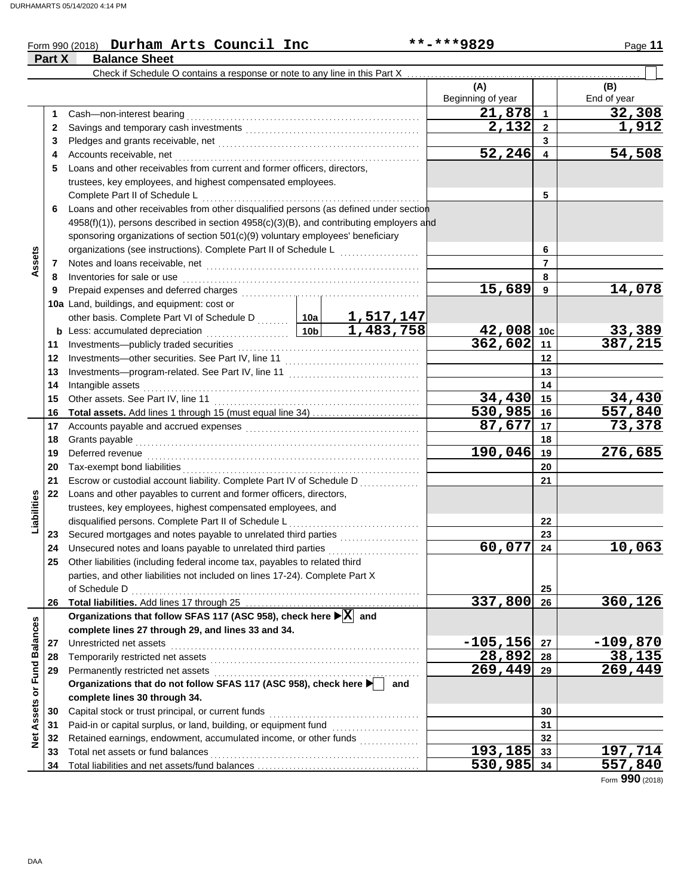Form 990 (2018) **Durham Arts Council Inc** **-***9829

## Part X Balance Sheet

Check if Schedule O contains a response or note to any line in this Part X ☐

| | | Description | | (A) Beginning of year | | (B) End of year |
|---|---|---|---|---|---|---|
| **Assets** | 1 | Cash—non-interest bearing | | 21,878 | 1 | 32,308 |
| | 2 | Savings and temporary cash investments | | 2,132 | 2 | 1,912 |
| | 3 | Pledges and grants receivable, net | | | 3 | |
| | 4 | Accounts receivable, net | | 52,246 | 4 | 54,508 |
| | 5 | Loans and other receivables from current and former officers, directors, trustees, key employees, and highest compensated employees. Complete Part II of Schedule L | | | 5 | |
| | 6 | Loans and other receivables from other disqualified persons (as defined under section 4958(f)(1)), persons described in section 4958(c)(3)(B), and contributing employers and sponsoring organizations of section 501(c)(9) voluntary employees' beneficiary organizations (see instructions). Complete Part II of Schedule L | | | 6 | |
| | 7 | Notes and loans receivable, net | | | 7 | |
| | 8 | Inventories for sale or use | | | 8 | |
| | 9 | Prepaid expenses and deferred charges | | 15,689 | 9 | 14,078 |
| | 10a | Land, buildings, and equipment: cost or other basis. Complete Part VI of Schedule D | 10a 1,517,147 | | | |
| | b | Less: accumulated depreciation | 10b 1,483,758 | 42,008 | 10c | 33,389 |
| | 11 | Investments—publicly traded securities | | 362,602 | 11 | 387,215 |
| | 12 | Investments—other securities. See Part IV, line 11 | | | 12 | |
| | 13 | Investments—program-related. See Part IV, line 11 | | | 13 | |
| | 14 | Intangible assets | | | 14 | |
| | 15 | Other assets. See Part IV, line 11 | | 34,430 | 15 | 34,430 |
| | 16 | **Total assets.** Add lines 1 through 15 (must equal line 34) | | 530,985 | 16 | 557,840 |
| **Liabilities** | 17 | Accounts payable and accrued expenses | | 87,677 | 17 | 73,378 |
| | 18 | Grants payable | | | 18 | |
| | 19 | Deferred revenue | | 190,046 | 19 | 276,685 |
| | 20 | Tax-exempt bond liabilities | | | 20 | |
| | 21 | Escrow or custodial account liability. Complete Part IV of Schedule D | | | 21 | |
| | 22 | Loans and other payables to current and former officers, directors, trustees, key employees, highest compensated employees, and disqualified persons. Complete Part II of Schedule L | | | 22 | |
| | 23 | Secured mortgages and notes payable to unrelated third parties | | | 23 | |
| | 24 | Unsecured notes and loans payable to unrelated third parties | | 60,077 | 24 | 10,063 |
| | 25 | Other liabilities (including federal income tax, payables to related third parties, and other liabilities not included on lines 17-24). Complete Part X of Schedule D | | | 25 | |
| | 26 | **Total liabilities.** Add lines 17 through 25 | | 337,800 | 26 | 360,126 |
| **Net Assets or Fund Balances** | | **Organizations that follow SFAS 117 (ASC 958), check here ☒ and complete lines 27 through 29, and lines 33 and 34.** | | | | |
| | 27 | Unrestricted net assets | | -105,156 | 27 | -109,870 |
| | 28 | Temporarily restricted net assets | | 28,892 | 28 | 38,135 |
| | 29 | Permanently restricted net assets | | 269,449 | 29 | 269,449 |
| | | **Organizations that do not follow SFAS 117 (ASC 958), check here ☐ and complete lines 30 through 34.** | | | | |
| | 30 | Capital stock or trust principal, or current funds | | | 30 | |
| | 31 | Paid-in or capital surplus, or land, building, or equipment fund | | | 31 | |
| | 32 | Retained earnings, endowment, accumulated income, or other funds | | | 32 | |
| | 33 | Total net assets or fund balances | | 193,185 | 33 | 197,714 |
| | 34 | Total liabilities and net assets/fund balances | | 530,985 | 34 | 557,840 |

Form **990** (2018)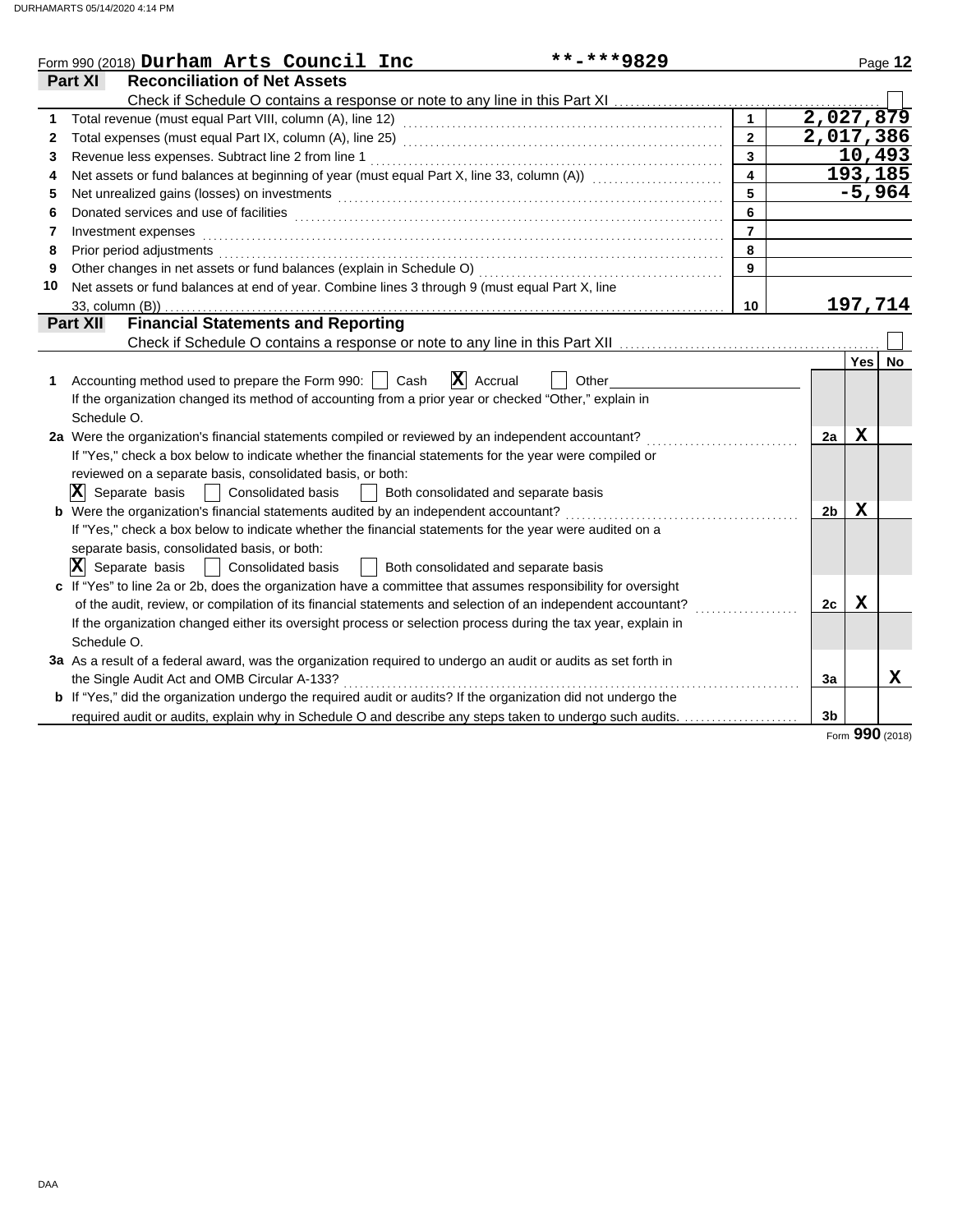Form 990 (2018) **Durham Arts Council Inc** **-***9829

## Part XI Reconciliation of Net Assets

Check if Schedule O contains a response or note to any line in this Part XI ☐

| | | | |
|---|---|---|---|
| 1 | Total revenue (must equal Part VIII, column (A), line 12) | 1 | 2,027,879 |
| 2 | Total expenses (must equal Part IX, column (A), line 25) | 2 | 2,017,386 |
| 3 | Revenue less expenses. Subtract line 2 from line 1 | 3 | 10,493 |
| 4 | Net assets or fund balances at beginning of year (must equal Part X, line 33, column (A)) | 4 | 193,185 |
| 5 | Net unrealized gains (losses) on investments | 5 | -5,964 |
| 6 | Donated services and use of facilities | 6 | |
| 7 | Investment expenses | 7 | |
| 8 | Prior period adjustments | 8 | |
| 9 | Other changes in net assets or fund balances (explain in Schedule O) | 9 | |
| 10 | Net assets or fund balances at end of year. Combine lines 3 through 9 (must equal Part X, line 33, column (B)) | 10 | 197,714 |

## Part XII Financial Statements and Reporting

Check if Schedule O contains a response or note to any line in this Part XII ☐

| | | | Yes | No |
|---|---|---|---|---|
| 1 | Accounting method used to prepare the Form 990: ☐ Cash ☒ Accrual ☐ Other<br>If the organization changed its method of accounting from a prior year or checked "Other," explain in Schedule O. | | | |
| 2a | Were the organization's financial statements compiled or reviewed by an independent accountant?<br>If "Yes," check a box below to indicate whether the financial statements for the year were compiled or reviewed on a separate basis, consolidated basis, or both:<br>☒ Separate basis ☐ Consolidated basis ☐ Both consolidated and separate basis | 2a | X | |
| b | Were the organization's financial statements audited by an independent accountant?<br>If "Yes," check a box below to indicate whether the financial statements for the year were audited on a separate basis, consolidated basis, or both:<br>☒ Separate basis ☐ Consolidated basis ☐ Both consolidated and separate basis | 2b | X | |
| c | If "Yes" to line 2a or 2b, does the organization have a committee that assumes responsibility for oversight of the audit, review, or compilation of its financial statements and selection of an independent accountant?<br>If the organization changed either its oversight process or selection process during the tax year, explain in Schedule O. | 2c | X | |
| 3a | As a result of a federal award, was the organization required to undergo an audit or audits as set forth in the Single Audit Act and OMB Circular A-133? | 3a | | X |
| b | If "Yes," did the organization undergo the required audit or audits? If the organization did not undergo the required audit or audits, explain why in Schedule O and describe any steps taken to undergo such audits. | 3b | | |

Form **990** (2018)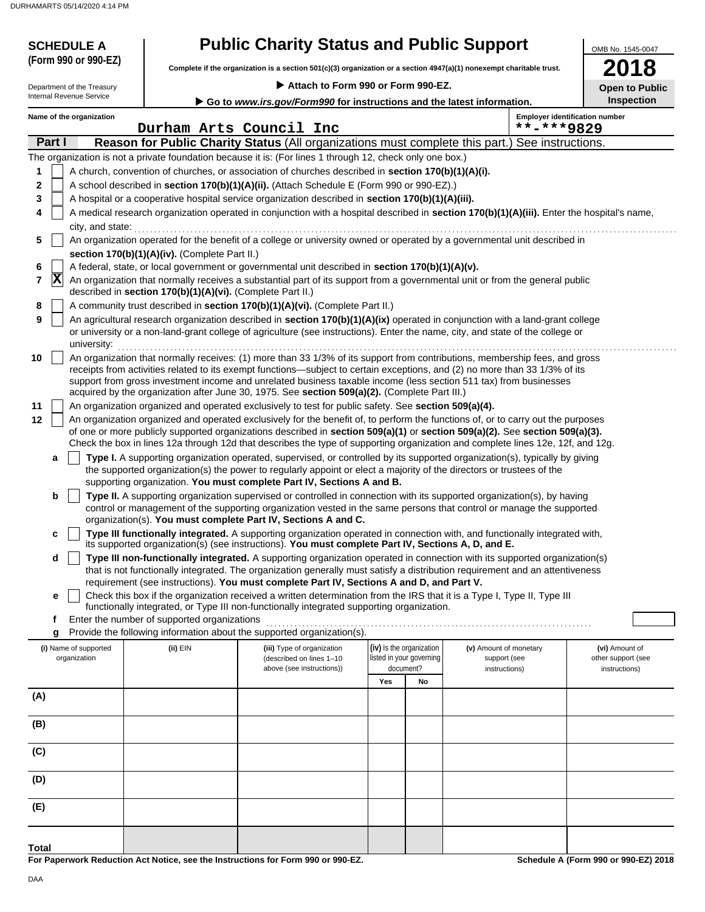**SCHEDULE A**
**(Form 990 or 990-EZ)**

Department of the Treasury
Internal Revenue Service

# Public Charity Status and Public Support

**Complete if the organization is a section 501(c)(3) organization or a section 4947(a)(1) nonexempt charitable trust.**

▶ **Attach to Form 990 or Form 990-EZ.**

▶ **Go to *www.irs.gov/Form990* for instructions and the latest information.**

OMB No. 1545-0047

**2018**

**Open to Public Inspection**

**Name of the organization:** Durham Arts Council Inc

**Employer identification number:** **-***9829

## Part I Reason for Public Charity Status (All organizations must complete this part.) See instructions.

The organization is not a private foundation because it is: (For lines 1 through 12, check only one box.)

1. [ ] A church, convention of churches, or association of churches described in **section 170(b)(1)(A)(i).**
2. [ ] A school described in **section 170(b)(1)(A)(ii).** (Attach Schedule E (Form 990 or 990-EZ).)
3. [ ] A hospital or a cooperative hospital service organization described in **section 170(b)(1)(A)(iii).**
4. [ ] A medical research organization operated in conjunction with a hospital described in **section 170(b)(1)(A)(iii).** Enter the hospital's name, city, and state:
5. [ ] An organization operated for the benefit of a college or university owned or operated by a governmental unit described in **section 170(b)(1)(A)(iv).** (Complete Part II.)
6. [ ] A federal, state, or local government or governmental unit described in **section 170(b)(1)(A)(v).**
7. [X] An organization that normally receives a substantial part of its support from a governmental unit or from the general public described in **section 170(b)(1)(A)(vi).** (Complete Part II.)
8. [ ] A community trust described in **section 170(b)(1)(A)(vi).** (Complete Part II.)
9. [ ] An agricultural research organization described in **section 170(b)(1)(A)(ix)** operated in conjunction with a land-grant college or university or a non-land-grant college of agriculture (see instructions). Enter the name, city, and state of the college or university:
10. [ ] An organization that normally receives: (1) more than 33 1/3% of its support from contributions, membership fees, and gross receipts from activities related to its exempt functions—subject to certain exceptions, and (2) no more than 33 1/3% of its support from gross investment income and unrelated business taxable income (less section 511 tax) from businesses acquired by the organization after June 30, 1975. See **section 509(a)(2).** (Complete Part III.)
11. [ ] An organization organized and operated exclusively to test for public safety. See **section 509(a)(4).**
12. [ ] An organization organized and operated exclusively for the benefit of, to perform the functions of, or to carry out the purposes of one or more publicly supported organizations described in **section 509(a)(1)** or **section 509(a)(2).** See **section 509(a)(3).** Check the box in lines 12a through 12d that describes the type of supporting organization and complete lines 12e, 12f, and 12g.
   - **a** [ ] **Type I.** A supporting organization operated, supervised, or controlled by its supported organization(s), typically by giving the supported organization(s) the power to regularly appoint or elect a majority of the directors or trustees of the supporting organization. **You must complete Part IV, Sections A and B.**
   - **b** [ ] **Type II.** A supporting organization supervised or controlled in connection with its supported organization(s), by having control or management of the supporting organization vested in the same persons that control or manage the supported organization(s). **You must complete Part IV, Sections A and C.**
   - **c** [ ] **Type III functionally integrated.** A supporting organization operated in connection with, and functionally integrated with, its supported organization(s) (see instructions). **You must complete Part IV, Sections A, D, and E.**
   - **d** [ ] **Type III non-functionally integrated.** A supporting organization operated in connection with its supported organization(s) that is not functionally integrated. The organization generally must satisfy a distribution requirement and an attentiveness requirement (see instructions). **You must complete Part IV, Sections A and D, and Part V.**
   - **e** [ ] Check this box if the organization received a written determination from the IRS that it is a Type I, Type II, Type III functionally integrated, or Type III non-functionally integrated supporting organization.
   - **f** Enter the number of supported organizations
   - **g** Provide the following information about the supported organization(s).

| (i) Name of supported organization | (ii) EIN | (iii) Type of organization (described on lines 1–10 above (see instructions)) | (iv) Is the organization listed in your governing document? | | (v) Amount of monetary support (see instructions) | (vi) Amount of other support (see instructions) |
|---|---|---|---|---|---|---|
| | | | Yes | No | | |
| (A) | | | | | | |
| (B) | | | | | | |
| (C) | | | | | | |
| (D) | | | | | | |
| (E) | | | | | | |
| **Total** | | | | | | |

**For Paperwork Reduction Act Notice, see the Instructions for Form 990 or 990-EZ.**

**Schedule A (Form 990 or 990-EZ) 2018**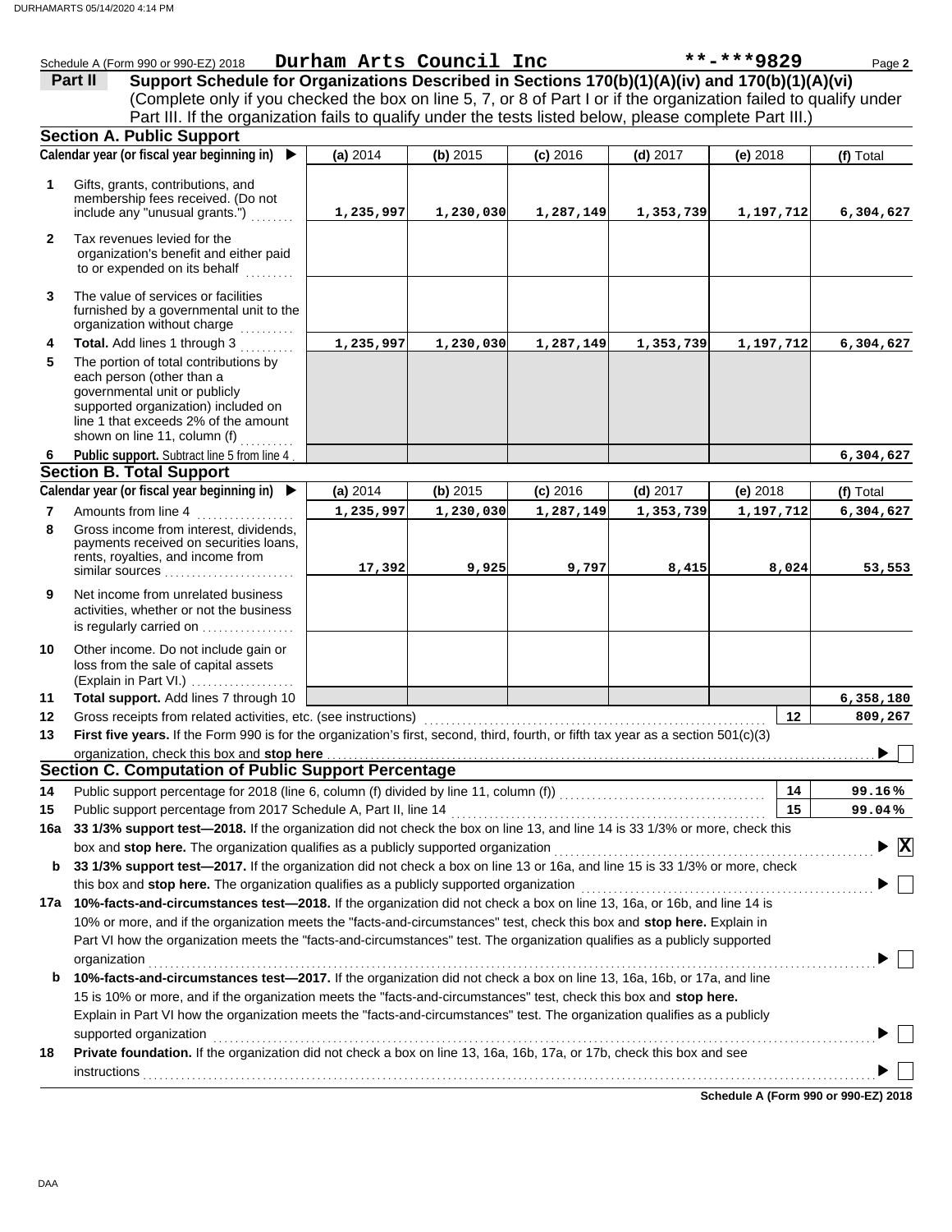Schedule A (Form 990 or 990-EZ) 2018 **Durham Arts Council Inc** **-***9829 Page **2**

**Part II** **Support Schedule for Organizations Described in Sections 170(b)(1)(A)(iv) and 170(b)(1)(A)(vi)**
(Complete only if you checked the box on line 5, 7, or 8 of Part I or if the organization failed to qualify under Part III. If the organization fails to qualify under the tests listed below, please complete Part III.)

## Section A. Public Support

| | Calendar year (or fiscal year beginning in) ▶ | (a) 2014 | (b) 2015 | (c) 2016 | (d) 2017 | (e) 2018 | (f) Total |
|---|---|---|---|---|---|---|---|
| 1 | Gifts, grants, contributions, and membership fees received. (Do not include any "unusual grants.") | 1,235,997 | 1,230,030 | 1,287,149 | 1,353,739 | 1,197,712 | 6,304,627 |
| 2 | Tax revenues levied for the organization's benefit and either paid to or expended on its behalf | | | | | | |
| 3 | The value of services or facilities furnished by a governmental unit to the organization without charge | | | | | | |
| 4 | **Total.** Add lines 1 through 3 | 1,235,997 | 1,230,030 | 1,287,149 | 1,353,739 | 1,197,712 | 6,304,627 |
| 5 | The portion of total contributions by each person (other than a governmental unit or publicly supported organization) included on line 1 that exceeds 2% of the amount shown on line 11, column (f) | | | | | | |
| 6 | **Public support.** Subtract line 5 from line 4 | | | | | | 6,304,627 |

## Section B. Total Support

| | Calendar year (or fiscal year beginning in) ▶ | (a) 2014 | (b) 2015 | (c) 2016 | (d) 2017 | (e) 2018 | (f) Total |
|---|---|---|---|---|---|---|---|
| 7 | Amounts from line 4 | 1,235,997 | 1,230,030 | 1,287,149 | 1,353,739 | 1,197,712 | 6,304,627 |
| 8 | Gross income from interest, dividends, payments received on securities loans, rents, royalties, and income from similar sources | 17,392 | 9,925 | 9,797 | 8,415 | 8,024 | 53,553 |
| 9 | Net income from unrelated business activities, whether or not the business is regularly carried on | | | | | | |
| 10 | Other income. Do not include gain or loss from the sale of capital assets (Explain in Part VI.) | | | | | | |
| 11 | **Total support.** Add lines 7 through 10 | | | | | | 6,358,180 |

12 Gross receipts from related activities, etc. (see instructions) — **12** — 809,267

13 **First five years.** If the Form 990 is for the organization's first, second, third, fourth, or fifth tax year as a section 501(c)(3) organization, check this box and **stop here** ▶ ☐

## Section C. Computation of Public Support Percentage

14 Public support percentage for 2018 (line 6, column (f) divided by line 11, column (f)) — **14** — 99.16 %

15 Public support percentage from 2017 Schedule A, Part II, line 14 — **15** — 99.04 %

16a **33 1/3% support test—2018.** If the organization did not check the box on line 13, and line 14 is 33 1/3% or more, check this box and **stop here.** The organization qualifies as a publicly supported organization ▶ ☒

b **33 1/3% support test—2017.** If the organization did not check a box on line 13 or 16a, and line 15 is 33 1/3% or more, check this box and **stop here.** The organization qualifies as a publicly supported organization ▶ ☐

17a **10%-facts-and-circumstances test—2018.** If the organization did not check a box on line 13, 16a, or 16b, and line 14 is 10% or more, and if the organization meets the "facts-and-circumstances" test, check this box and **stop here.** Explain in Part VI how the organization meets the "facts-and-circumstances" test. The organization qualifies as a publicly supported organization ▶ ☐

b **10%-facts-and-circumstances test—2017.** If the organization did not check a box on line 13, 16a, 16b, or 17a, and line 15 is 10% or more, and if the organization meets the "facts-and-circumstances" test, check this box and **stop here.** Explain in Part VI how the organization meets the "facts-and-circumstances" test. The organization qualifies as a publicly supported organization ▶ ☐

18 **Private foundation.** If the organization did not check a box on line 13, 16a, 16b, 17a, or 17b, check this box and see instructions ▶ ☐

**Schedule A (Form 990 or 990-EZ) 2018**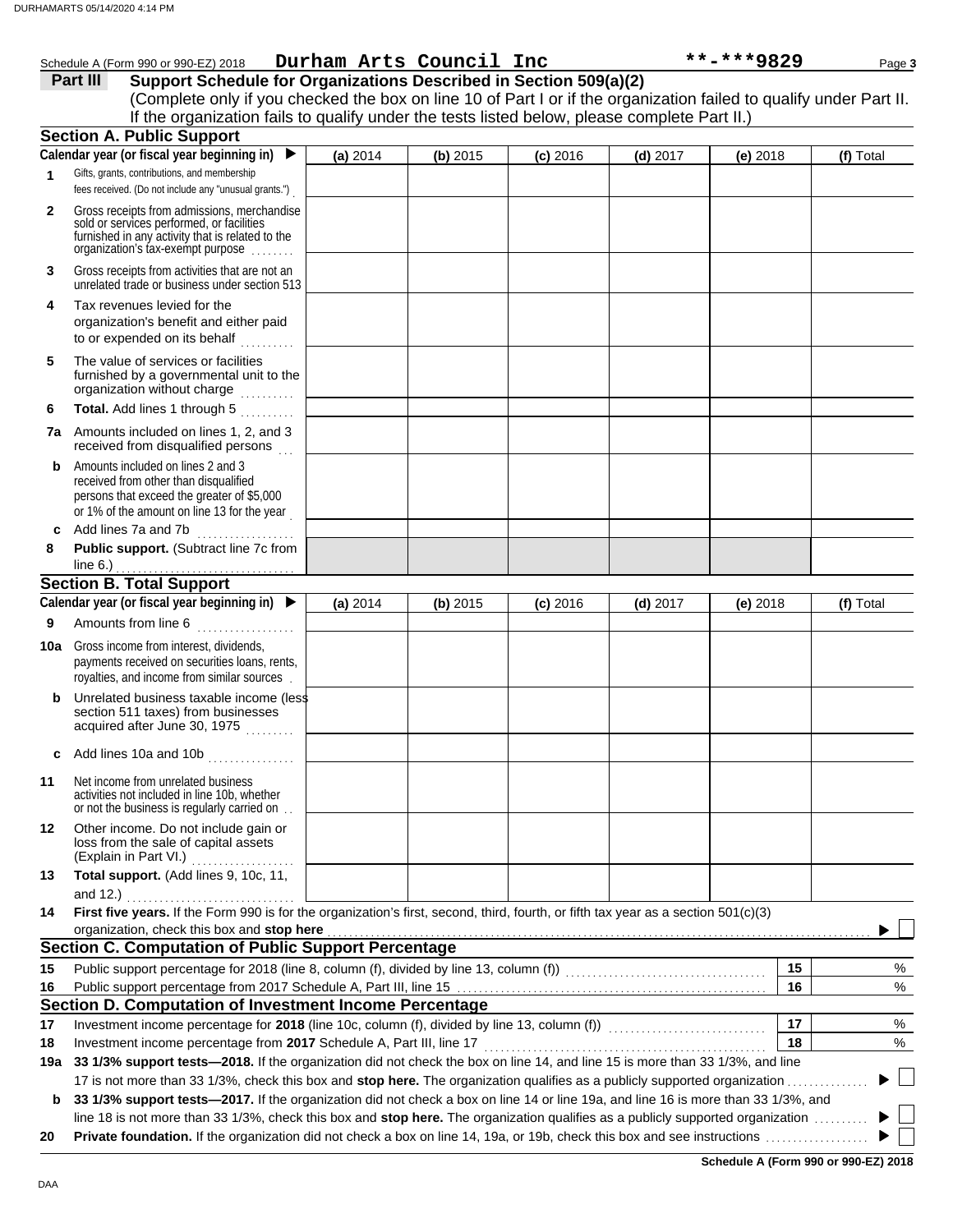Schedule A (Form 990 or 990-EZ) 2018 **Durham Arts Council Inc** **-***9829 Page **3**

**Part III** **Support Schedule for Organizations Described in Section 509(a)(2)**

(Complete only if you checked the box on line 10 of Part I or if the organization failed to qualify under Part II. If the organization fails to qualify under the tests listed below, please complete Part II.)

## Section A. Public Support

| | Calendar year (or fiscal year beginning in) ▶ | (a) 2014 | (b) 2015 | (c) 2016 | (d) 2017 | (e) 2018 | (f) Total |
|---|---|---|---|---|---|---|---|
| 1 | Gifts, grants, contributions, and membership fees received. (Do not include any "unusual grants.") | | | | | | |
| 2 | Gross receipts from admissions, merchandise sold or services performed, or facilities furnished in any activity that is related to the organization's tax-exempt purpose | | | | | | |
| 3 | Gross receipts from activities that are not an unrelated trade or business under section 513 | | | | | | |
| 4 | Tax revenues levied for the organization's benefit and either paid to or expended on its behalf | | | | | | |
| 5 | The value of services or facilities furnished by a governmental unit to the organization without charge | | | | | | |
| 6 | **Total.** Add lines 1 through 5 | | | | | | |
| 7a | Amounts included on lines 1, 2, and 3 received from disqualified persons | | | | | | |
| b | Amounts included on lines 2 and 3 received from other than disqualified persons that exceed the greater of $5,000 or 1% of the amount on line 13 for the year | | | | | | |
| c | Add lines 7a and 7b | | | | | | |
| 8 | **Public support.** (Subtract line 7c from line 6.) | | | | | | |

## Section B. Total Support

| | Calendar year (or fiscal year beginning in) ▶ | (a) 2014 | (b) 2015 | (c) 2016 | (d) 2017 | (e) 2018 | (f) Total |
|---|---|---|---|---|---|---|---|
| 9 | Amounts from line 6 | | | | | | |
| 10a | Gross income from interest, dividends, payments received on securities loans, rents, royalties, and income from similar sources | | | | | | |
| b | Unrelated business taxable income (less section 511 taxes) from businesses acquired after June 30, 1975 | | | | | | |
| c | Add lines 10a and 10b | | | | | | |
| 11 | Net income from unrelated business activities not included in line 10b, whether or not the business is regularly carried on | | | | | | |
| 12 | Other income. Do not include gain or loss from the sale of capital assets (Explain in Part VI.) | | | | | | |
| 13 | **Total support.** (Add lines 9, 10c, 11, and 12.) | | | | | | |

**14** **First five years.** If the Form 990 is for the organization's first, second, third, fourth, or fifth tax year as a section 501(c)(3) organization, check this box and **stop here** ▶ ☐

## Section C. Computation of Public Support Percentage

| | | | |
|---|---|---|---|
| 15 | Public support percentage for 2018 (line 8, column (f), divided by line 13, column (f)) | 15 | % |
| 16 | Public support percentage from 2017 Schedule A, Part III, line 15 | 16 | % |

## Section D. Computation of Investment Income Percentage

| | | | |
|---|---|---|---|
| 17 | Investment income percentage for **2018** (line 10c, column (f), divided by line 13, column (f)) | 17 | % |
| 18 | Investment income percentage from **2017** Schedule A, Part III, line 17 | 18 | % |

**19a** **33 1/3% support tests—2018.** If the organization did not check the box on line 14, and line 15 is more than 33 1/3%, and line 17 is not more than 33 1/3%, check this box and **stop here.** The organization qualifies as a publicly supported organization ▶ ☐

**b** **33 1/3% support tests—2017.** If the organization did not check a box on line 14 or line 19a, and line 16 is more than 33 1/3%, and line 18 is not more than 33 1/3%, check this box and **stop here.** The organization qualifies as a publicly supported organization ▶ ☐

**20** **Private foundation.** If the organization did not check a box on line 14, 19a, or 19b, check this box and see instructions ▶ ☐

**Schedule A (Form 990 or 990-EZ) 2018**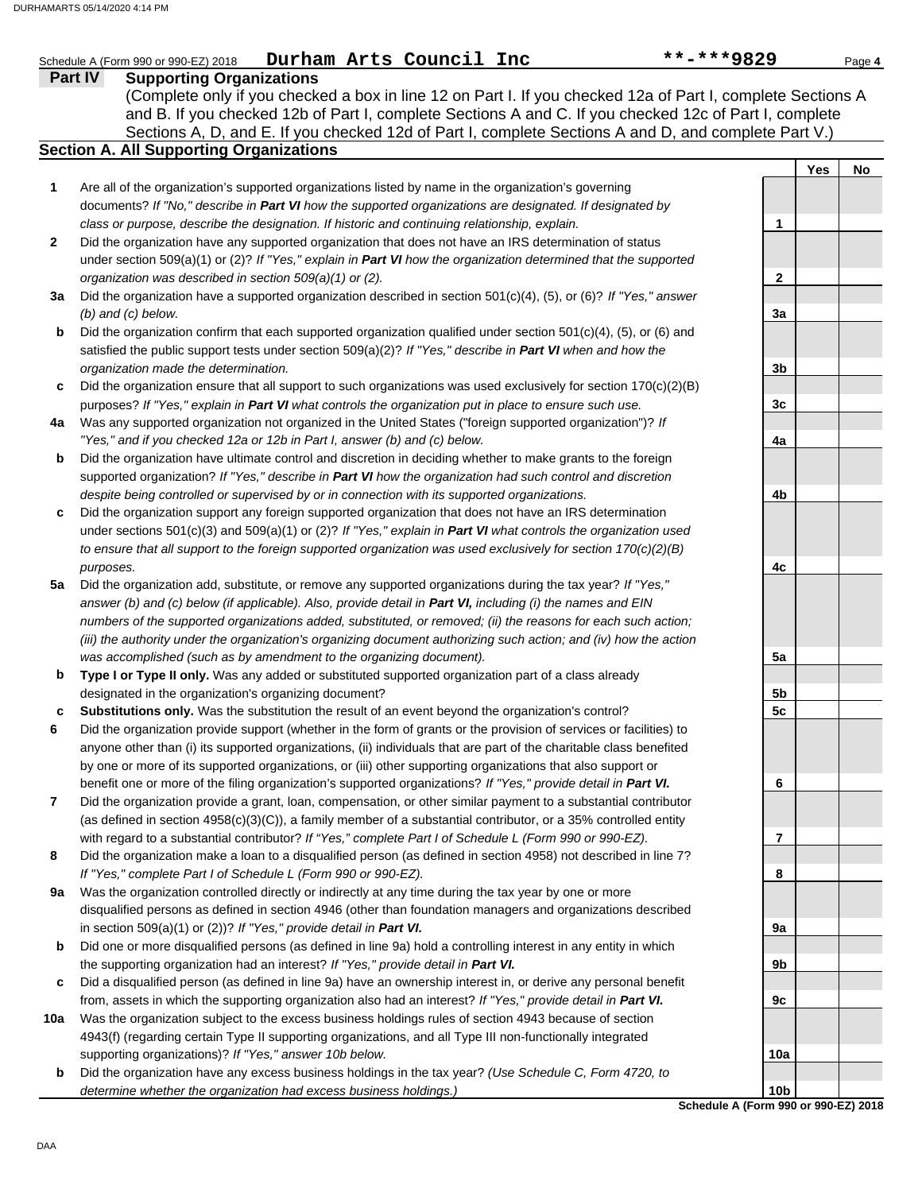Schedule A (Form 990 or 990-EZ) 2018 **Durham Arts Council Inc** **-***9829

**Part IV Supporting Organizations**

(Complete only if you checked a box in line 12 on Part I. If you checked 12a of Part I, complete Sections A and B. If you checked 12b of Part I, complete Sections A and C. If you checked 12c of Part I, complete Sections A, D, and E. If you checked 12d of Part I, complete Sections A and D, and complete Part V.)

**Section A. All Supporting Organizations**

| | | | Yes | No |
|---|---|---|---|---|
| 1 | Are all of the organization's supported organizations listed by name in the organization's governing documents? *If "No," describe in **Part VI** how the supported organizations are designated. If designated by class or purpose, describe the designation. If historic and continuing relationship, explain.* | 1 | | |
| 2 | Did the organization have any supported organization that does not have an IRS determination of status under section 509(a)(1) or (2)? *If "Yes," explain in **Part VI** how the organization determined that the supported organization was described in section 509(a)(1) or (2).* | 2 | | |
| 3a | Did the organization have a supported organization described in section 501(c)(4), (5), or (6)? *If "Yes," answer (b) and (c) below.* | 3a | | |
| b | Did the organization confirm that each supported organization qualified under section 501(c)(4), (5), or (6) and satisfied the public support tests under section 509(a)(2)? *If "Yes," describe in **Part VI** when and how the organization made the determination.* | 3b | | |
| c | Did the organization ensure that all support to such organizations was used exclusively for section 170(c)(2)(B) purposes? *If "Yes," explain in **Part VI** what controls the organization put in place to ensure such use.* | 3c | | |
| 4a | Was any supported organization not organized in the United States ("foreign supported organization")? *If "Yes," and if you checked 12a or 12b in Part I, answer (b) and (c) below.* | 4a | | |
| b | Did the organization have ultimate control and discretion in deciding whether to make grants to the foreign supported organization? *If "Yes," describe in **Part VI** how the organization had such control and discretion despite being controlled or supervised by or in connection with its supported organizations.* | 4b | | |
| c | Did the organization support any foreign supported organization that does not have an IRS determination under sections 501(c)(3) and 509(a)(1) or (2)? *If "Yes," explain in **Part VI** what controls the organization used to ensure that all support to the foreign supported organization was used exclusively for section 170(c)(2)(B) purposes.* | 4c | | |
| 5a | Did the organization add, substitute, or remove any supported organizations during the tax year? *If "Yes," answer (b) and (c) below (if applicable). Also, provide detail in **Part VI,** including (i) the names and EIN numbers of the supported organizations added, substituted, or removed; (ii) the reasons for each such action; (iii) the authority under the organization's organizing document authorizing such action; and (iv) how the action was accomplished (such as by amendment to the organizing document).* | 5a | | |
| b | **Type I or Type II only.** Was any added or substituted supported organization part of a class already designated in the organization's organizing document? | 5b | | |
| c | **Substitutions only.** Was the substitution the result of an event beyond the organization's control? | 5c | | |
| 6 | Did the organization provide support (whether in the form of grants or the provision of services or facilities) to anyone other than (i) its supported organizations, (ii) individuals that are part of the charitable class benefited by one or more of its supported organizations, or (iii) other supporting organizations that also support or benefit one or more of the filing organization's supported organizations? *If "Yes," provide detail in **Part VI.*** | 6 | | |
| 7 | Did the organization provide a grant, loan, compensation, or other similar payment to a substantial contributor (as defined in section 4958(c)(3)(C)), a family member of a substantial contributor, or a 35% controlled entity with regard to a substantial contributor? *If "Yes," complete Part I of Schedule L (Form 990 or 990-EZ).* | 7 | | |
| 8 | Did the organization make a loan to a disqualified person (as defined in section 4958) not described in line 7? *If "Yes," complete Part I of Schedule L (Form 990 or 990-EZ).* | 8 | | |
| 9a | Was the organization controlled directly or indirectly at any time during the tax year by one or more disqualified persons as defined in section 4946 (other than foundation managers and organizations described in section 509(a)(1) or (2))? *If "Yes," provide detail in **Part VI.*** | 9a | | |
| b | Did one or more disqualified persons (as defined in line 9a) hold a controlling interest in any entity in which the supporting organization had an interest? *If "Yes," provide detail in **Part VI.*** | 9b | | |
| c | Did a disqualified person (as defined in line 9a) have an ownership interest in, or derive any personal benefit from, assets in which the supporting organization also had an interest? *If "Yes," provide detail in **Part VI.*** | 9c | | |
| 10a | Was the organization subject to the excess business holdings rules of section 4943 because of section 4943(f) (regarding certain Type II supporting organizations, and all Type III non-functionally integrated supporting organizations)? *If "Yes," answer 10b below.* | 10a | | |
| b | Did the organization have any excess business holdings in the tax year? *(Use Schedule C, Form 4720, to determine whether the organization had excess business holdings.)* | 10b | | |

**Schedule A (Form 990 or 990-EZ) 2018**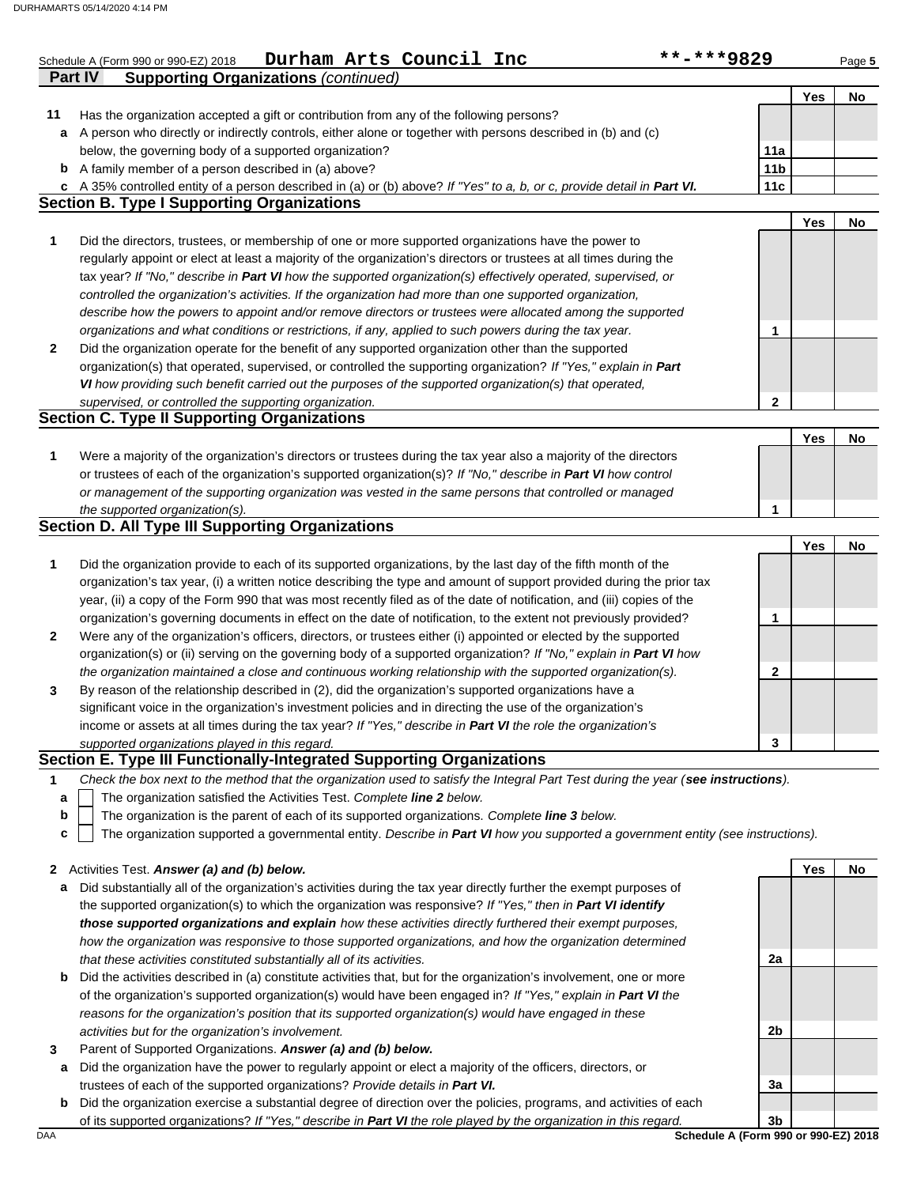Schedule A (Form 990 or 990-EZ) 2018 **Durham Arts Council Inc** **-***9829 Page **5**

## Part IV Supporting Organizations *(continued)*

| | | | Yes | No |
|---|---|---|---|---|
| **11** | Has the organization accepted a gift or contribution from any of the following persons? | | | |
| **a** | A person who directly or indirectly controls, either alone or together with persons described in (b) and (c) below, the governing body of a supported organization? | **11a** | | |
| **b** | A family member of a person described in (a) above? | **11b** | | |
| **c** | A 35% controlled entity of a person described in (a) or (b) above? *If "Yes" to a, b, or c, provide detail in **Part VI.*** | **11c** | | |

### Section B. Type I Supporting Organizations

| | | | Yes | No |
|---|---|---|---|---|
| **1** | Did the directors, trustees, or membership of one or more supported organizations have the power to regularly appoint or elect at least a majority of the organization's directors or trustees at all times during the tax year? *If "No," describe in **Part VI** how the supported organization(s) effectively operated, supervised, or controlled the organization's activities. If the organization had more than one supported organization, describe how the powers to appoint and/or remove directors or trustees were allocated among the supported organizations and what conditions or restrictions, if any, applied to such powers during the tax year.* | **1** | | |
| **2** | Did the organization operate for the benefit of any supported organization other than the supported organization(s) that operated, supervised, or controlled the supporting organization? *If "Yes," explain in **Part VI** how providing such benefit carried out the purposes of the supported organization(s) that operated, supervised, or controlled the supporting organization.* | **2** | | |

### Section C. Type II Supporting Organizations

| | | | Yes | No |
|---|---|---|---|---|
| **1** | Were a majority of the organization's directors or trustees during the tax year also a majority of the directors or trustees of each of the organization's supported organization(s)? *If "No," describe in **Part VI** how control or management of the supporting organization was vested in the same persons that controlled or managed the supported organization(s).* | **1** | | |

### Section D. All Type III Supporting Organizations

| | | | Yes | No |
|---|---|---|---|---|
| **1** | Did the organization provide to each of its supported organizations, by the last day of the fifth month of the organization's tax year, (i) a written notice describing the type and amount of support provided during the prior tax year, (ii) a copy of the Form 990 that was most recently filed as of the date of notification, and (iii) copies of the organization's governing documents in effect on the date of notification, to the extent not previously provided? | **1** | | |
| **2** | Were any of the organization's officers, directors, or trustees either (i) appointed or elected by the supported organization(s) or (ii) serving on the governing body of a supported organization? *If "No," explain in **Part VI** how the organization maintained a close and continuous working relationship with the supported organization(s).* | **2** | | |
| **3** | By reason of the relationship described in (2), did the organization's supported organizations have a significant voice in the organization's investment policies and in directing the use of the organization's income or assets at all times during the tax year? *If "Yes," describe in **Part VI** the role the organization's supported organizations played in this regard.* | **3** | | |

### Section E. Type III Functionally-Integrated Supporting Organizations

**1** *Check the box next to the method that the organization used to satisfy the Integral Part Test during the year (**see instructions**).*

- **a** ☐ The organization satisfied the Activities Test. *Complete **line 2** below.*
- **b** ☐ The organization is the parent of each of its supported organizations. *Complete **line 3** below.*
- **c** ☐ The organization supported a governmental entity. *Describe in **Part VI** how you supported a government entity (see instructions).*

| | | | Yes | No |
|---|---|---|---|---|
| **2** | Activities Test. ***Answer (a) and (b) below.*** | | | |
| **a** | Did substantially all of the organization's activities during the tax year directly further the exempt purposes of the supported organization(s) to which the organization was responsive? *If "Yes," then in **Part VI identify those supported organizations and explain** how these activities directly furthered their exempt purposes, how the organization was responsive to those supported organizations, and how the organization determined that these activities constituted substantially all of its activities.* | **2a** | | |
| **b** | Did the activities described in (a) constitute activities that, but for the organization's involvement, one or more of the organization's supported organization(s) would have been engaged in? *If "Yes," explain in **Part VI** the reasons for the organization's position that its supported organization(s) would have engaged in these activities but for the organization's involvement.* | **2b** | | |
| **3** | Parent of Supported Organizations. ***Answer (a) and (b) below.*** | | | |
| **a** | Did the organization have the power to regularly appoint or elect a majority of the officers, directors, or trustees of each of the supported organizations? *Provide details in **Part VI.*** | **3a** | | |
| **b** | Did the organization exercise a substantial degree of direction over the policies, programs, and activities of each of its supported organizations? *If "Yes," describe in **Part VI** the role played by the organization in this regard.* | **3b** | | |

DAA **Schedule A (Form 990 or 990-EZ) 2018**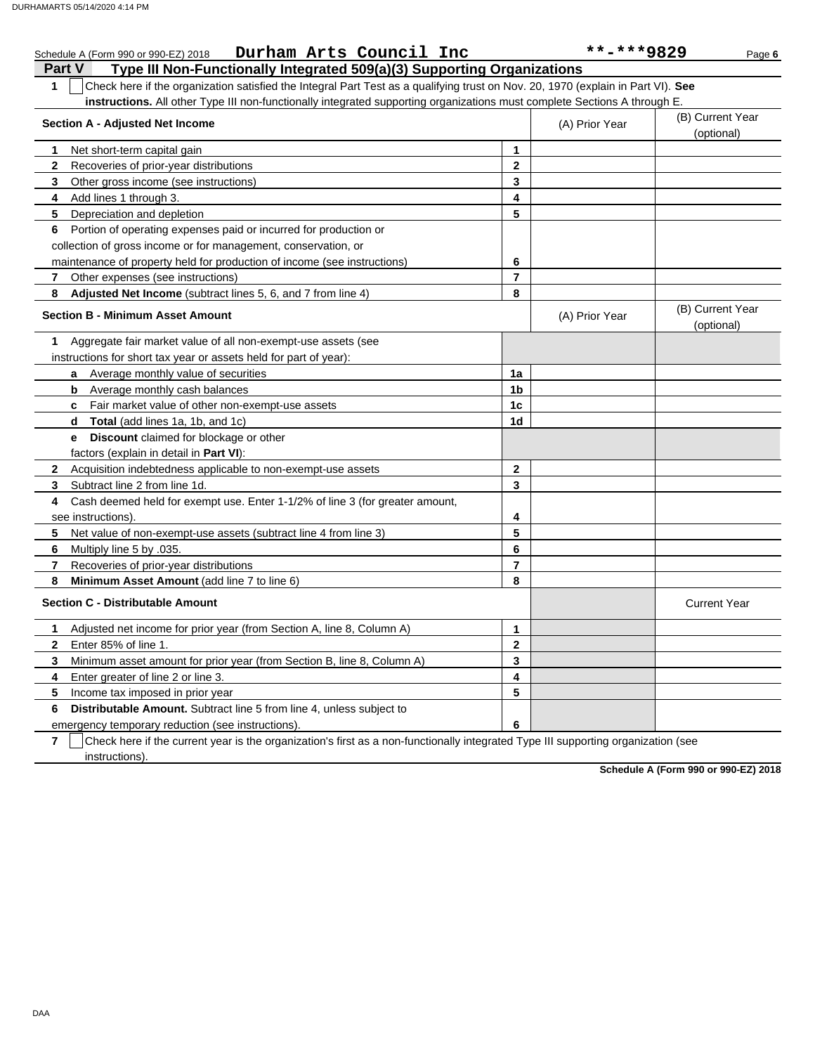Schedule A (Form 990 or 990-EZ) 2018 **Durham Arts Council Inc** **-***9829

## Part V Type III Non-Functionally Integrated 509(a)(3) Supporting Organizations

**1** ☐ Check here if the organization satisfied the Integral Part Test as a qualifying trust on Nov. 20, 1970 (explain in Part VI). **See instructions.** All other Type III non-functionally integrated supporting organizations must complete Sections A through E.

| Section A - Adjusted Net Income | | (A) Prior Year | (B) Current Year (optional) |
|---|---|---|---|
| **1** Net short-term capital gain | 1 | | |
| **2** Recoveries of prior-year distributions | 2 | | |
| **3** Other gross income (see instructions) | 3 | | |
| **4** Add lines 1 through 3. | 4 | | |
| **5** Depreciation and depletion | 5 | | |
| **6** Portion of operating expenses paid or incurred for production or collection of gross income or for management, conservation, or maintenance of property held for production of income (see instructions) | 6 | | |
| **7** Other expenses (see instructions) | 7 | | |
| **8** **Adjusted Net Income** (subtract lines 5, 6, and 7 from line 4) | 8 | | |

| Section B - Minimum Asset Amount | | (A) Prior Year | (B) Current Year (optional) |
|---|---|---|---|
| **1** Aggregate fair market value of all non-exempt-use assets (see instructions for short tax year or assets held for part of year): | | | |
| **a** Average monthly value of securities | 1a | | |
| **b** Average monthly cash balances | 1b | | |
| **c** Fair market value of other non-exempt-use assets | 1c | | |
| **d** **Total** (add lines 1a, 1b, and 1c) | 1d | | |
| **e** **Discount** claimed for blockage or other factors (explain in detail in **Part VI**): | | | |
| **2** Acquisition indebtedness applicable to non-exempt-use assets | 2 | | |
| **3** Subtract line 2 from line 1d. | 3 | | |
| **4** Cash deemed held for exempt use. Enter 1-1/2% of line 3 (for greater amount, see instructions). | 4 | | |
| **5** Net value of non-exempt-use assets (subtract line 4 from line 3) | 5 | | |
| **6** Multiply line 5 by .035. | 6 | | |
| **7** Recoveries of prior-year distributions | 7 | | |
| **8** **Minimum Asset Amount** (add line 7 to line 6) | 8 | | |

| Section C - Distributable Amount | | | Current Year |
|---|---|---|---|
| **1** Adjusted net income for prior year (from Section A, line 8, Column A) | 1 | | |
| **2** Enter 85% of line 1. | 2 | | |
| **3** Minimum asset amount for prior year (from Section B, line 8, Column A) | 3 | | |
| **4** Enter greater of line 2 or line 3. | 4 | | |
| **5** Income tax imposed in prior year | 5 | | |
| **6** **Distributable Amount.** Subtract line 5 from line 4, unless subject to emergency temporary reduction (see instructions). | 6 | | |

**7** ☐ Check here if the current year is the organization's first as a non-functionally integrated Type III supporting organization (see instructions).

**Schedule A (Form 990 or 990-EZ) 2018**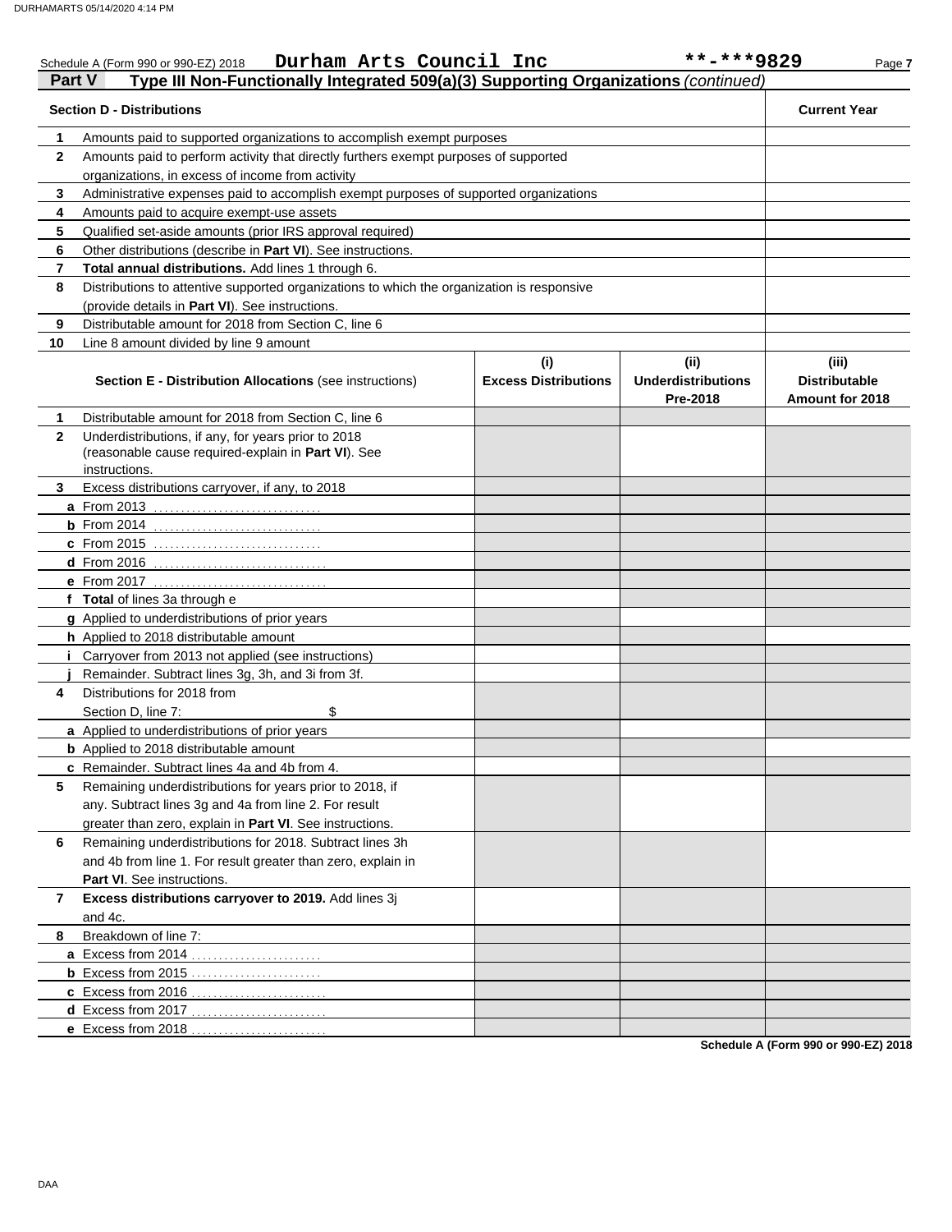Schedule A (Form 990 or 990-EZ) 2018 **Durham Arts Council Inc** **-***9829

## Part V Type III Non-Functionally Integrated 509(a)(3) Supporting Organizations *(continued)*

| | Section D - Distributions | Current Year |
|---|---|---|
| 1 | Amounts paid to supported organizations to accomplish exempt purposes | |
| 2 | Amounts paid to perform activity that directly furthers exempt purposes of supported organizations, in excess of income from activity | |
| 3 | Administrative expenses paid to accomplish exempt purposes of supported organizations | |
| 4 | Amounts paid to acquire exempt-use assets | |
| 5 | Qualified set-aside amounts (prior IRS approval required) | |
| 6 | Other distributions (describe in **Part VI**). See instructions. | |
| 7 | **Total annual distributions.** Add lines 1 through 6. | |
| 8 | Distributions to attentive supported organizations to which the organization is responsive (provide details in **Part VI**). See instructions. | |
| 9 | Distributable amount for 2018 from Section C, line 6 | |
| 10 | Line 8 amount divided by line 9 amount | |

| | Section E - Distribution Allocations (see instructions) | (i) Excess Distributions | (ii) Underdistributions Pre-2018 | (iii) Distributable Amount for 2018 |
|---|---|---|---|---|
| 1 | Distributable amount for 2018 from Section C, line 6 | | | |
| 2 | Underdistributions, if any, for years prior to 2018 (reasonable cause required-explain in **Part VI**). See instructions. | | | |
| 3 | Excess distributions carryover, if any, to 2018 | | | |
| a | From 2013 | | | |
| b | From 2014 | | | |
| c | From 2015 | | | |
| d | From 2016 | | | |
| e | From 2017 | | | |
| f | **Total** of lines 3a through e | | | |
| g | Applied to underdistributions of prior years | | | |
| h | Applied to 2018 distributable amount | | | |
| i | Carryover from 2013 not applied (see instructions) | | | |
| j | Remainder. Subtract lines 3g, 3h, and 3i from 3f. | | | |
| 4 | Distributions for 2018 from Section D, line 7: $ | | | |
| a | Applied to underdistributions of prior years | | | |
| b | Applied to 2018 distributable amount | | | |
| c | Remainder. Subtract lines 4a and 4b from 4. | | | |
| 5 | Remaining underdistributions for years prior to 2018, if any. Subtract lines 3g and 4a from line 2. For result greater than zero, explain in **Part VI**. See instructions. | | | |
| 6 | Remaining underdistributions for 2018. Subtract lines 3h and 4b from line 1. For result greater than zero, explain in **Part VI**. See instructions. | | | |
| 7 | **Excess distributions carryover to 2019.** Add lines 3j and 4c. | | | |
| 8 | Breakdown of line 7: | | | |
| a | Excess from 2014 | | | |
| b | Excess from 2015 | | | |
| c | Excess from 2016 | | | |
| d | Excess from 2017 | | | |
| e | Excess from 2018 | | | |

**Schedule A (Form 990 or 990-EZ) 2018**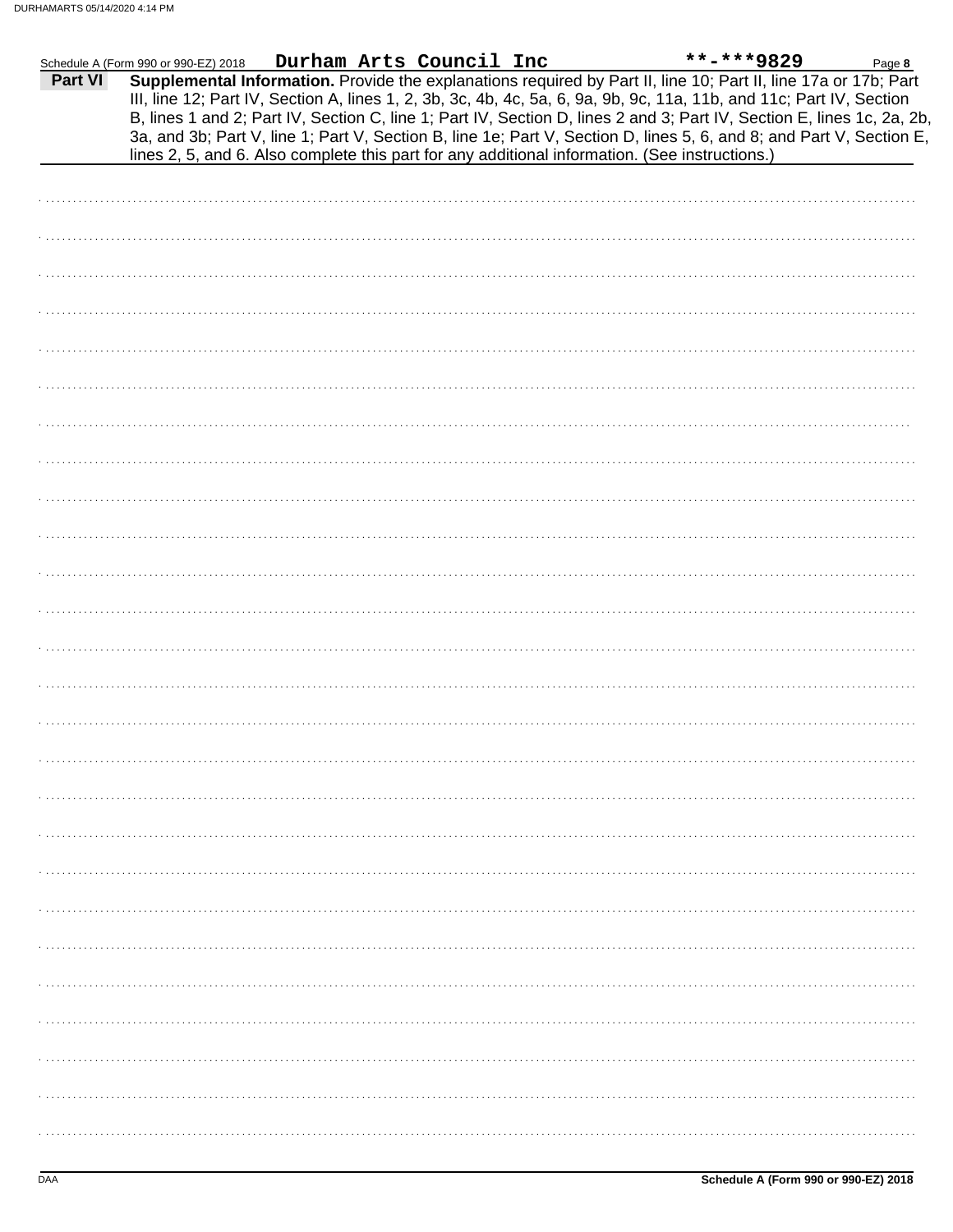Schedule A (Form 990 or 990-EZ) 2018 **Durham Arts Council Inc** **\*\*-\*\*\*9829** Page **8**

**Part VI** **Supplemental Information.** Provide the explanations required by Part II, line 10; Part II, line 17a or 17b; Part III, line 12; Part IV, Section A, lines 1, 2, 3b, 3c, 4b, 4c, 5a, 6, 9a, 9b, 9c, 11a, 11b, and 11c; Part IV, Section B, lines 1 and 2; Part IV, Section C, line 1; Part IV, Section D, lines 2 and 3; Part IV, Section E, lines 1c, 2a, 2b, 3a, and 3b; Part V, line 1; Part V, Section B, line 1e; Part V, Section D, lines 5, 6, and 8; and Part V, Section E, lines 2, 5, and 6. Also complete this part for any additional information. (See instructions.)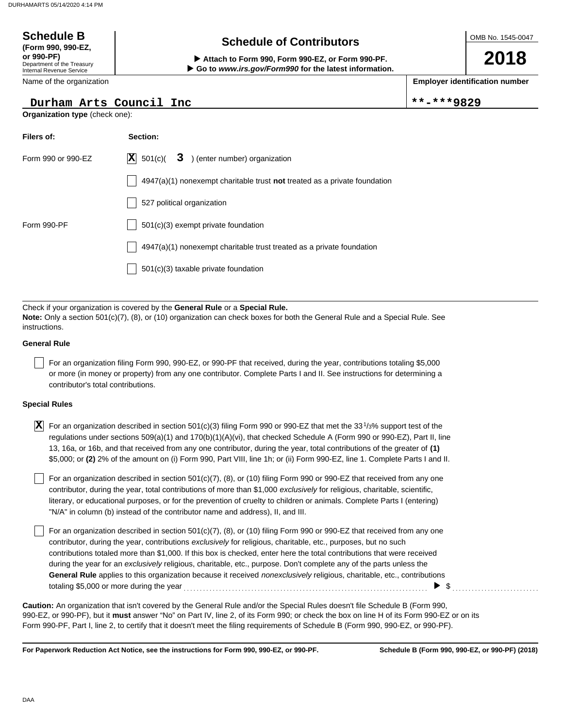# Schedule B

**(Form 990, 990-EZ, or 990-PF)**
Department of the Treasury
Internal Revenue Service

## Schedule of Contributors

▶ **Attach to Form 990, Form 990-EZ, or Form 990-PF.**
▶ **Go to *www.irs.gov/Form990* for the latest information.**

OMB No. 1545-0047

**2018**

| Name of the organization | Employer identification number |
|---|---|
| Durham Arts Council Inc | **-***9829 |

**Organization type** (check one):

| Filers of: | Section: |
|---|---|
| Form 990 or 990-EZ | [X] 501(c)( 3 ) (enter number) organization |
| | [ ] 4947(a)(1) nonexempt charitable trust **not** treated as a private foundation |
| | [ ] 527 political organization |
| Form 990-PF | [ ] 501(c)(3) exempt private foundation |
| | [ ] 4947(a)(1) nonexempt charitable trust treated as a private foundation |
| | [ ] 501(c)(3) taxable private foundation |

Check if your organization is covered by the **General Rule** or a **Special Rule.**

**Note:** Only a section 501(c)(7), (8), or (10) organization can check boxes for both the General Rule and a Special Rule. See instructions.

**General Rule**

[ ] For an organization filing Form 990, 990-EZ, or 990-PF that received, during the year, contributions totaling $5,000 or more (in money or property) from any one contributor. Complete Parts I and II. See instructions for determining a contributor's total contributions.

**Special Rules**

[X] For an organization described in section 501(c)(3) filing Form 990 or 990-EZ that met the 33 1/3% support test of the regulations under sections 509(a)(1) and 170(b)(1)(A)(vi), that checked Schedule A (Form 990 or 990-EZ), Part II, line 13, 16a, or 16b, and that received from any one contributor, during the year, total contributions of the greater of **(1)** $5,000; or **(2)** 2% of the amount on (i) Form 990, Part VIII, line 1h; or (ii) Form 990-EZ, line 1. Complete Parts I and II.

[ ] For an organization described in section 501(c)(7), (8), or (10) filing Form 990 or 990-EZ that received from any one contributor, during the year, total contributions of more than $1,000 *exclusively* for religious, charitable, scientific, literary, or educational purposes, or for the prevention of cruelty to children or animals. Complete Parts I (entering) "N/A" in column (b) instead of the contributor name and address), II, and III.

[ ] For an organization described in section 501(c)(7), (8), or (10) filing Form 990 or 990-EZ that received from any one contributor, during the year, contributions *exclusively* for religious, charitable, etc., purposes, but no such contributions totaled more than $1,000. If this box is checked, enter here the total contributions that were received during the year for an *exclusively* religious, charitable, etc., purpose. Don't complete any of the parts unless the **General Rule** applies to this organization because it received *nonexclusively* religious, charitable, etc., contributions totaling $5,000 or more during the year ........ ▶ $ ..........

**Caution:** An organization that isn't covered by the General Rule and/or the Special Rules doesn't file Schedule B (Form 990, 990-EZ, or 990-PF), but it **must** answer "No" on Part IV, line 2, of its Form 990; or check the box on line H of its Form 990-EZ or on its Form 990-PF, Part I, line 2, to certify that it doesn't meet the filing requirements of Schedule B (Form 990, 990-EZ, or 990-PF).

**For Paperwork Reduction Act Notice, see the instructions for Form 990, 990-EZ, or 990-PF.** **Schedule B (Form 990, 990-EZ, or 990-PF) (2018)**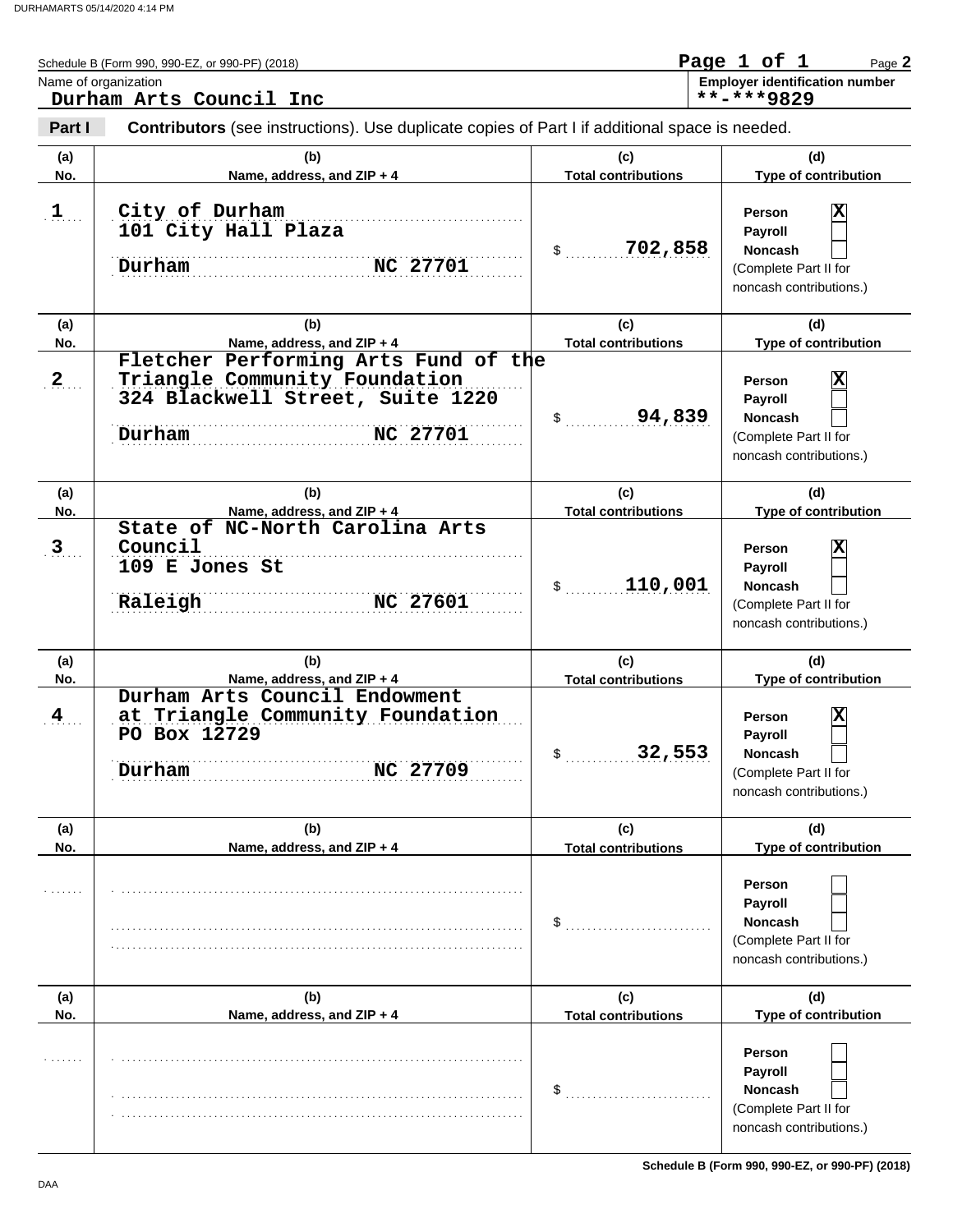Schedule B (Form 990, 990-EZ, or 990-PF) (2018) Page **2**

Name of organization: **Durham Arts Council Inc**

Employer identification number: **\*\*-\*\*\*9829**

**Part I** **Contributors** (see instructions). Use duplicate copies of Part I if additional space is needed.

| (a) No. | (b) Name, address, and ZIP + 4 | (c) Total contributions | (d) Type of contribution |
|---|---|---|---|
| 1 | City of Durham<br>101 City Hall Plaza<br>Durham NC 27701 | $ 702,858 | Person [X]<br>Payroll [ ]<br>Noncash [ ]<br>(Complete Part II for noncash contributions.) |
| 2 | Fletcher Performing Arts Fund of the Triangle Community Foundation<br>324 Blackwell Street, Suite 1220<br>Durham NC 27701 | $ 94,839 | Person [X]<br>Payroll [ ]<br>Noncash [ ]<br>(Complete Part II for noncash contributions.) |
| 3 | State of NC-North Carolina Arts Council<br>109 E Jones St<br>Raleigh NC 27601 | $ 110,001 | Person [X]<br>Payroll [ ]<br>Noncash [ ]<br>(Complete Part II for noncash contributions.) |
| 4 | Durham Arts Council Endowment at Triangle Community Foundation<br>PO Box 12729<br>Durham NC 27709 | $ 32,553 | Person [X]<br>Payroll [ ]<br>Noncash [ ]<br>(Complete Part II for noncash contributions.) |
| | | $ | Person [ ]<br>Payroll [ ]<br>Noncash [ ]<br>(Complete Part II for noncash contributions.) |
| | | $ | Person [ ]<br>Payroll [ ]<br>Noncash [ ]<br>(Complete Part II for noncash contributions.) |

Schedule B (Form 990, 990-EZ, or 990-PF) (2018)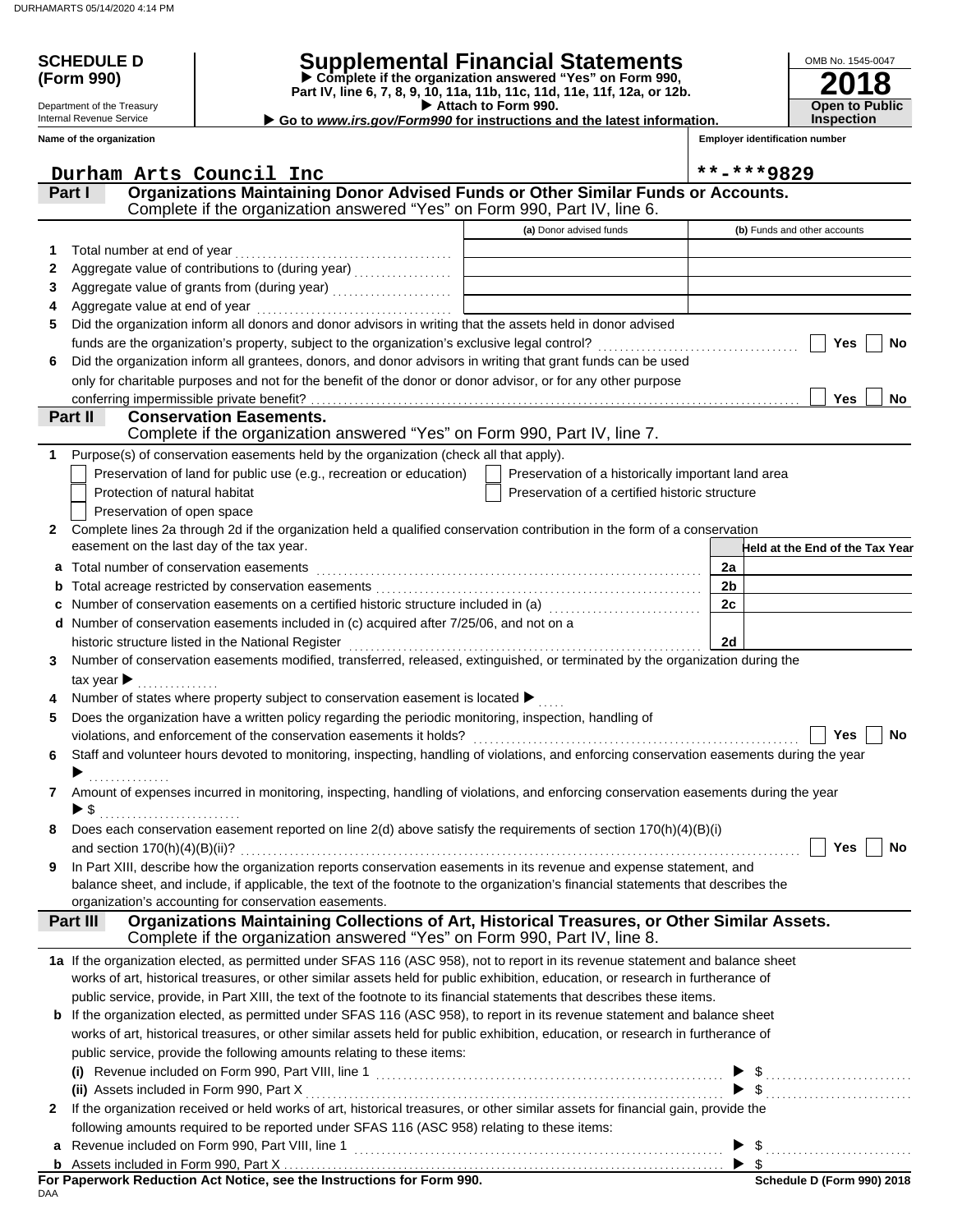**SCHEDULE D (Form 990)**

Department of the Treasury
Internal Revenue Service

# Supplemental Financial Statements

▶ Complete if the organization answered "Yes" on Form 990, Part IV, line 6, 7, 8, 9, 10, 11a, 11b, 11c, 11d, 11e, 11f, 12a, or 12b.
▶ Attach to Form 990.
▶ Go to *www.irs.gov/Form990* for instructions and the latest information.

OMB No. 1545-0047
**2018**
**Open to Public Inspection**

| Name of the organization | Employer identification number |
|---|---|
| Durham Arts Council Inc | **-***9829 |

## Part I Organizations Maintaining Donor Advised Funds or Other Similar Funds or Accounts.
Complete if the organization answered "Yes" on Form 990, Part IV, line 6.

| | | (a) Donor advised funds | (b) Funds and other accounts |
|---|---|---|---|
| 1 | Total number at end of year | | |
| 2 | Aggregate value of contributions to (during year) | | |
| 3 | Aggregate value of grants from (during year) | | |
| 4 | Aggregate value at end of year | | |

5 Did the organization inform all donors and donor advisors in writing that the assets held in donor advised funds are the organization's property, subject to the organization's exclusive legal control? ☐ Yes ☐ No

6 Did the organization inform all grantees, donors, and donor advisors in writing that grant funds can be used only for charitable purposes and not for the benefit of the donor or donor advisor, or for any other purpose conferring impermissible private benefit? ☐ Yes ☐ No

## Part II Conservation Easements.
Complete if the organization answered "Yes" on Form 990, Part IV, line 7.

1 Purpose(s) of conservation easements held by the organization (check all that apply).

☐ Preservation of land for public use (e.g., recreation or education) ☐ Preservation of a historically important land area
☐ Protection of natural habitat ☐ Preservation of a certified historic structure
☐ Preservation of open space

2 Complete lines 2a through 2d if the organization held a qualified conservation contribution in the form of a conservation easement on the last day of the tax year.

| | | | Held at the End of the Tax Year |
|---|---|---|---|
| a | Total number of conservation easements | 2a | |
| b | Total acreage restricted by conservation easements | 2b | |
| c | Number of conservation easements on a certified historic structure included in (a) | 2c | |
| d | Number of conservation easements included in (c) acquired after 7/25/06, and not on a historic structure listed in the National Register | 2d | |

3 Number of conservation easements modified, transferred, released, extinguished, or terminated by the organization during the tax year ▶

4 Number of states where property subject to conservation easement is located ▶

5 Does the organization have a written policy regarding the periodic monitoring, inspection, handling of violations, and enforcement of the conservation easements it holds? ☐ Yes ☐ No

6 Staff and volunteer hours devoted to monitoring, inspecting, handling of violations, and enforcing conservation easements during the year ▶

7 Amount of expenses incurred in monitoring, inspecting, handling of violations, and enforcing conservation easements during the year ▶ $

8 Does each conservation easement reported on line 2(d) above satisfy the requirements of section 170(h)(4)(B)(i) and section 170(h)(4)(B)(ii)? ☐ Yes ☐ No

9 In Part XIII, describe how the organization reports conservation easements in its revenue and expense statement, and balance sheet, and include, if applicable, the text of the footnote to the organization's financial statements that describes the organization's accounting for conservation easements.

## Part III Organizations Maintaining Collections of Art, Historical Treasures, or Other Similar Assets.
Complete if the organization answered "Yes" on Form 990, Part IV, line 8.

1a If the organization elected, as permitted under SFAS 116 (ASC 958), not to report in its revenue statement and balance sheet works of art, historical treasures, or other similar assets held for public exhibition, education, or research in furtherance of public service, provide, in Part XIII, the text of the footnote to its financial statements that describes these items.

b If the organization elected, as permitted under SFAS 116 (ASC 958), to report in its revenue statement and balance sheet works of art, historical treasures, or other similar assets held for public exhibition, education, or research in furtherance of public service, provide the following amounts relating to these items:

(i) Revenue included on Form 990, Part VIII, line 1 ▶ $

(ii) Assets included in Form 990, Part X ▶ $

2 If the organization received or held works of art, historical treasures, or other similar assets for financial gain, provide the following amounts required to be reported under SFAS 116 (ASC 958) relating to these items:

a Revenue included on Form 990, Part VIII, line 1 ▶ $

b Assets included in Form 990, Part X ▶ $

**For Paperwork Reduction Act Notice, see the Instructions for Form 990.** **Schedule D (Form 990) 2018**

DAA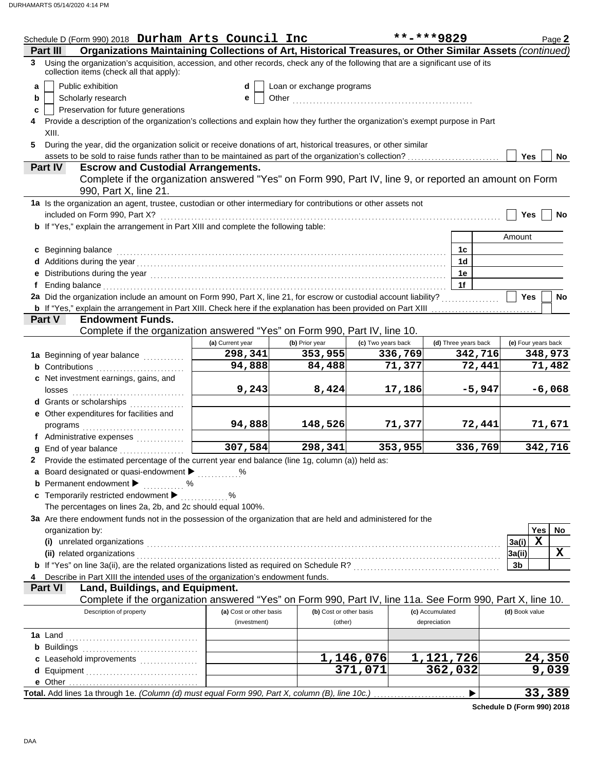Schedule D (Form 990) 2018 **Durham Arts Council Inc** **-***9829 Page **2**

## Part III — Organizations Maintaining Collections of Art, Historical Treasures, or Other Similar Assets *(continued)*

**3** Using the organization's acquisition, accession, and other records, check any of the following that are a significant use of its collection items (check all that apply):

- **a** ☐ Public exhibition
- **b** ☐ Scholarly research
- **c** ☐ Preservation for future generations
- **d** ☐ Loan or exchange programs
- **e** ☐ Other ....................

**4** Provide a description of the organization's collections and explain how they further the organization's exempt purpose in Part XIII.

**5** During the year, did the organization solicit or receive donations of art, historical treasures, or other similar assets to be sold to raise funds rather than to be maintained as part of the organization's collection? ☐ Yes ☐ No

## Part IV — Escrow and Custodial Arrangements.

Complete if the organization answered "Yes" on Form 990, Part IV, line 9, or reported an amount on Form 990, Part X, line 21.

**1a** Is the organization an agent, trustee, custodian or other intermediary for contributions or other assets not included on Form 990, Part X? ☐ Yes ☐ No

**b** If "Yes," explain the arrangement in Part XIII and complete the following table:

| | | Amount |
|---|---|---|
| **c** Beginning balance | 1c | |
| **d** Additions during the year | 1d | |
| **e** Distributions during the year | 1e | |
| **f** Ending balance | 1f | |

**2a** Did the organization include an amount on Form 990, Part X, line 21, for escrow or custodial account liability? ☐ Yes ☐ No

**b** If "Yes," explain the arrangement in Part XIII. Check here if the explanation has been provided on Part XIII ☐

## Part V — Endowment Funds.

Complete if the organization answered "Yes" on Form 990, Part IV, line 10.

| | (a) Current year | (b) Prior year | (c) Two years back | (d) Three years back | (e) Four years back |
|---|---|---|---|---|---|
| **1a** Beginning of year balance | 298,341 | 353,955 | 336,769 | 342,716 | 348,973 |
| **b** Contributions | 94,888 | 84,488 | 71,377 | 72,441 | 71,482 |
| **c** Net investment earnings, gains, and losses | 9,243 | 8,424 | 17,186 | -5,947 | -6,068 |
| **d** Grants or scholarships | | | | | |
| **e** Other expenditures for facilities and programs | 94,888 | 148,526 | 71,377 | 72,441 | 71,671 |
| **f** Administrative expenses | | | | | |
| **g** End of year balance | 307,584 | 298,341 | 353,955 | 336,769 | 342,716 |

**2** Provide the estimated percentage of the current year end balance (line 1g, column (a)) held as:

- **a** Board designated or quasi-endowment ▶ ............ %
- **b** Permanent endowment ▶ ............ %
- **c** Temporarily restricted endowment ▶ ............ %

The percentages on lines 2a, 2b, and 2c should equal 100%.

**3a** Are there endowment funds not in the possession of the organization that are held and administered for the organization by:

| | | Yes | No |
|---|---|---|---|
| **(i)** unrelated organizations | 3a(i) | X | |
| **(ii)** related organizations | 3a(ii) | | X |
| **b** If "Yes" on line 3a(ii), are the related organizations listed as required on Schedule R? | 3b | | |

**4** Describe in Part XIII the intended uses of the organization's endowment funds.

## Part VI — Land, Buildings, and Equipment.

Complete if the organization answered "Yes" on Form 990, Part IV, line 11a. See Form 990, Part X, line 10.

| Description of property | (a) Cost or other basis (investment) | (b) Cost or other basis (other) | (c) Accumulated depreciation | (d) Book value |
|---|---|---|---|---|
| **1a** Land | | | | |
| **b** Buildings | | | | |
| **c** Leasehold improvements | | 1,146,076 | 1,121,726 | 24,350 |
| **d** Equipment | | 371,071 | 362,032 | 9,039 |
| **e** Other | | | | |
| **Total.** Add lines 1a through 1e. *(Column (d) must equal Form 990, Part X, column (B), line 10c.)* ▶ | | | | 33,389 |

**Schedule D (Form 990) 2018**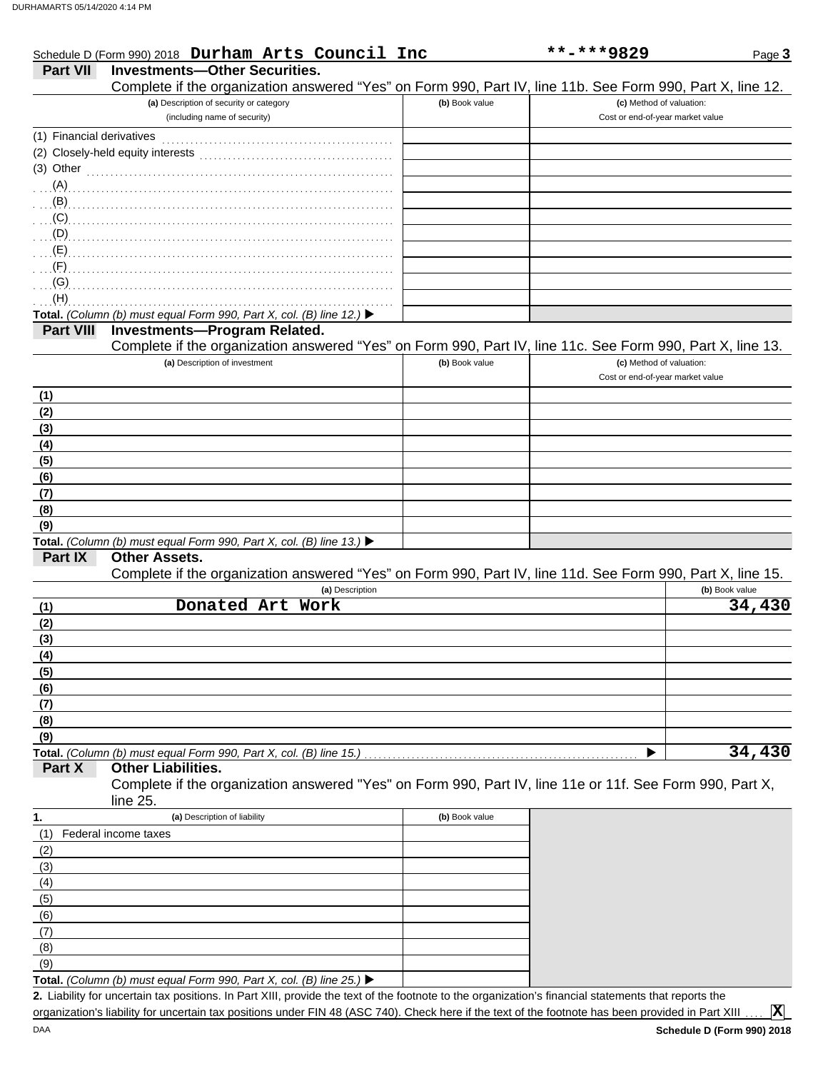Schedule D (Form 990) 2018 **Durham Arts Council Inc** **-***9829 Page **3**

**Part VII Investments—Other Securities.**

Complete if the organization answered "Yes" on Form 990, Part IV, line 11b. See Form 990, Part X, line 12.

| (a) Description of security or category (including name of security) | (b) Book value | (c) Method of valuation: Cost or end-of-year market value |
|---|---|---|
| (1) Financial derivatives | | |
| (2) Closely-held equity interests | | |
| (3) Other | | |
| (A) | | |
| (B) | | |
| (C) | | |
| (D) | | |
| (E) | | |
| (F) | | |
| (G) | | |
| (H) | | |
| **Total.** *(Column (b) must equal Form 990, Part X, col. (B) line 12.)* ▶ | | |

**Part VIII Investments—Program Related.**

Complete if the organization answered "Yes" on Form 990, Part IV, line 11c. See Form 990, Part X, line 13.

| (a) Description of investment | (b) Book value | (c) Method of valuation: Cost or end-of-year market value |
|---|---|---|
| (1) | | |
| (2) | | |
| (3) | | |
| (4) | | |
| (5) | | |
| (6) | | |
| (7) | | |
| (8) | | |
| (9) | | |
| **Total.** *(Column (b) must equal Form 990, Part X, col. (B) line 13.)* ▶ | | |

**Part IX Other Assets.**

Complete if the organization answered "Yes" on Form 990, Part IV, line 11d. See Form 990, Part X, line 15.

| (a) Description | (b) Book value |
|---|---|
| (1) Donated Art Work | 34,430 |
| (2) | |
| (3) | |
| (4) | |
| (5) | |
| (6) | |
| (7) | |
| (8) | |
| (9) | |
| **Total.** *(Column (b) must equal Form 990, Part X, col. (B) line 15.)* ▶ | 34,430 |

**Part X Other Liabilities.**

Complete if the organization answered "Yes" on Form 990, Part IV, line 11e or 11f. See Form 990, Part X, line 25.

| 1. (a) Description of liability | (b) Book value |
|---|---|
| (1) Federal income taxes | |
| (2) | |
| (3) | |
| (4) | |
| (5) | |
| (6) | |
| (7) | |
| (8) | |
| (9) | |
| **Total.** *(Column (b) must equal Form 990, Part X, col. (B) line 25.)* ▶ | |

**2.** Liability for uncertain tax positions. In Part XIII, provide the text of the footnote to the organization's financial statements that reports the organization's liability for uncertain tax positions under FIN 48 (ASC 740). Check here if the text of the footnote has been provided in Part XIII .... **X**

DAA **Schedule D (Form 990) 2018**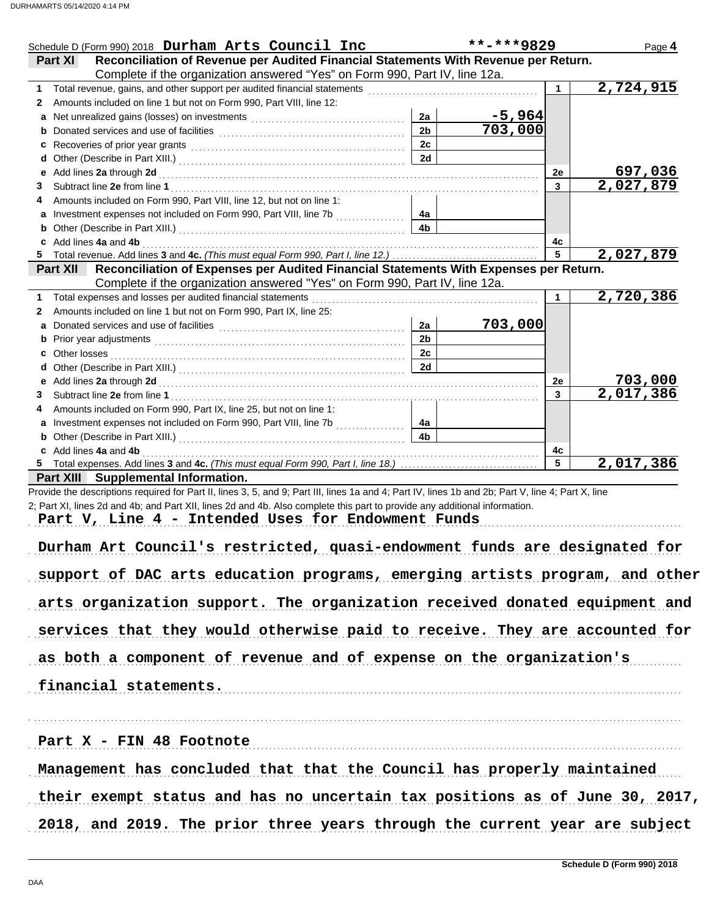Schedule D (Form 990) 2018 **Durham Arts Council Inc** **-***9829 Page **4**

**Part XI** **Reconciliation of Revenue per Audited Financial Statements With Revenue per Return.** Complete if the organization answered "Yes" on Form 990, Part IV, line 12a.

| | | | | | |
|---|---|---|---|---|---|
| **1** | Total revenue, gains, and other support per audited financial statements | | | 1 | 2,724,915 |
| **2** | Amounts included on line 1 but not on Form 990, Part VIII, line 12: | | | | |
| **a** | Net unrealized gains (losses) on investments | 2a | -5,964 | | |
| **b** | Donated services and use of facilities | 2b | 703,000 | | |
| **c** | Recoveries of prior year grants | 2c | | | |
| **d** | Other (Describe in Part XIII.) | 2d | | | |
| **e** | Add lines **2a** through **2d** | | | 2e | 697,036 |
| **3** | Subtract line **2e** from line **1** | | | 3 | 2,027,879 |
| **4** | Amounts included on Form 990, Part VIII, line 12, but not on line 1: | | | | |
| **a** | Investment expenses not included on Form 990, Part VIII, line 7b | 4a | | | |
| **b** | Other (Describe in Part XIII.) | 4b | | | |
| **c** | Add lines **4a** and **4b** | | | 4c | |
| **5** | Total revenue. Add lines **3** and **4c.** *(This must equal Form 990, Part I, line 12.)* | | | 5 | 2,027,879 |

**Part XII** **Reconciliation of Expenses per Audited Financial Statements With Expenses per Return.** Complete if the organization answered "Yes" on Form 990, Part IV, line 12a.

| | | | | | |
|---|---|---|---|---|---|
| **1** | Total expenses and losses per audited financial statements | | | 1 | 2,720,386 |
| **2** | Amounts included on line 1 but not on Form 990, Part IX, line 25: | | | | |
| **a** | Donated services and use of facilities | 2a | 703,000 | | |
| **b** | Prior year adjustments | 2b | | | |
| **c** | Other losses | 2c | | | |
| **d** | Other (Describe in Part XIII.) | 2d | | | |
| **e** | Add lines **2a** through **2d** | | | 2e | 703,000 |
| **3** | Subtract line **2e** from line **1** | | | 3 | 2,017,386 |
| **4** | Amounts included on Form 990, Part IX, line 25, but not on line 1: | | | | |
| **a** | Investment expenses not included on Form 990, Part VIII, line 7b | 4a | | | |
| **b** | Other (Describe in Part XIII.) | 4b | | | |
| **c** | Add lines **4a** and **4b** | | | 4c | |
| **5** | Total expenses. Add lines **3** and **4c.** *(This must equal Form 990, Part I, line 18.)* | | | 5 | 2,017,386 |

**Part XIII** **Supplemental Information.**

Provide the descriptions required for Part II, lines 3, 5, and 9; Part III, lines 1a and 4; Part IV, lines 1b and 2b; Part V, line 4; Part X, line 2; Part XI, lines 2d and 4b; and Part XII, lines 2d and 4b. Also complete this part to provide any additional information.

Part V, Line 4 - Intended Uses for Endowment Funds

Durham Art Council's restricted, quasi-endowment funds are designated for support of DAC arts education programs, emerging artists program, and other arts organization support. The organization received donated equipment and services that they would otherwise paid to receive. They are accounted for as both a component of revenue and of expense on the organization's financial statements.

Part X - FIN 48 Footnote

Management has concluded that that the Council has properly maintained their exempt status and has no uncertain tax positions as of June 30, 2017, 2018, and 2019. The prior three years through the current year are subject

Schedule D (Form 990) 2018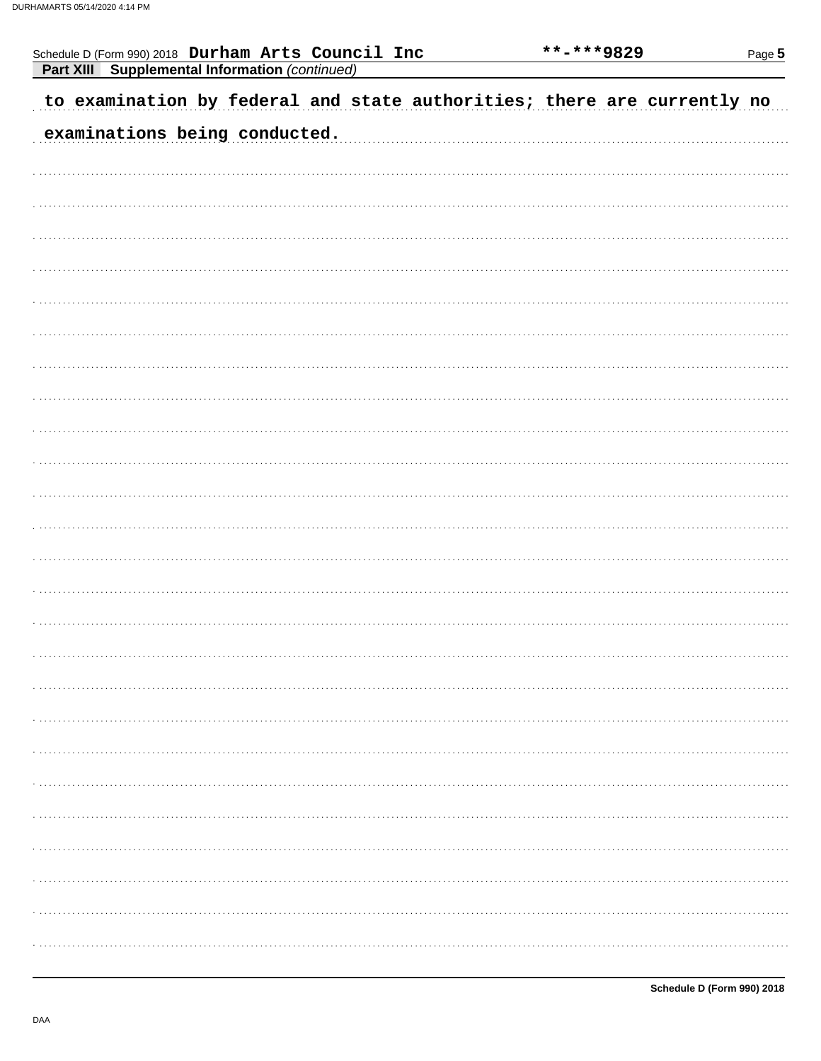Schedule D (Form 990) 2018 Durham Arts Council Inc **-***9829

**Part XIII Supplemental Information** *(continued)*

to examination by federal and state authorities; there are currently no examinations being conducted.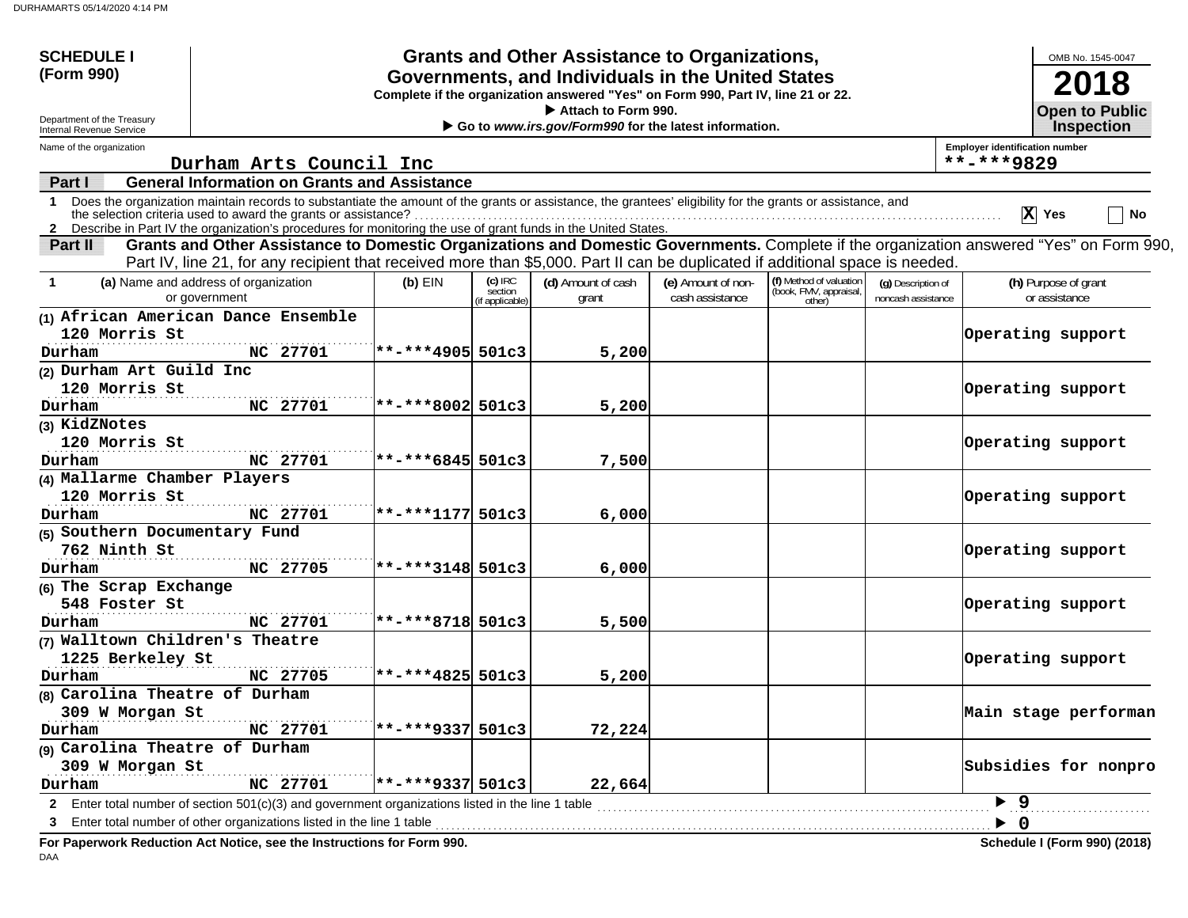**SCHEDULE I (Form 990)**

Department of the Treasury
Internal Revenue Service

# Grants and Other Assistance to Organizations, Governments, and Individuals in the United States

**Complete if the organization answered "Yes" on Form 990, Part IV, line 21 or 22.**

▶ **Attach to Form 990.**

▶ **Go to *www.irs.gov/Form990* for the latest information.**

OMB No. 1545-0047

**2018**

**Open to Public Inspection**

Name of the organization: Durham Arts Council Inc

Employer identification number: **-***9829

## Part I General Information on Grants and Assistance

1 Does the organization maintain records to substantiate the amount of the grants or assistance, the grantees' eligibility for the grants or assistance, and the selection criteria used to award the grants or assistance? .......... [X] Yes [ ] No

2 Describe in Part IV the organization's procedures for monitoring the use of grant funds in the United States.

## Part II Grants and Other Assistance to Domestic Organizations and Domestic Governments.

Complete if the organization answered "Yes" on Form 990, Part IV, line 21, for any recipient that received more than $5,000. Part II can be duplicated if additional space is needed.

| 1 (a) Name and address of organization or government | (b) EIN | (c) IRC section (if applicable) | (d) Amount of cash grant | (e) Amount of non-cash assistance | (f) Method of valuation (book, FMV, appraisal, other) | (g) Description of noncash assistance | (h) Purpose of grant or assistance |
|---|---|---|---|---|---|---|---|
| (1) African American Dance Ensemble<br>120 Morris St<br>Durham NC 27701 | **-***4905 | 501c3 | 5,200 | | | | Operating support |
| (2) Durham Art Guild Inc<br>120 Morris St<br>Durham NC 27701 | **-***8002 | 501c3 | 5,200 | | | | Operating support |
| (3) KidZNotes<br>120 Morris St<br>Durham NC 27701 | **-***6845 | 501c3 | 7,500 | | | | Operating support |
| (4) Mallarme Chamber Players<br>120 Morris St<br>Durham NC 27701 | **-***1177 | 501c3 | 6,000 | | | | Operating support |
| (5) Southern Documentary Fund<br>762 Ninth St<br>Durham NC 27705 | **-***3148 | 501c3 | 6,000 | | | | Operating support |
| (6) The Scrap Exchange<br>548 Foster St<br>Durham NC 27701 | **-***8718 | 501c3 | 5,500 | | | | Operating support |
| (7) Walltown Children's Theatre<br>1225 Berkeley St<br>Durham NC 27705 | **-***4825 | 501c3 | 5,200 | | | | Operating support |
| (8) Carolina Theatre of Durham<br>309 W Morgan St<br>Durham NC 27701 | **-***9337 | 501c3 | 72,224 | | | | Main stage performan |
| (9) Carolina Theatre of Durham<br>309 W Morgan St<br>Durham NC 27701 | **-***9337 | 501c3 | 22,664 | | | | Subsidies for nonpro |

2 Enter total number of section 501(c)(3) and government organizations listed in the line 1 table .......... ▶ 9

3 Enter total number of other organizations listed in the line 1 table .......... ▶ 0

**For Paperwork Reduction Act Notice, see the Instructions for Form 990.** **Schedule I (Form 990) (2018)**

DAA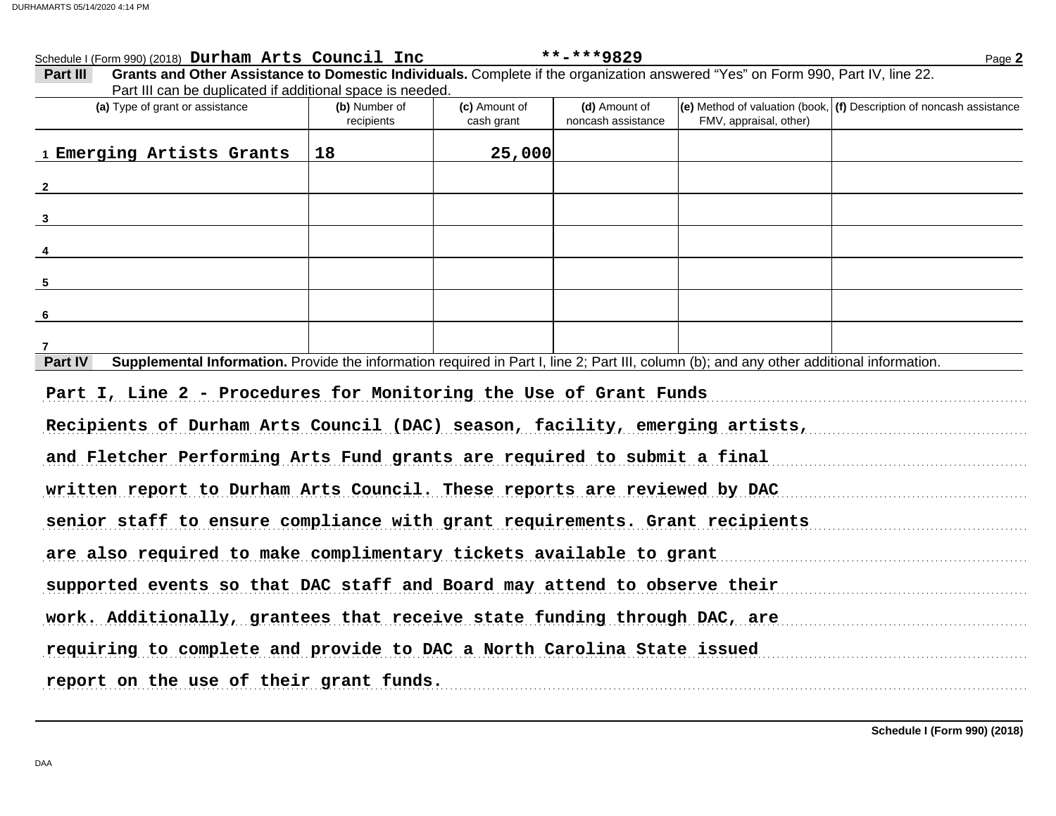Schedule I (Form 990) (2018) **Durham Arts Council Inc** **-***9829

**Part III** **Grants and Other Assistance to Domestic Individuals.** Complete if the organization answered "Yes" on Form 990, Part IV, line 22. Part III can be duplicated if additional space is needed.

| (a) Type of grant or assistance | (b) Number of recipients | (c) Amount of cash grant | (d) Amount of noncash assistance | (e) Method of valuation (book, FMV, appraisal, other) | (f) Description of noncash assistance |
|---|---|---|---|---|---|
| 1 Emerging Artists Grants | 18 | 25,000 | | | |
| 2 | | | | | |
| 3 | | | | | |
| 4 | | | | | |
| 5 | | | | | |
| 6 | | | | | |
| 7 | | | | | |

**Part IV** **Supplemental Information.** Provide the information required in Part I, line 2; Part III, column (b); and any other additional information.

Part I, Line 2 - Procedures for Monitoring the Use of Grant Funds

Recipients of Durham Arts Council (DAC) season, facility, emerging artists, and Fletcher Performing Arts Fund grants are required to submit a final written report to Durham Arts Council. These reports are reviewed by DAC senior staff to ensure compliance with grant requirements. Grant recipients are also required to make complimentary tickets available to grant supported events so that DAC staff and Board may attend to observe their work. Additionally, grantees that receive state funding through DAC, are requiring to complete and provide to DAC a North Carolina State issued report on the use of their grant funds.

**Schedule I (Form 990) (2018)**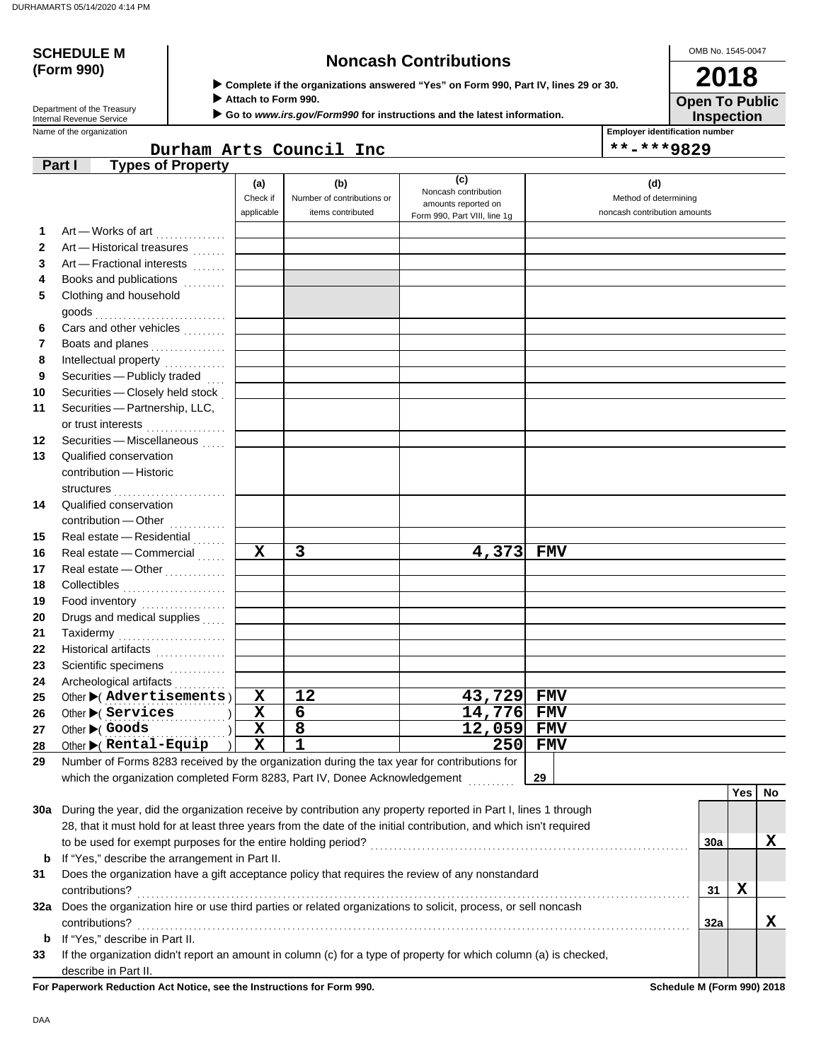DURHAMARTS 05/14/2020 4:14 PM

**SCHEDULE M (Form 990)**

Department of the Treasury
Internal Revenue Service

# Noncash Contributions

▶ **Complete if the organizations answered "Yes" on Form 990, Part IV, lines 29 or 30.**
▶ **Attach to Form 990.**
▶ **Go to *www.irs.gov/Form990* for instructions and the latest information.**

OMB No. 1545-0047

**2018**

**Open To Public Inspection**

Name of the organization: **Durham Arts Council Inc**

Employer identification number: **\*\*-\*\*\*9829**

## Part I Types of Property

| | | (a) Check if applicable | (b) Number of contributions or items contributed | (c) Noncash contribution amounts reported on Form 990, Part VIII, line 1g | (d) Method of determining noncash contribution amounts |
|---|---|---|---|---|---|
| 1 | Art — Works of art | | | | |
| 2 | Art — Historical treasures | | | | |
| 3 | Art — Fractional interests | | | | |
| 4 | Books and publications | | | | |
| 5 | Clothing and household goods | | | | |
| 6 | Cars and other vehicles | | | | |
| 7 | Boats and planes | | | | |
| 8 | Intellectual property | | | | |
| 9 | Securities — Publicly traded | | | | |
| 10 | Securities — Closely held stock | | | | |
| 11 | Securities — Partnership, LLC, or trust interests | | | | |
| 12 | Securities — Miscellaneous | | | | |
| 13 | Qualified conservation contribution — Historic structures | | | | |
| 14 | Qualified conservation contribution — Other | | | | |
| 15 | Real estate — Residential | | | | |
| 16 | Real estate — Commercial | X | 3 | 4,373 | FMV |
| 17 | Real estate — Other | | | | |
| 18 | Collectibles | | | | |
| 19 | Food inventory | | | | |
| 20 | Drugs and medical supplies | | | | |
| 21 | Taxidermy | | | | |
| 22 | Historical artifacts | | | | |
| 23 | Scientific specimens | | | | |
| 24 | Archeological artifacts | | | | |
| 25 | Other ▶( Advertisements ) | X | 12 | 43,729 | FMV |
| 26 | Other ▶( Services ) | X | 6 | 14,776 | FMV |
| 27 | Other ▶( Goods ) | X | 8 | 12,059 | FMV |
| 28 | Other ▶( Rental-Equip ) | X | 1 | 250 | FMV |

**29** Number of Forms 8283 received by the organization during the tax year for contributions for which the organization completed Form 8283, Part IV, Donee Acknowledgement ..... **29**

| | | | Yes | No |
|---|---|---|---|---|
| **30a** | During the year, did the organization receive by contribution any property reported in Part I, lines 1 through 28, that it must hold for at least three years from the date of the initial contribution, and which isn't required to be used for exempt purposes for the entire holding period? | 30a | | X |
| **b** | If "Yes," describe the arrangement in Part II. | | | |
| **31** | Does the organization have a gift acceptance policy that requires the review of any nonstandard contributions? | 31 | X | |
| **32a** | Does the organization hire or use third parties or related organizations to solicit, process, or sell noncash contributions? | 32a | | X |
| **b** | If "Yes," describe in Part II. | | | |
| **33** | If the organization didn't report an amount in column (c) for a type of property for which column (a) is checked, describe in Part II. | | | |

**For Paperwork Reduction Act Notice, see the Instructions for Form 990.** **Schedule M (Form 990) 2018**

DAA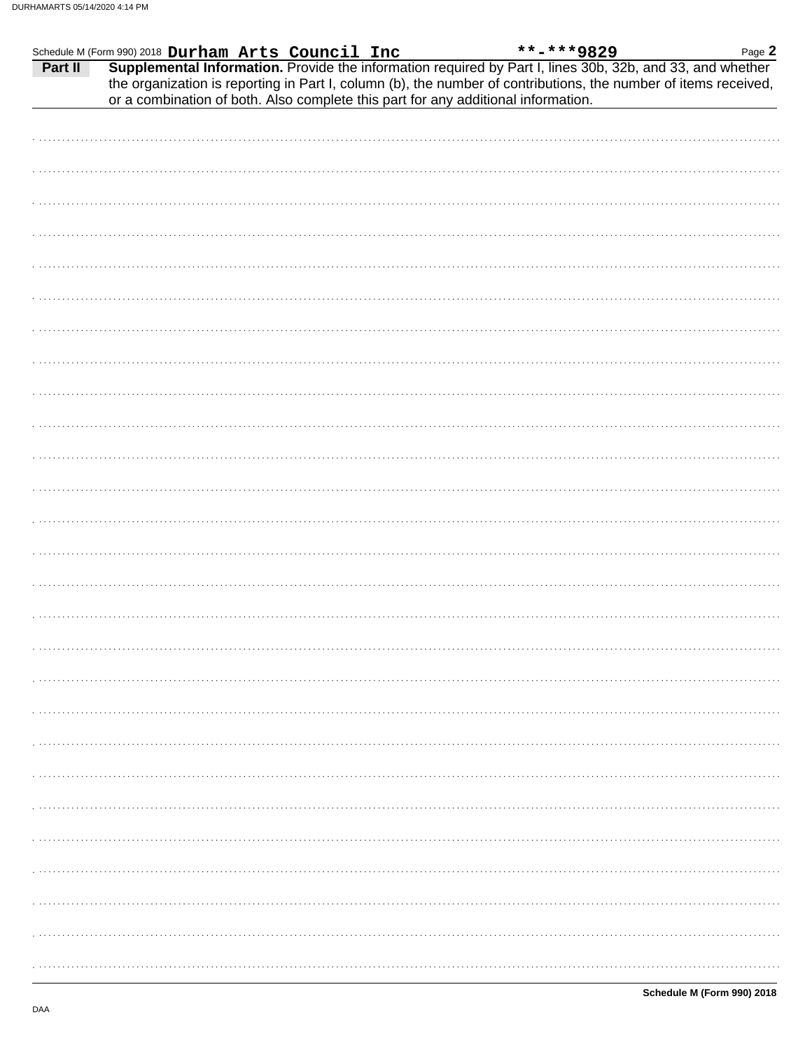Schedule M (Form 990) 2018 **Durham Arts Council Inc** **-***9829

**Part II** **Supplemental Information.** Provide the information required by Part I, lines 30b, 32b, and 33, and whether the organization is reporting in Part I, column (b), the number of contributions, the number of items received, or a combination of both. Also complete this part for any additional information.

Schedule M (Form 990) 2018

DAA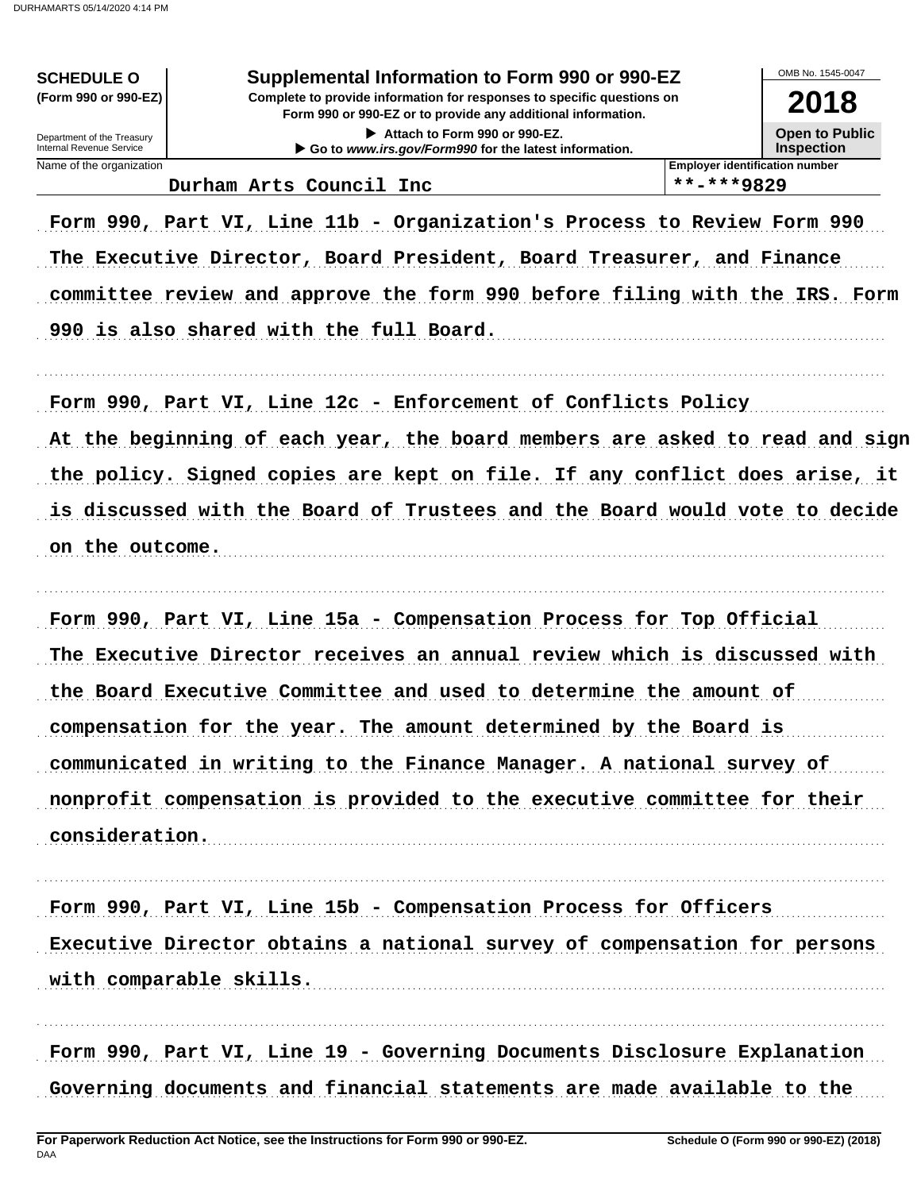**SCHEDULE O**
**(Form 990 or 990-EZ)**

Department of the Treasury
Internal Revenue Service

# Supplemental Information to Form 990 or 990-EZ

**Complete to provide information for responses to specific questions on Form 990 or 990-EZ or to provide any additional information.**

▶ **Attach to Form 990 or 990-EZ.**

▶ **Go to *www.irs.gov/Form990* for the latest information.**

OMB No. 1545-0047

**2018**

**Open to Public Inspection**

| Name of the organization | Employer identification number |
|---|---|
| Durham Arts Council Inc | **-***9829 |

**Form 990, Part VI, Line 11b - Organization's Process to Review Form 990**

The Executive Director, Board President, Board Treasurer, and Finance committee review and approve the form 990 before filing with the IRS. Form 990 is also shared with the full Board.

**Form 990, Part VI, Line 12c - Enforcement of Conflicts Policy**

At the beginning of each year, the board members are asked to read and sign the policy. Signed copies are kept on file. If any conflict does arise, it is discussed with the Board of Trustees and the Board would vote to decide on the outcome.

**Form 990, Part VI, Line 15a - Compensation Process for Top Official**

The Executive Director receives an annual review which is discussed with the Board Executive Committee and used to determine the amount of compensation for the year. The amount determined by the Board is communicated in writing to the Finance Manager. A national survey of nonprofit compensation is provided to the executive committee for their consideration.

**Form 990, Part VI, Line 15b - Compensation Process for Officers**

Executive Director obtains a national survey of compensation for persons with comparable skills.

**Form 990, Part VI, Line 19 - Governing Documents Disclosure Explanation**

Governing documents and financial statements are made available to the

**For Paperwork Reduction Act Notice, see the Instructions for Form 990 or 990-EZ.** DAA **Schedule O (Form 990 or 990-EZ) (2018)**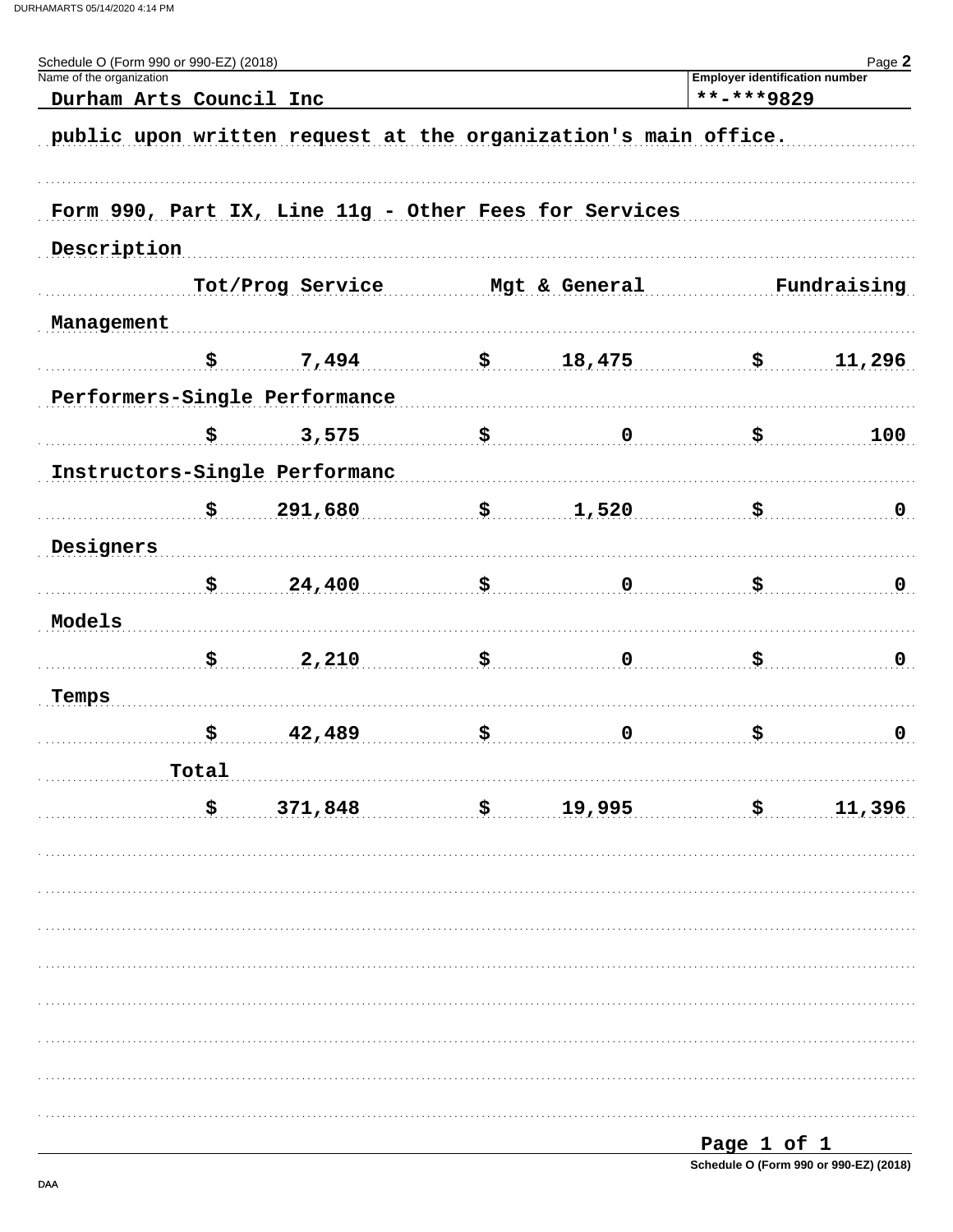Schedule O (Form 990 or 990-EZ) (2018)

Name of the organization: Durham Arts Council Inc

Employer identification number: **-***9829

public upon written request at the organization's main office.

Form 990, Part IX, Line 11g - Other Fees for Services

| Description | Tot/Prog Service | Mgt & General | Fundraising |
|---|---|---|---|
| Management | $ 7,494 | $ 18,475 | $ 11,296 |
| Performers-Single Performance | $ 3,575 | $ 0 | $ 100 |
| Instructors-Single Performanc | $ 291,680 | $ 1,520 | $ 0 |
| Designers | $ 24,400 | $ 0 | $ 0 |
| Models | $ 2,210 | $ 0 | $ 0 |
| Temps | $ 42,489 | $ 0 | $ 0 |
| Total | $ 371,848 | $ 19,995 | $ 11,396 |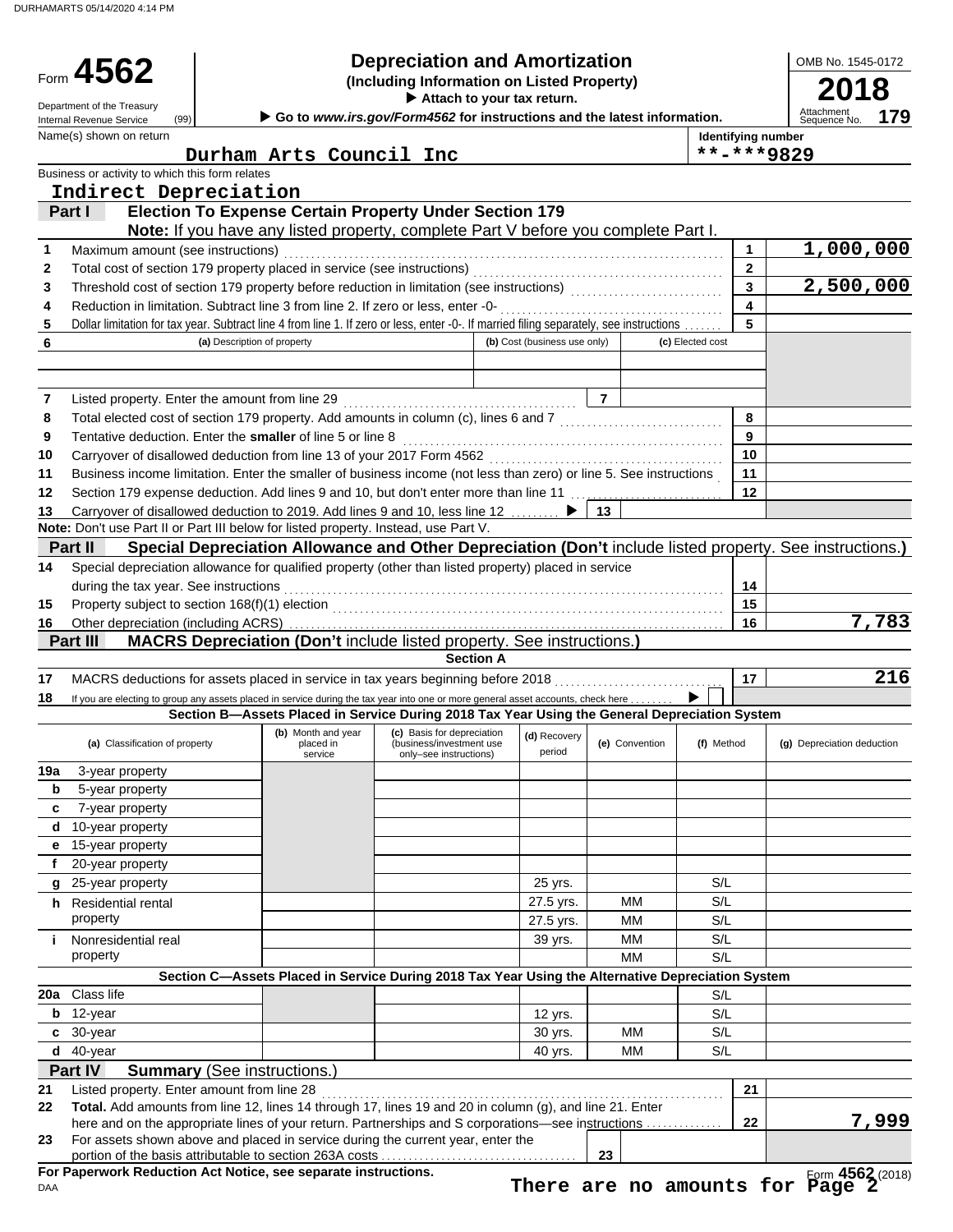Form **4562**

Department of the Treasury
Internal Revenue Service (99)

# Depreciation and Amortization

**(Including Information on Listed Property)**

▶ **Attach to your tax return.**

▶ **Go to *www.irs.gov/Form4562* for instructions and the latest information.**

OMB No. 1545-0172

**2018**

Attachment Sequence No. **179**

Name(s) shown on return: **Durham Arts Council Inc**

Identifying number: **\*\*-\*\*\*9829**

Business or activity to which this form relates: **Indirect Depreciation**

## Part I Election To Expense Certain Property Under Section 179

**Note:** If you have any listed property, complete Part V before you complete Part I.

| | | | |
|---|---|---|---|
| 1 | Maximum amount (see instructions) | 1 | 1,000,000 |
| 2 | Total cost of section 179 property placed in service (see instructions) | 2 | |
| 3 | Threshold cost of section 179 property before reduction in limitation (see instructions) | 3 | 2,500,000 |
| 4 | Reduction in limitation. Subtract line 3 from line 2. If zero or less, enter -0- | 4 | |
| 5 | Dollar limitation for tax year. Subtract line 4 from line 1. If zero or less, enter -0-. If married filing separately, see instructions | 5 | |

| 6 (a) Description of property | (b) Cost (business use only) | (c) Elected cost |
|---|---|---|
| | | |
| | | |

| | | | |
|---|---|---|---|
| 7 | Listed property. Enter the amount from line 29 | 7 | |
| 8 | Total elected cost of section 179 property. Add amounts in column (c), lines 6 and 7 | 8 | |
| 9 | Tentative deduction. Enter the **smaller** of line 5 or line 8 | 9 | |
| 10 | Carryover of disallowed deduction from line 13 of your 2017 Form 4562 | 10 | |
| 11 | Business income limitation. Enter the smaller of business income (not less than zero) or line 5. See instructions | 11 | |
| 12 | Section 179 expense deduction. Add lines 9 and 10, but don't enter more than line 11 | 12 | |
| 13 | Carryover of disallowed deduction to 2019. Add lines 9 and 10, less line 12 ▶ | 13 | |

**Note:** Don't use Part II or Part III below for listed property. Instead, use Part V.

## Part II Special Depreciation Allowance and Other Depreciation (Don't include listed property. See instructions.)

| | | | |
|---|---|---|---|
| 14 | Special depreciation allowance for qualified property (other than listed property) placed in service during the tax year. See instructions | 14 | |
| 15 | Property subject to section 168(f)(1) election | 15 | |
| 16 | Other depreciation (including ACRS) | 16 | 7,783 |

## Part III MACRS Depreciation (Don't include listed property. See instructions.)

### Section A

| | | | |
|---|---|---|---|
| 17 | MACRS deductions for assets placed in service in tax years beginning before 2018 | 17 | 216 |
| 18 | If you are electing to group any assets placed in service during the tax year into one or more general asset accounts, check here ▶ ☐ | | |

### Section B—Assets Placed in Service During 2018 Tax Year Using the General Depreciation System

| (a) Classification of property | (b) Month and year placed in service | (c) Basis for depreciation (business/investment use only–see instructions) | (d) Recovery period | (e) Convention | (f) Method | (g) Depreciation deduction |
|---|---|---|---|---|---|---|
| 19a 3-year property | | | | | | |
| b 5-year property | | | | | | |
| c 7-year property | | | | | | |
| d 10-year property | | | | | | |
| e 15-year property | | | | | | |
| f 20-year property | | | | | | |
| g 25-year property | | | 25 yrs. | | S/L | |
| h Residential rental property | | | 27.5 yrs. | MM | S/L | |
| | | | 27.5 yrs. | MM | S/L | |
| i Nonresidential real property | | | 39 yrs. | MM | S/L | |
| | | | | MM | S/L | |

### Section C—Assets Placed in Service During 2018 Tax Year Using the Alternative Depreciation System

| (a) Classification of property | (b) Month and year placed in service | (c) Basis for depreciation | (d) Recovery period | (e) Convention | (f) Method | (g) Depreciation deduction |
|---|---|---|---|---|---|---|
| 20a Class life | | | | | S/L | |
| b 12-year | | | 12 yrs. | | S/L | |
| c 30-year | | | 30 yrs. | MM | S/L | |
| d 40-year | | | 40 yrs. | MM | S/L | |

## Part IV Summary (See instructions.)

| | | | |
|---|---|---|---|
| 21 | Listed property. Enter amount from line 28 | 21 | |
| 22 | **Total.** Add amounts from line 12, lines 14 through 17, lines 19 and 20 in column (g), and line 21. Enter here and on the appropriate lines of your return. Partnerships and S corporations—see instructions | 22 | 7,999 |
| 23 | For assets shown above and placed in service during the current year, enter the portion of the basis attributable to section 263A costs | 23 | |

**For Paperwork Reduction Act Notice, see separate instructions.**

DAA

Form **4562** (2018)

**There are no amounts for Page 2**